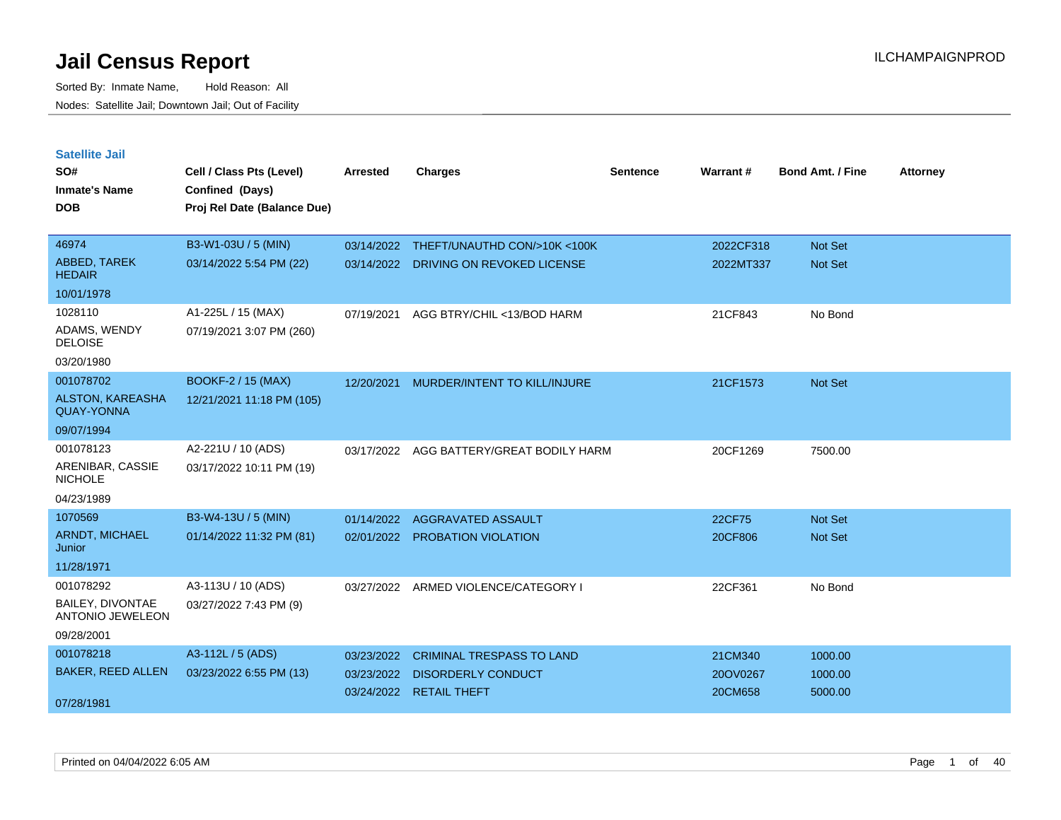# Jail Census Report

ILCHAMPAIGNPROD

Sorted By: Inmate Name, Hold Reason: All

Nodes: Satellite Jail; Downtown Jail; Out of Facility

## Satellite Jail

| SO# / Inmate's Name / DOB | Cell / Class Pts (Level) / Confined (Days) / Proj Rel Date (Balance Due) | Arrested | Charges | Sentence | Warrant # | Bond Amt. / Fine | Attorney |
|---|---|---|---|---|---|---|---|
| 46974<br>ABBED, TAREK HEDAIR<br>10/01/1978 | B3-W1-03U / 5 (MIN)<br>03/14/2022 5:54 PM (22) | 03/14/2022<br>03/14/2022 | THEFT/UNAUTHD CON/>10K <100K<br>DRIVING ON REVOKED LICENSE | | 2022CF318<br>2022MT337 | Not Set<br>Not Set | |
| 1028110<br>ADAMS, WENDY DELOISE<br>03/20/1980 | A1-225L / 15 (MAX)<br>07/19/2021 3:07 PM (260) | 07/19/2021 | AGG BTRY/CHIL <13/BOD HARM | | 21CF843 | No Bond | |
| 001078702<br>ALSTON, KAREASHA QUAY-YONNA<br>09/07/1994 | BOOKF-2 / 15 (MAX)<br>12/21/2021 11:18 PM (105) | 12/20/2021 | MURDER/INTENT TO KILL/INJURE | | 21CF1573 | Not Set | |
| 001078123<br>ARENIBAR, CASSIE NICHOLE<br>04/23/1989 | A2-221U / 10 (ADS)<br>03/17/2022 10:11 PM (19) | 03/17/2022 | AGG BATTERY/GREAT BODILY HARM | | 20CF1269 | 7500.00 | |
| 1070569<br>ARNDT, MICHAEL Junior<br>11/28/1971 | B3-W4-13U / 5 (MIN)<br>01/14/2022 11:32 PM (81) | 01/14/2022<br>02/01/2022 | AGGRAVATED ASSAULT<br>PROBATION VIOLATION | | 22CF75<br>20CF806 | Not Set<br>Not Set | |
| 001078292<br>BAILEY, DIVONTAE ANTONIO JEWELEON<br>09/28/2001 | A3-113U / 10 (ADS)<br>03/27/2022 7:43 PM (9) | 03/27/2022 | ARMED VIOLENCE/CATEGORY I | | 22CF361 | No Bond | |
| 001078218<br>BAKER, REED ALLEN<br>07/28/1981 | A3-112L / 5 (ADS)<br>03/23/2022 6:55 PM (13) | 03/23/2022<br>03/23/2022<br>03/24/2022 | CRIMINAL TRESPASS TO LAND<br>DISORDERLY CONDUCT<br>RETAIL THEFT | | 21CM340<br>20OV0267<br>20CM658 | 1000.00<br>1000.00<br>5000.00 | |

Printed on 04/04/2022 6:05 AM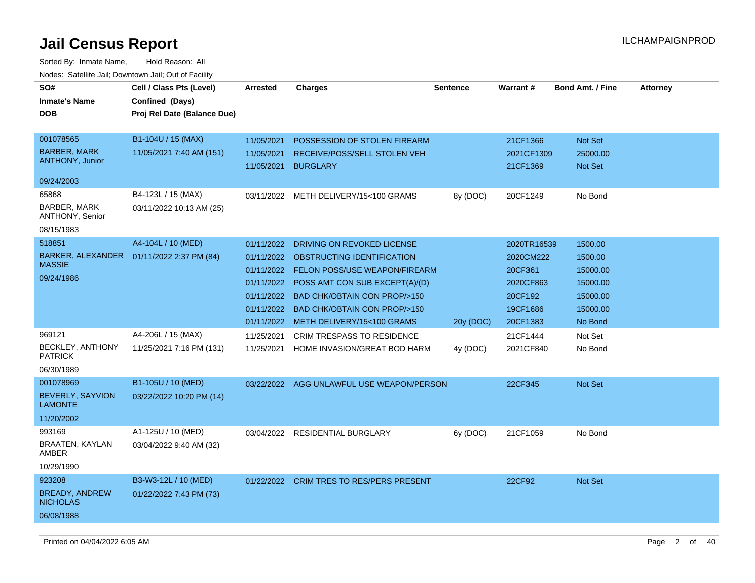# Jail Census Report

ILCHAMPAIGNPROD

Sorted By: Inmate Name, Hold Reason: All

Nodes: Satellite Jail; Downtown Jail; Out of Facility

| SO#<br>Inmate's Name<br>DOB | Cell / Class Pts (Level)<br>Confined (Days)<br>Proj Rel Date (Balance Due) | Arrested | Charges | Sentence | Warrant # | Bond Amt. / Fine | Attorney |
|---|---|---|---|---|---|---|---|
| 001078565<br>BARBER, MARK ANTHONY, Junior<br>09/24/2003 | B1-104U / 15 (MAX)<br>11/05/2021 7:40 AM (151) | 11/05/2021 | POSSESSION OF STOLEN FIREARM | | 21CF1366 | Not Set | |
| | | 11/05/2021 | RECEIVE/POSS/SELL STOLEN VEH | | 2021CF1309 | 25000.00 | |
| | | 11/05/2021 | BURGLARY | | 21CF1369 | Not Set | |
| 65868<br>BARBER, MARK ANTHONY, Senior<br>08/15/1983 | B4-123L / 15 (MAX)<br>03/11/2022 10:13 AM (25) | 03/11/2022 | METH DELIVERY/15<100 GRAMS | 8y (DOC) | 20CF1249 | No Bond | |
| 518851<br>BARKER, ALEXANDER MASSIE<br>09/24/1986 | A4-104L / 10 (MED)<br>01/11/2022 2:37 PM (84) | 01/11/2022 | DRIVING ON REVOKED LICENSE | | 2020TR16539 | 1500.00 | |
| | | 01/11/2022 | OBSTRUCTING IDENTIFICATION | | 2020CM222 | 1500.00 | |
| | | 01/11/2022 | FELON POSS/USE WEAPON/FIREARM | | 20CF361 | 15000.00 | |
| | | 01/11/2022 | POSS AMT CON SUB EXCEPT(A)/(D) | | 2020CF863 | 15000.00 | |
| | | 01/11/2022 | BAD CHK/OBTAIN CON PROP/>150 | | 20CF192 | 15000.00 | |
| | | 01/11/2022 | BAD CHK/OBTAIN CON PROP/>150 | | 19CF1686 | 15000.00 | |
| | | 01/11/2022 | METH DELIVERY/15<100 GRAMS | 20y (DOC) | 20CF1383 | No Bond | |
| 969121<br>BECKLEY, ANTHONY PATRICK<br>06/30/1989 | A4-206L / 15 (MAX)<br>11/25/2021 7:16 PM (131) | 11/25/2021 | CRIM TRESPASS TO RESIDENCE | | 21CF1444 | Not Set | |
| | | 11/25/2021 | HOME INVASION/GREAT BOD HARM | 4y (DOC) | 2021CF840 | No Bond | |
| 001078969<br>BEVERLY, SAYVION LAMONTE<br>11/20/2002 | B1-105U / 10 (MED)<br>03/22/2022 10:20 PM (14) | 03/22/2022 | AGG UNLAWFUL USE WEAPON/PERSON | | 22CF345 | Not Set | |
| 993169<br>BRAATEN, KAYLAN AMBER<br>10/29/1990 | A1-125U / 10 (MED)<br>03/04/2022 9:40 AM (32) | 03/04/2022 | RESIDENTIAL BURGLARY | 6y (DOC) | 21CF1059 | No Bond | |
| 923208<br>BREADY, ANDREW NICHOLAS<br>06/08/1988 | B3-W3-12L / 10 (MED)<br>01/22/2022 7:43 PM (73) | 01/22/2022 | CRIM TRES TO RES/PERS PRESENT | | 22CF92 | Not Set | |

Printed on 04/04/2022 6:05 AM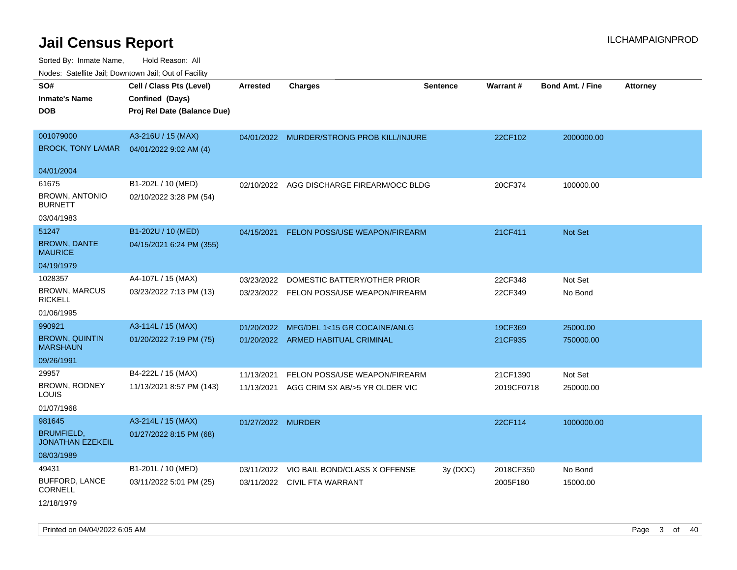# Jail Census Report

Sorted By: Inmate Name, Hold Reason: All

Nodes: Satellite Jail; Downtown Jail; Out of Facility

| SO# / Inmate's Name / DOB | Cell / Class Pts (Level) / Confined (Days) / Proj Rel Date (Balance Due) | Arrested | Charges | Sentence | Warrant # | Bond Amt. / Fine | Attorney |
|---|---|---|---|---|---|---|---|
| 001079000<br>BROCK, TONY LAMAR<br>04/01/2004 | A3-216U / 15 (MAX)<br>04/01/2022 9:02 AM (4) | 04/01/2022 | MURDER/STRONG PROB KILL/INJURE | | 22CF102 | 2000000.00 | |
| 61675<br>BROWN, ANTONIO BURNETT<br>03/04/1983 | B1-202L / 10 (MED)<br>02/10/2022 3:28 PM (54) | 02/10/2022 | AGG DISCHARGE FIREARM/OCC BLDG | | 20CF374 | 100000.00 | |
| 51247<br>BROWN, DANTE MAURICE<br>04/19/1979 | B1-202U / 10 (MED)<br>04/15/2021 6:24 PM (355) | 04/15/2021 | FELON POSS/USE WEAPON/FIREARM | | 21CF411 | Not Set | |
| 1028357<br>BROWN, MARCUS RICKELL<br>01/06/1995 | A4-107L / 15 (MAX)<br>03/23/2022 7:13 PM (13) | 03/23/2022<br>03/23/2022 | DOMESTIC BATTERY/OTHER PRIOR<br>FELON POSS/USE WEAPON/FIREARM | | 22CF348<br>22CF349 | Not Set<br>No Bond | |
| 990921<br>BROWN, QUINTIN MARSHAUN<br>09/26/1991 | A3-114L / 15 (MAX)<br>01/20/2022 7:19 PM (75) | 01/20/2022<br>01/20/2022 | MFG/DEL 1<15 GR COCAINE/ANLG<br>ARMED HABITUAL CRIMINAL | | 19CF369<br>21CF935 | 25000.00<br>750000.00 | |
| 29957<br>BROWN, RODNEY LOUIS<br>01/07/1968 | B4-222L / 15 (MAX)<br>11/13/2021 8:57 PM (143) | 11/13/2021<br>11/13/2021 | FELON POSS/USE WEAPON/FIREARM<br>AGG CRIM SX AB/>5 YR OLDER VIC | | 21CF1390<br>2019CF0718 | Not Set<br>250000.00 | |
| 981645<br>BRUMFIELD, JONATHAN EZEKEIL<br>08/03/1989 | A3-214L / 15 (MAX)<br>01/27/2022 8:15 PM (68) | 01/27/2022 | MURDER | | 22CF114 | 1000000.00 | |
| 49431<br>BUFFORD, LANCE CORNELL<br>12/18/1979 | B1-201L / 10 (MED)<br>03/11/2022 5:01 PM (25) | 03/11/2022<br>03/11/2022 | VIO BAIL BOND/CLASS X OFFENSE<br>CIVIL FTA WARRANT | 3y (DOC) | 2018CF350<br>2005F180 | No Bond<br>15000.00 | |

Printed on 04/04/2022 6:05 AM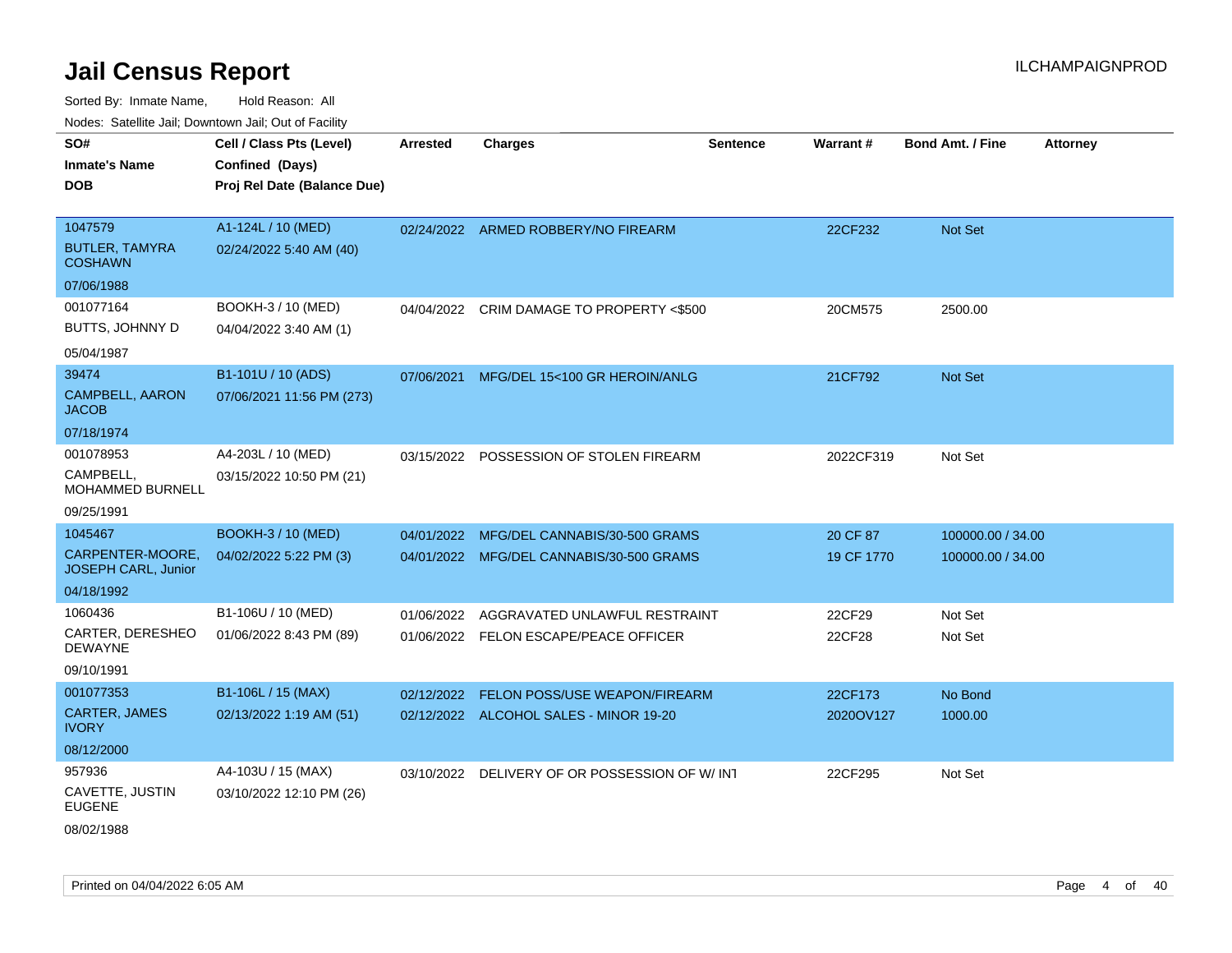# Jail Census Report

ILCHAMPAIGNPROD

Sorted By: Inmate Name, Hold Reason: All

Nodes: Satellite Jail; Downtown Jail; Out of Facility

| SO# / Inmate's Name / DOB | Cell / Class Pts (Level) / Confined (Days) / Proj Rel Date (Balance Due) | Arrested | Charges | Sentence | Warrant # | Bond Amt. / Fine | Attorney |
|---|---|---|---|---|---|---|---|
| 1047579<br>BUTLER, TAMYRA COSHAWN<br>07/06/1988 | A1-124L / 10 (MED)<br>02/24/2022 5:40 AM (40) | 02/24/2022 | ARMED ROBBERY/NO FIREARM | | 22CF232 | Not Set | |
| 001077164<br>BUTTS, JOHNNY D<br>05/04/1987 | BOOKH-3 / 10 (MED)<br>04/04/2022 3:40 AM (1) | 04/04/2022 | CRIM DAMAGE TO PROPERTY <$500 | | 20CM575 | 2500.00 | |
| 39474<br>CAMPBELL, AARON JACOB<br>07/18/1974 | B1-101U / 10 (ADS)<br>07/06/2021 11:56 PM (273) | 07/06/2021 | MFG/DEL 15<100 GR HEROIN/ANLG | | 21CF792 | Not Set | |
| 001078953<br>CAMPBELL, MOHAMMED BURNELL<br>09/25/1991 | A4-203L / 10 (MED)<br>03/15/2022 10:50 PM (21) | 03/15/2022 | POSSESSION OF STOLEN FIREARM | | 2022CF319 | Not Set | |
| 1045467<br>CARPENTER-MOORE, JOSEPH CARL, Junior<br>04/18/1992 | BOOKH-3 / 10 (MED)<br>04/02/2022 5:22 PM (3) | 04/01/2022<br>04/01/2022 | MFG/DEL CANNABIS/30-500 GRAMS<br>MFG/DEL CANNABIS/30-500 GRAMS | | 20 CF 87<br>19 CF 1770 | 100000.00 / 34.00<br>100000.00 / 34.00 | |
| 1060436<br>CARTER, DERESHEO DEWAYNE<br>09/10/1991 | B1-106U / 10 (MED)<br>01/06/2022 8:43 PM (89) | 01/06/2022<br>01/06/2022 | AGGRAVATED UNLAWFUL RESTRAINT<br>FELON ESCAPE/PEACE OFFICER | | 22CF29<br>22CF28 | Not Set<br>Not Set | |
| 001077353<br>CARTER, JAMES IVORY<br>08/12/2000 | B1-106L / 15 (MAX)<br>02/13/2022 1:19 AM (51) | 02/12/2022<br>02/12/2022 | FELON POSS/USE WEAPON/FIREARM<br>ALCOHOL SALES - MINOR 19-20 | | 22CF173<br>2020OV127 | No Bond<br>1000.00 | |
| 957936<br>CAVETTE, JUSTIN EUGENE<br>08/02/1988 | A4-103U / 15 (MAX)<br>03/10/2022 12:10 PM (26) | 03/10/2022 | DELIVERY OF OR POSSESSION OF W/ INT | | 22CF295 | Not Set | |

Printed on 04/04/2022 6:05 AM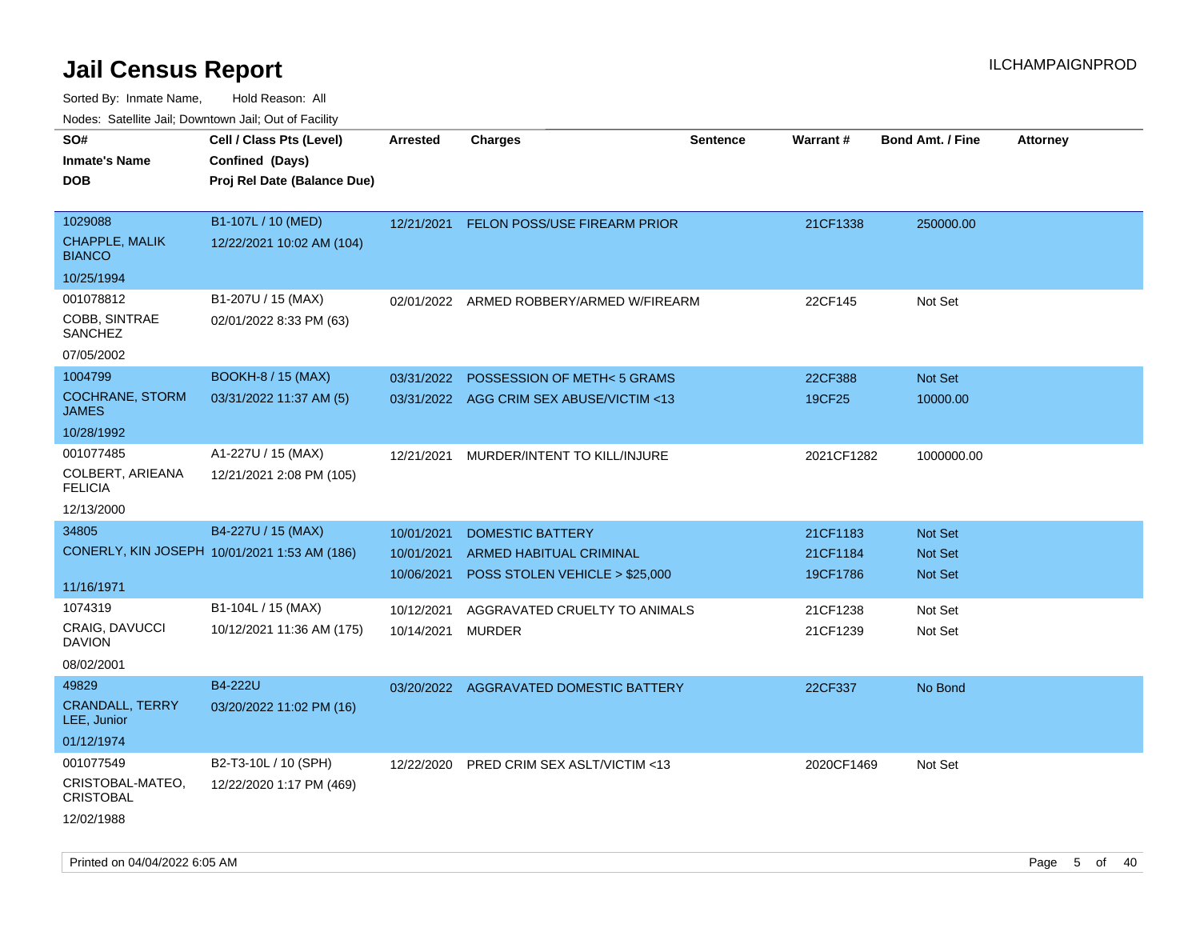# Jail Census Report

ILCHAMPAIGNPROD

Sorted By: Inmate Name, Hold Reason: All

Nodes: Satellite Jail; Downtown Jail; Out of Facility

| SO# / Inmate's Name / DOB | Cell / Class Pts (Level) / Confined (Days) / Proj Rel Date (Balance Due) | Arrested | Charges | Sentence | Warrant # | Bond Amt. / Fine | Attorney |
|---|---|---|---|---|---|---|---|
| 1029088<br>CHAPPLE, MALIK BIANCO<br>10/25/1994 | B1-107L / 10 (MED)<br>12/22/2021 10:02 AM (104) | 12/21/2021 | FELON POSS/USE FIREARM PRIOR | | 21CF1338 | 250000.00 | |
| 001078812<br>COBB, SINTRAE SANCHEZ<br>07/05/2002 | B1-207U / 15 (MAX)<br>02/01/2022 8:33 PM (63) | 02/01/2022 | ARMED ROBBERY/ARMED W/FIREARM | | 22CF145 | Not Set | |
| 1004799<br>COCHRANE, STORM JAMES<br>10/28/1992 | BOOKH-8 / 15 (MAX)<br>03/31/2022 11:37 AM (5) | 03/31/2022 | POSSESSION OF METH< 5 GRAMS | | 22CF388 | Not Set | |
| | | 03/31/2022 | AGG CRIM SEX ABUSE/VICTIM <13 | | 19CF25 | 10000.00 | |
| 001077485<br>COLBERT, ARIEANA FELICIA<br>12/13/2000 | A1-227U / 15 (MAX)<br>12/21/2021 2:08 PM (105) | 12/21/2021 | MURDER/INTENT TO KILL/INJURE | | 2021CF1282 | 1000000.00 | |
| 34805<br>CONERLY, KIN JOSEPH<br>11/16/1971 | B4-227U / 15 (MAX)<br>10/01/2021 1:53 AM (186) | 10/01/2021 | DOMESTIC BATTERY | | 21CF1183 | Not Set | |
| | | 10/01/2021 | ARMED HABITUAL CRIMINAL | | 21CF1184 | Not Set | |
| | | 10/06/2021 | POSS STOLEN VEHICLE > $25,000 | | 19CF1786 | Not Set | |
| 1074319<br>CRAIG, DAVUCCI DAVION<br>08/02/2001 | B1-104L / 15 (MAX)<br>10/12/2021 11:36 AM (175) | 10/12/2021 | AGGRAVATED CRUELTY TO ANIMALS | | 21CF1238 | Not Set | |
| | | 10/14/2021 | MURDER | | 21CF1239 | Not Set | |
| 49829<br>CRANDALL, TERRY LEE, Junior<br>01/12/1974 | B4-222U<br>03/20/2022 11:02 PM (16) | 03/20/2022 | AGGRAVATED DOMESTIC BATTERY | | 22CF337 | No Bond | |
| 001077549<br>CRISTOBAL-MATEO, CRISTOBAL<br>12/02/1988 | B2-T3-10L / 10 (SPH)<br>12/22/2020 1:17 PM (469) | 12/22/2020 | PRED CRIM SEX ASLT/VICTIM <13 | | 2020CF1469 | Not Set | |

Printed on 04/04/2022 6:05 AM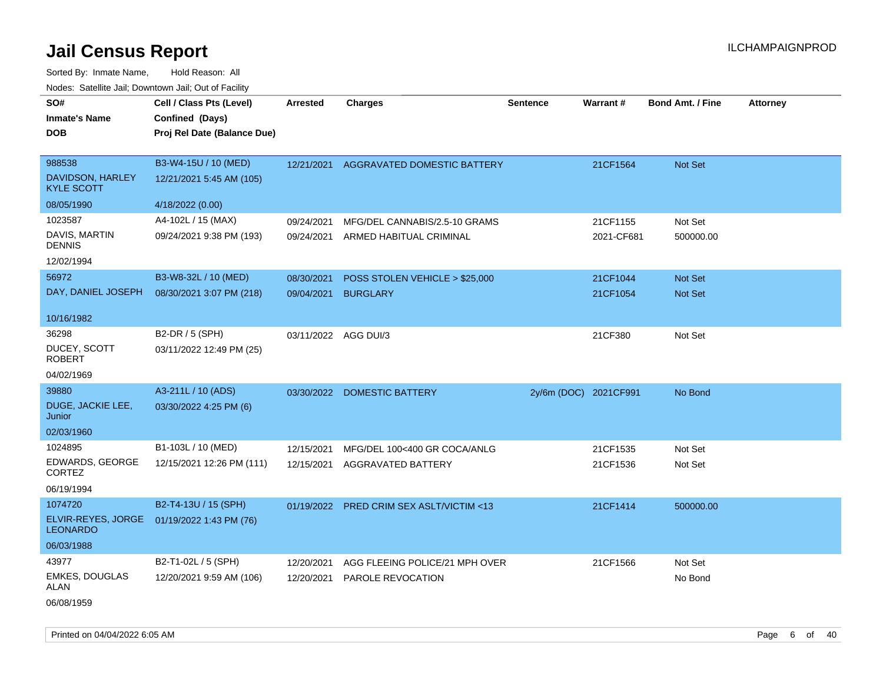# Jail Census Report

ILCHAMPAIGNPROD

Sorted By: Inmate Name, Hold Reason: All

Nodes: Satellite Jail; Downtown Jail; Out of Facility

| SO# / Inmate's Name / DOB | Cell / Class Pts (Level) / Confined (Days) / Proj Rel Date (Balance Due) | Arrested | Charges | Sentence | Warrant # | Bond Amt. / Fine | Attorney |
|---|---|---|---|---|---|---|---|
| 988538 DAVIDSON, HARLEY KYLE SCOTT 08/05/1990 | B3-W4-15U / 10 (MED) 12/21/2021 5:45 AM (105) 4/18/2022 (0.00) | 12/21/2021 | AGGRAVATED DOMESTIC BATTERY | | 21CF1564 | Not Set | |
| 1023587 DAVIS, MARTIN DENNIS 12/02/1994 | A4-102L / 15 (MAX) 09/24/2021 9:38 PM (193) | 09/24/2021 | MFG/DEL CANNABIS/2.5-10 GRAMS | | 21CF1155 | Not Set | |
| | | 09/24/2021 | ARMED HABITUAL CRIMINAL | | 2021-CF681 | 500000.00 | |
| 56972 DAY, DANIEL JOSEPH 10/16/1982 | B3-W8-32L / 10 (MED) 08/30/2021 3:07 PM (218) | 08/30/2021 | POSS STOLEN VEHICLE > $25,000 | | 21CF1044 | Not Set | |
| | | 09/04/2021 | BURGLARY | | 21CF1054 | Not Set | |
| 36298 DUCEY, SCOTT ROBERT 04/02/1969 | B2-DR / 5 (SPH) 03/11/2022 12:49 PM (25) | 03/11/2022 | AGG DUI/3 | | 21CF380 | Not Set | |
| 39880 DUGE, JACKIE LEE, Junior 02/03/1960 | A3-211L / 10 (ADS) 03/30/2022 4:25 PM (6) | 03/30/2022 | DOMESTIC BATTERY | 2y/6m (DOC) | 2021CF991 | No Bond | |
| 1024895 EDWARDS, GEORGE CORTEZ 06/19/1994 | B1-103L / 10 (MED) 12/15/2021 12:26 PM (111) | 12/15/2021 | MFG/DEL 100<400 GR COCA/ANLG | | 21CF1535 | Not Set | |
| | | 12/15/2021 | AGGRAVATED BATTERY | | 21CF1536 | Not Set | |
| 1074720 ELVIR-REYES, JORGE LEONARDO 06/03/1988 | B2-T4-13U / 15 (SPH) 01/19/2022 1:43 PM (76) | 01/19/2022 | PRED CRIM SEX ASLT/VICTIM <13 | | 21CF1414 | 500000.00 | |
| 43977 EMKES, DOUGLAS ALAN 06/08/1959 | B2-T1-02L / 5 (SPH) 12/20/2021 9:59 AM (106) | 12/20/2021 | AGG FLEEING POLICE/21 MPH OVER | | 21CF1566 | Not Set | |
| | | 12/20/2021 | PAROLE REVOCATION | | | No Bond | |

Printed on 04/04/2022 6:05 AM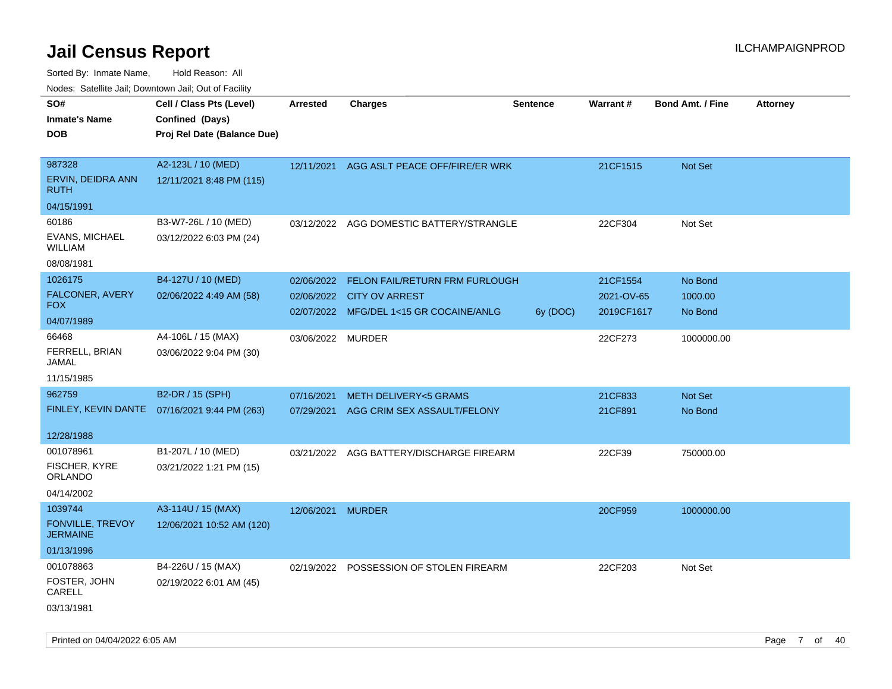# Jail Census Report

ILCHAMPAIGNPROD

Sorted By: Inmate Name, Hold Reason: All

Nodes: Satellite Jail; Downtown Jail; Out of Facility

| SO# / Inmate's Name / DOB | Cell / Class Pts (Level) / Confined (Days) / Proj Rel Date (Balance Due) | Arrested | Charges | Sentence | Warrant # | Bond Amt. / Fine | Attorney |
|---|---|---|---|---|---|---|---|
| 987328<br>ERVIN, DEIDRA ANN RUTH<br>04/15/1991 | A2-123L / 10 (MED)<br>12/11/2021 8:48 PM (115) | 12/11/2021 | AGG ASLT PEACE OFF/FIRE/ER WRK | | 21CF1515 | Not Set | |
| 60186<br>EVANS, MICHAEL WILLIAM<br>08/08/1981 | B3-W7-26L / 10 (MED)<br>03/12/2022 6:03 PM (24) | 03/12/2022 | AGG DOMESTIC BATTERY/STRANGLE | | 22CF304 | Not Set | |
| 1026175<br>FALCONER, AVERY FOX<br>04/07/1989 | B4-127U / 10 (MED)<br>02/06/2022 4:49 AM (58) | 02/06/2022 | FELON FAIL/RETURN FRM FURLOUGH | | 21CF1554 | No Bond | |
| | | 02/06/2022 | CITY OV ARREST | | 2021-OV-65 | 1000.00 | |
| | | 02/07/2022 | MFG/DEL 1<15 GR COCAINE/ANLG | 6y (DOC) | 2019CF1617 | No Bond | |
| 66468<br>FERRELL, BRIAN JAMAL<br>11/15/1985 | A4-106L / 15 (MAX)<br>03/06/2022 9:04 PM (30) | 03/06/2022 | MURDER | | 22CF273 | 1000000.00 | |
| 962759<br>FINLEY, KEVIN DANTE<br>12/28/1988 | B2-DR / 15 (SPH)<br>07/16/2021 9:44 PM (263) | 07/16/2021 | METH DELIVERY<5 GRAMS | | 21CF833 | Not Set | |
| | | 07/29/2021 | AGG CRIM SEX ASSAULT/FELONY | | 21CF891 | No Bond | |
| 001078961<br>FISCHER, KYRE ORLANDO<br>04/14/2002 | B1-207L / 10 (MED)<br>03/21/2022 1:21 PM (15) | 03/21/2022 | AGG BATTERY/DISCHARGE FIREARM | | 22CF39 | 750000.00 | |
| 1039744<br>FONVILLE, TREVOY JERMAINE<br>01/13/1996 | A3-114U / 15 (MAX)<br>12/06/2021 10:52 AM (120) | 12/06/2021 | MURDER | | 20CF959 | 1000000.00 | |
| 001078863<br>FOSTER, JOHN CARELL<br>03/13/1981 | B4-226U / 15 (MAX)<br>02/19/2022 6:01 AM (45) | 02/19/2022 | POSSESSION OF STOLEN FIREARM | | 22CF203 | Not Set | |

Printed on 04/04/2022 6:05 AM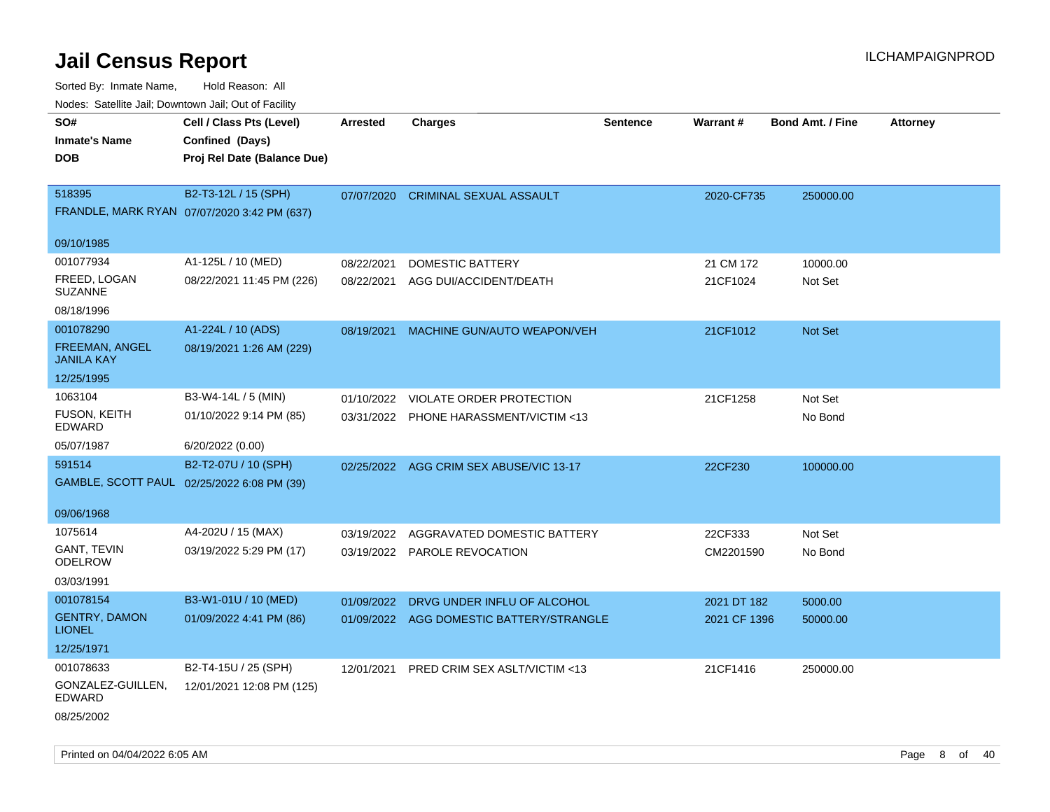# Jail Census Report

Sorted By: Inmate Name, Hold Reason: All

Nodes: Satellite Jail; Downtown Jail; Out of Facility

| SO# / Inmate's Name / DOB | Cell / Class Pts (Level) / Confined (Days) / Proj Rel Date (Balance Due) | Arrested | Charges | Sentence | Warrant # | Bond Amt. / Fine | Attorney |
|---|---|---|---|---|---|---|---|
| 518395<br>FRANDLE, MARK RYAN<br>09/10/1985 | B2-T3-12L / 15 (SPH)<br>07/07/2020 3:42 PM (637) | 07/07/2020 | CRIMINAL SEXUAL ASSAULT | | 2020-CF735 | 250000.00 | |
| 001077934<br>FREED, LOGAN SUZANNE<br>08/18/1996 | A1-125L / 10 (MED)<br>08/22/2021 11:45 PM (226) | 08/22/2021<br>08/22/2021 | DOMESTIC BATTERY<br>AGG DUI/ACCIDENT/DEATH | | 21 CM 172<br>21CF1024 | 10000.00<br>Not Set | |
| 001078290<br>FREEMAN, ANGEL JANILA KAY<br>12/25/1995 | A1-224L / 10 (ADS)<br>08/19/2021 1:26 AM (229) | 08/19/2021 | MACHINE GUN/AUTO WEAPON/VEH | | 21CF1012 | Not Set | |
| 1063104<br>FUSON, KEITH EDWARD<br>05/07/1987 | B3-W4-14L / 5 (MIN)<br>01/10/2022 9:14 PM (85)<br>6/20/2022 (0.00) | 01/10/2022<br>03/31/2022 | VIOLATE ORDER PROTECTION<br>PHONE HARASSMENT/VICTIM <13 | | 21CF1258 | Not Set<br>No Bond | |
| 591514<br>GAMBLE, SCOTT PAUL<br>09/06/1968 | B2-T2-07U / 10 (SPH)<br>02/25/2022 6:08 PM (39) | 02/25/2022 | AGG CRIM SEX ABUSE/VIC 13-17 | | 22CF230 | 100000.00 | |
| 1075614<br>GANT, TEVIN ODELROW<br>03/03/1991 | A4-202U / 15 (MAX)<br>03/19/2022 5:29 PM (17) | 03/19/2022<br>03/19/2022 | AGGRAVATED DOMESTIC BATTERY<br>PAROLE REVOCATION | | 22CF333<br>CM2201590 | Not Set<br>No Bond | |
| 001078154<br>GENTRY, DAMON LIONEL<br>12/25/1971 | B3-W1-01U / 10 (MED)<br>01/09/2022 4:41 PM (86) | 01/09/2022<br>01/09/2022 | DRVG UNDER INFLU OF ALCOHOL<br>AGG DOMESTIC BATTERY/STRANGLE | | 2021 DT 182<br>2021 CF 1396 | 5000.00<br>50000.00 | |
| 001078633<br>GONZALEZ-GUILLEN, EDWARD<br>08/25/2002 | B2-T4-15U / 25 (SPH)<br>12/01/2021 12:08 PM (125) | 12/01/2021 | PRED CRIM SEX ASLT/VICTIM <13 | | 21CF1416 | 250000.00 | |

Printed on 04/04/2022 6:05 AM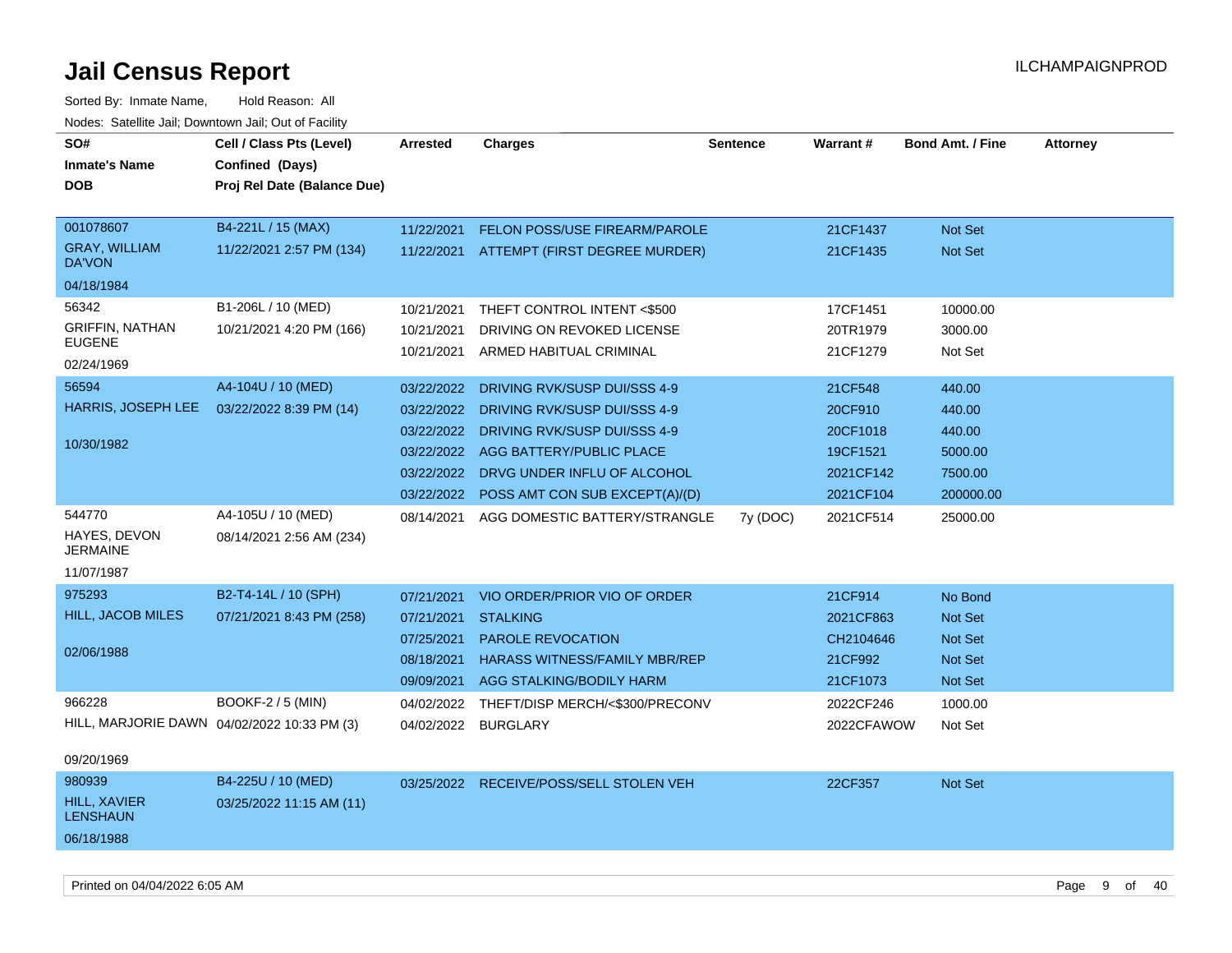# Jail Census Report

ILCHAMPAIGNPROD

Sorted By: Inmate Name, Hold Reason: All

Nodes: Satellite Jail; Downtown Jail; Out of Facility

| SO# / Inmate's Name / DOB | Cell / Class Pts (Level) / Confined (Days) / Proj Rel Date (Balance Due) | Arrested | Charges | Sentence | Warrant # | Bond Amt. / Fine | Attorney |
|---|---|---|---|---|---|---|---|
| 001078607 | B4-221L / 15 (MAX) | 11/22/2021 | FELON POSS/USE FIREARM/PAROLE | | 21CF1437 | Not Set | |
| GRAY, WILLIAM DA'VON | 11/22/2021 2:57 PM (134) | 11/22/2021 | ATTEMPT (FIRST DEGREE MURDER) | | 21CF1435 | Not Set | |
| 04/18/1984 | | | | | | | |
| 56342 | B1-206L / 10 (MED) | 10/21/2021 | THEFT CONTROL INTENT <$500 | | 17CF1451 | 10000.00 | |
| GRIFFIN, NATHAN EUGENE | 10/21/2021 4:20 PM (166) | 10/21/2021 | DRIVING ON REVOKED LICENSE | | 20TR1979 | 3000.00 | |
| 02/24/1969 | | 10/21/2021 | ARMED HABITUAL CRIMINAL | | 21CF1279 | Not Set | |
| 56594 | A4-104U / 10 (MED) | 03/22/2022 | DRIVING RVK/SUSP DUI/SSS 4-9 | | 21CF548 | 440.00 | |
| HARRIS, JOSEPH LEE | 03/22/2022 8:39 PM (14) | 03/22/2022 | DRIVING RVK/SUSP DUI/SSS 4-9 | | 20CF910 | 440.00 | |
| 10/30/1982 | | 03/22/2022 | DRIVING RVK/SUSP DUI/SSS 4-9 | | 20CF1018 | 440.00 | |
| | | 03/22/2022 | AGG BATTERY/PUBLIC PLACE | | 19CF1521 | 5000.00 | |
| | | 03/22/2022 | DRVG UNDER INFLU OF ALCOHOL | | 2021CF142 | 7500.00 | |
| | | 03/22/2022 | POSS AMT CON SUB EXCEPT(A)/(D) | | 2021CF104 | 200000.00 | |
| 544770 | A4-105U / 10 (MED) | 08/14/2021 | AGG DOMESTIC BATTERY/STRANGLE | 7y (DOC) | 2021CF514 | 25000.00 | |
| HAYES, DEVON JERMAINE | 08/14/2021 2:56 AM (234) | | | | | | |
| 11/07/1987 | | | | | | | |
| 975293 | B2-T4-14L / 10 (SPH) | 07/21/2021 | VIO ORDER/PRIOR VIO OF ORDER | | 21CF914 | No Bond | |
| HILL, JACOB MILES | 07/21/2021 8:43 PM (258) | 07/21/2021 | STALKING | | 2021CF863 | Not Set | |
| 02/06/1988 | | 07/25/2021 | PAROLE REVOCATION | | CH2104646 | Not Set | |
| | | 08/18/2021 | HARASS WITNESS/FAMILY MBR/REP | | 21CF992 | Not Set | |
| | | 09/09/2021 | AGG STALKING/BODILY HARM | | 21CF1073 | Not Set | |
| 966228 | BOOKF-2 / 5 (MIN) | 04/02/2022 | THEFT/DISP MERCH/<$300/PRECONV | | 2022CF246 | 1000.00 | |
| HILL, MARJORIE DAWN | 04/02/2022 10:33 PM (3) | 04/02/2022 | BURGLARY | | 2022CFAWOW | Not Set | |
| 09/20/1969 | | | | | | | |
| 980939 | B4-225U / 10 (MED) | 03/25/2022 | RECEIVE/POSS/SELL STOLEN VEH | | 22CF357 | Not Set | |
| HILL, XAVIER LENSHAUN | 03/25/2022 11:15 AM (11) | | | | | | |
| 06/18/1988 | | | | | | | |

Printed on 04/04/2022 6:05 AM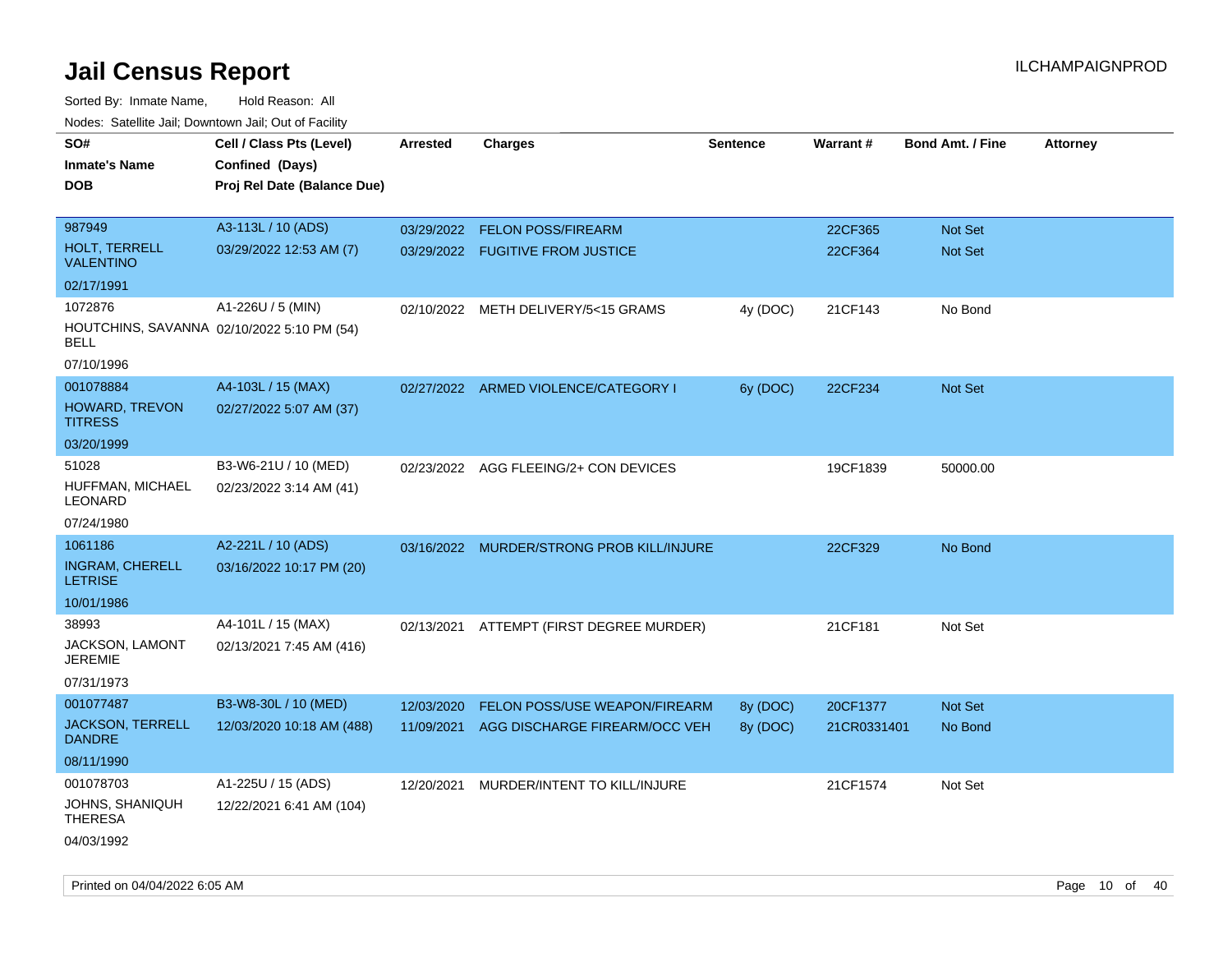# Jail Census Report

ILCHAMPAIGNPROD

Sorted By: Inmate Name, Hold Reason: All

Nodes: Satellite Jail; Downtown Jail; Out of Facility

| SO# / Inmate's Name / DOB | Cell / Class Pts (Level) / Confined (Days) / Proj Rel Date (Balance Due) | Arrested | Charges | Sentence | Warrant # | Bond Amt. / Fine | Attorney |
|---|---|---|---|---|---|---|---|
| 987949<br>HOLT, TERRELL VALENTINO<br>02/17/1991 | A3-113L / 10 (ADS)<br>03/29/2022 12:53 AM (7) | 03/29/2022<br>03/29/2022 | FELON POSS/FIREARM<br>FUGITIVE FROM JUSTICE | | 22CF365<br>22CF364 | Not Set<br>Not Set | |
| 1072876<br>HOUTCHINS, SAVANNA BELL<br>07/10/1996 | A1-226U / 5 (MIN)<br>02/10/2022 5:10 PM (54) | 02/10/2022 | METH DELIVERY/5<15 GRAMS | 4y (DOC) | 21CF143 | No Bond | |
| 001078884<br>HOWARD, TREVON TITRESS<br>03/20/1999 | A4-103L / 15 (MAX)<br>02/27/2022 5:07 AM (37) | 02/27/2022 | ARMED VIOLENCE/CATEGORY I | 6y (DOC) | 22CF234 | Not Set | |
| 51028<br>HUFFMAN, MICHAEL LEONARD<br>07/24/1980 | B3-W6-21U / 10 (MED)<br>02/23/2022 3:14 AM (41) | 02/23/2022 | AGG FLEEING/2+ CON DEVICES | | 19CF1839 | 50000.00 | |
| 1061186<br>INGRAM, CHERELL LETRISE<br>10/01/1986 | A2-221L / 10 (ADS)<br>03/16/2022 10:17 PM (20) | 03/16/2022 | MURDER/STRONG PROB KILL/INJURE | | 22CF329 | No Bond | |
| 38993<br>JACKSON, LAMONT JEREMIE<br>07/31/1973 | A4-101L / 15 (MAX)<br>02/13/2021 7:45 AM (416) | 02/13/2021 | ATTEMPT (FIRST DEGREE MURDER) | | 21CF181 | Not Set | |
| 001077487<br>JACKSON, TERRELL DANDRE<br>08/11/1990 | B3-W8-30L / 10 (MED)<br>12/03/2020 10:18 AM (488) | 12/03/2020<br>11/09/2021 | FELON POSS/USE WEAPON/FIREARM<br>AGG DISCHARGE FIREARM/OCC VEH | 8y (DOC)<br>8y (DOC) | 20CF1377<br>21CR0331401 | Not Set<br>No Bond | |
| 001078703<br>JOHNS, SHANIQUH THERESA<br>04/03/1992 | A1-225U / 15 (ADS)<br>12/22/2021 6:41 AM (104) | 12/20/2021 | MURDER/INTENT TO KILL/INJURE | | 21CF1574 | Not Set | |

Printed on 04/04/2022 6:05 AM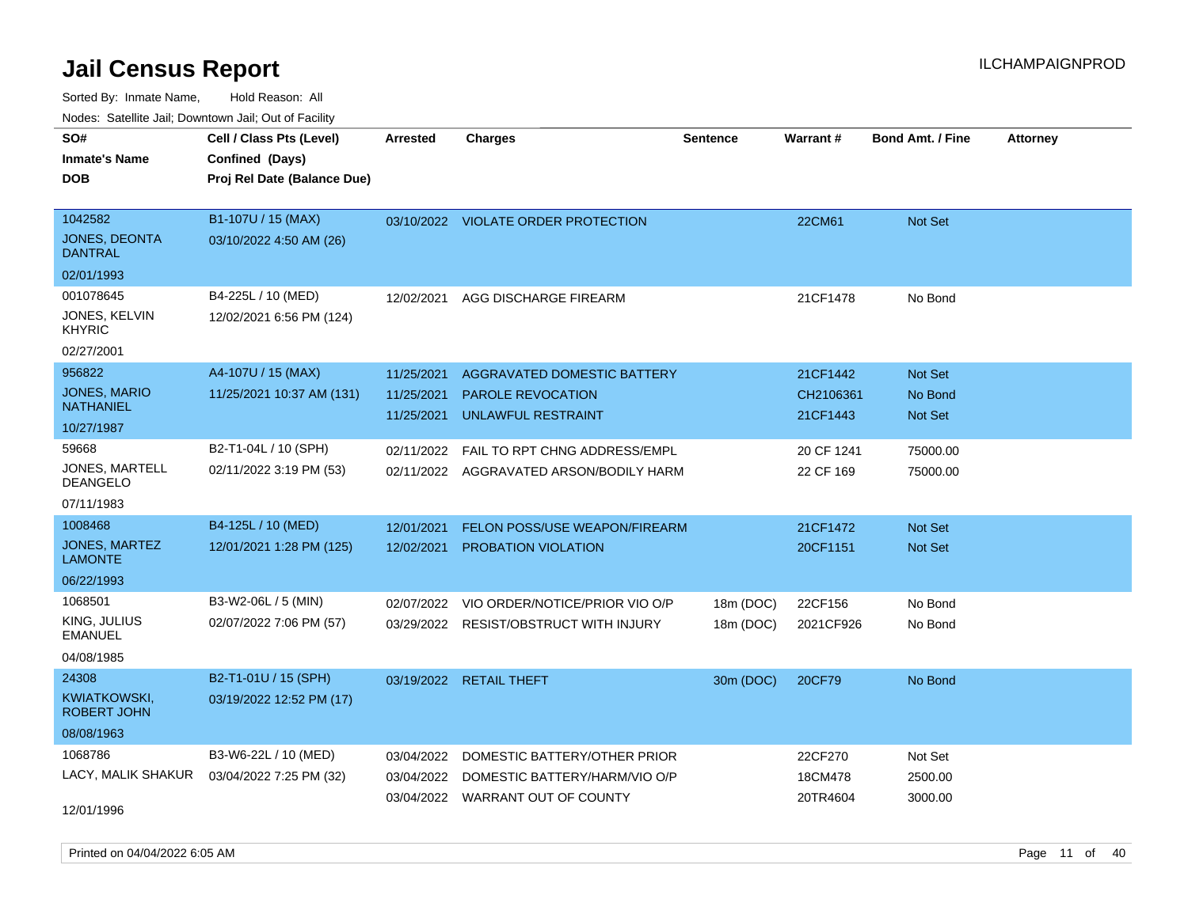# Jail Census Report

ILCHAMPAIGNPROD

Sorted By: Inmate Name, Hold Reason: All

Nodes: Satellite Jail; Downtown Jail; Out of Facility

| SO# / Inmate's Name / DOB | Cell / Class Pts (Level) / Confined (Days) / Proj Rel Date (Balance Due) | Arrested | Charges | Sentence | Warrant # | Bond Amt. / Fine | Attorney |
|---|---|---|---|---|---|---|---|
| 1042582 JONES, DEONTA DANTRAL 02/01/1993 | B1-107U / 15 (MAX) 03/10/2022 4:50 AM (26) | 03/10/2022 | VIOLATE ORDER PROTECTION | | 22CM61 | Not Set | |
| 001078645 JONES, KELVIN KHYRIC 02/27/2001 | B4-225L / 10 (MED) 12/02/2021 6:56 PM (124) | 12/02/2021 | AGG DISCHARGE FIREARM | | 21CF1478 | No Bond | |
| 956822 JONES, MARIO NATHANIEL 10/27/1987 | A4-107U / 15 (MAX) 11/25/2021 10:37 AM (131) | 11/25/2021 | AGGRAVATED DOMESTIC BATTERY | | 21CF1442 | Not Set | |
| | | 11/25/2021 | PAROLE REVOCATION | | CH2106361 | No Bond | |
| | | 11/25/2021 | UNLAWFUL RESTRAINT | | 21CF1443 | Not Set | |
| 59668 JONES, MARTELL DEANGELO 07/11/1983 | B2-T1-04L / 10 (SPH) 02/11/2022 3:19 PM (53) | 02/11/2022 | FAIL TO RPT CHNG ADDRESS/EMPL | | 20 CF 1241 | 75000.00 | |
| | | 02/11/2022 | AGGRAVATED ARSON/BODILY HARM | | 22 CF 169 | 75000.00 | |
| 1008468 JONES, MARTEZ LAMONTE 06/22/1993 | B4-125L / 10 (MED) 12/01/2021 1:28 PM (125) | 12/01/2021 | FELON POSS/USE WEAPON/FIREARM | | 21CF1472 | Not Set | |
| | | 12/02/2021 | PROBATION VIOLATION | | 20CF1151 | Not Set | |
| 1068501 KING, JULIUS EMANUEL 04/08/1985 | B3-W2-06L / 5 (MIN) 02/07/2022 7:06 PM (57) | 02/07/2022 | VIO ORDER/NOTICE/PRIOR VIO O/P | 18m (DOC) | 22CF156 | No Bond | |
| | | 03/29/2022 | RESIST/OBSTRUCT WITH INJURY | 18m (DOC) | 2021CF926 | No Bond | |
| 24308 KWIATKOWSKI, ROBERT JOHN 08/08/1963 | B2-T1-01U / 15 (SPH) 03/19/2022 12:52 PM (17) | 03/19/2022 | RETAIL THEFT | 30m (DOC) | 20CF79 | No Bond | |
| 1068786 LACY, MALIK SHAKUR 12/01/1996 | B3-W6-22L / 10 (MED) 03/04/2022 7:25 PM (32) | 03/04/2022 | DOMESTIC BATTERY/OTHER PRIOR | | 22CF270 | Not Set | |
| | | 03/04/2022 | DOMESTIC BATTERY/HARM/VIO O/P | | 18CM478 | 2500.00 | |
| | | 03/04/2022 | WARRANT OUT OF COUNTY | | 20TR4604 | 3000.00 | |

Printed on 04/04/2022 6:05 AM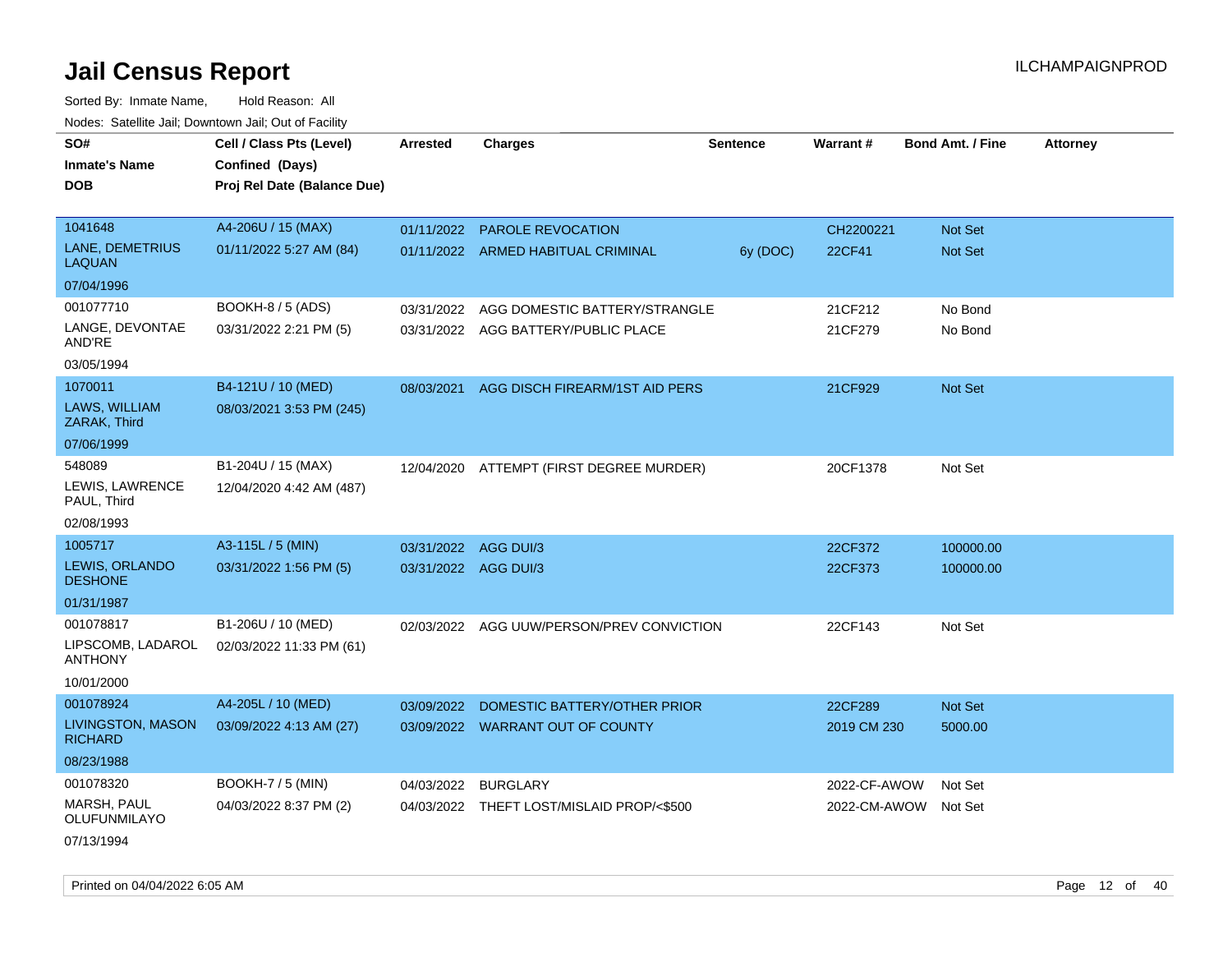# Jail Census Report

ILCHAMPAIGNPROD

Sorted By: Inmate Name, Hold Reason: All

Nodes: Satellite Jail; Downtown Jail; Out of Facility

| SO# / Inmate's Name / DOB | Cell / Class Pts (Level) / Confined (Days) / Proj Rel Date (Balance Due) | Arrested | Charges | Sentence | Warrant # | Bond Amt. / Fine | Attorney |
|---|---|---|---|---|---|---|---|
| 1041648<br>LANE, DEMETRIUS LAQUAN<br>07/04/1996 | A4-206U / 15 (MAX)<br>01/11/2022 5:27 AM (84) | 01/11/2022 | PAROLE REVOCATION | | CH2200221 | Not Set | |
| | | 01/11/2022 | ARMED HABITUAL CRIMINAL | 6y (DOC) | 22CF41 | Not Set | |
| 001077710<br>LANGE, DEVONTAE AND'RE<br>03/05/1994 | BOOKH-8 / 5 (ADS)<br>03/31/2022 2:21 PM (5) | 03/31/2022 | AGG DOMESTIC BATTERY/STRANGLE | | 21CF212 | No Bond | |
| | | 03/31/2022 | AGG BATTERY/PUBLIC PLACE | | 21CF279 | No Bond | |
| 1070011<br>LAWS, WILLIAM ZARAK, Third<br>07/06/1999 | B4-121U / 10 (MED)<br>08/03/2021 3:53 PM (245) | 08/03/2021 | AGG DISCH FIREARM/1ST AID PERS | | 21CF929 | Not Set | |
| 548089<br>LEWIS, LAWRENCE PAUL, Third<br>02/08/1993 | B1-204U / 15 (MAX)<br>12/04/2020 4:42 AM (487) | 12/04/2020 | ATTEMPT (FIRST DEGREE MURDER) | | 20CF1378 | Not Set | |
| 1005717<br>LEWIS, ORLANDO DESHONE<br>01/31/1987 | A3-115L / 5 (MIN)<br>03/31/2022 1:56 PM (5) | 03/31/2022 | AGG DUI/3 | | 22CF372 | 100000.00 | |
| | | 03/31/2022 | AGG DUI/3 | | 22CF373 | 100000.00 | |
| 001078817<br>LIPSCOMB, LADAROL ANTHONY<br>10/01/2000 | B1-206U / 10 (MED)<br>02/03/2022 11:33 PM (61) | 02/03/2022 | AGG UUW/PERSON/PREV CONVICTION | | 22CF143 | Not Set | |
| 001078924<br>LIVINGSTON, MASON RICHARD<br>08/23/1988 | A4-205L / 10 (MED)<br>03/09/2022 4:13 AM (27) | 03/09/2022 | DOMESTIC BATTERY/OTHER PRIOR | | 22CF289 | Not Set | |
| | | 03/09/2022 | WARRANT OUT OF COUNTY | | 2019 CM 230 | 5000.00 | |
| 001078320<br>MARSH, PAUL OLUFUNMILAYO<br>07/13/1994 | BOOKH-7 / 5 (MIN)<br>04/03/2022 8:37 PM (2) | 04/03/2022 | BURGLARY | | 2022-CF-AWOW | Not Set | |
| | | 04/03/2022 | THEFT LOST/MISLAID PROP/<$500 | | 2022-CM-AWOW | Not Set | |

Printed on 04/04/2022 6:05 AM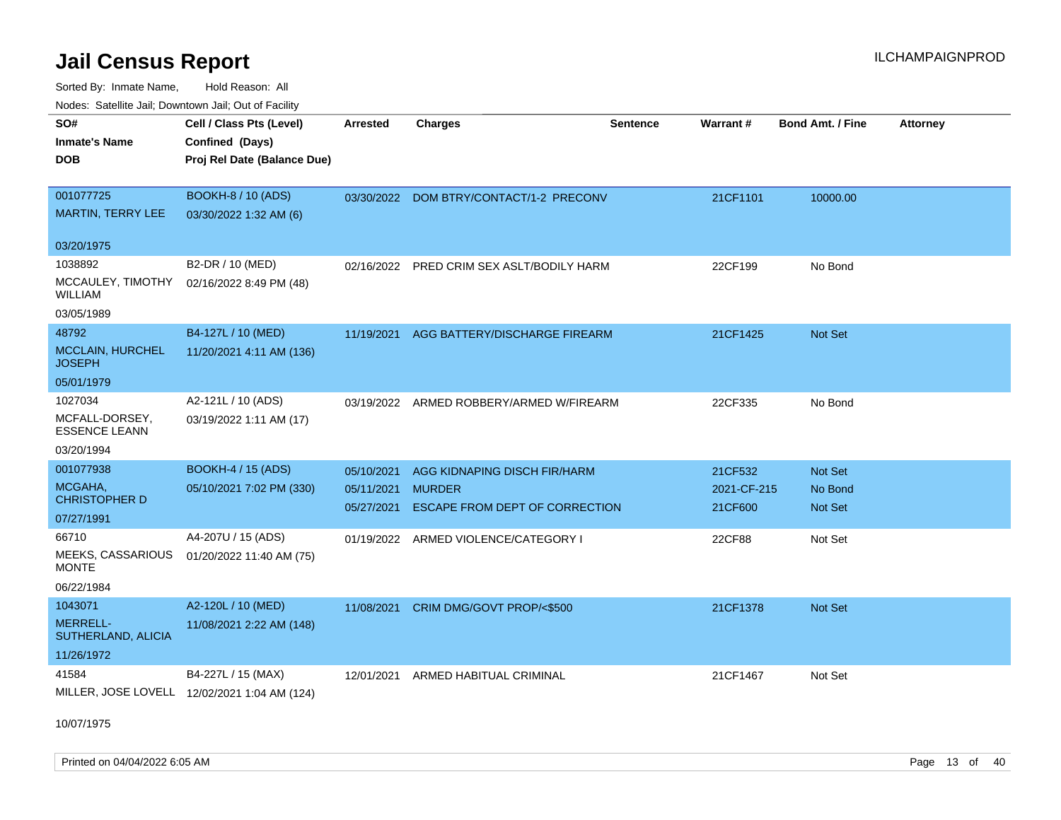# Jail Census Report

Sorted By: Inmate Name, Hold Reason: All

Nodes: Satellite Jail; Downtown Jail; Out of Facility

| SO# / Inmate's Name / DOB | Cell / Class Pts (Level) / Confined (Days) / Proj Rel Date (Balance Due) | Arrested | Charges | Sentence | Warrant # | Bond Amt. / Fine | Attorney |
|---|---|---|---|---|---|---|---|
| 001077725<br>MARTIN, TERRY LEE<br>03/20/1975 | BOOKH-8 / 10 (ADS)<br>03/30/2022 1:32 AM (6) | 03/30/2022 | DOM BTRY/CONTACT/1-2 PRECONV | | 21CF1101 | 10000.00 | |
| 1038892<br>MCCAULEY, TIMOTHY WILLIAM<br>03/05/1989 | B2-DR / 10 (MED)<br>02/16/2022 8:49 PM (48) | 02/16/2022 | PRED CRIM SEX ASLT/BODILY HARM | | 22CF199 | No Bond | |
| 48792<br>MCCLAIN, HURCHEL JOSEPH<br>05/01/1979 | B4-127L / 10 (MED)<br>11/20/2021 4:11 AM (136) | 11/19/2021 | AGG BATTERY/DISCHARGE FIREARM | | 21CF1425 | Not Set | |
| 1027034<br>MCFALL-DORSEY, ESSENCE LEANN<br>03/20/1994 | A2-121L / 10 (ADS)<br>03/19/2022 1:11 AM (17) | 03/19/2022 | ARMED ROBBERY/ARMED W/FIREARM | | 22CF335 | No Bond | |
| 001077938<br>MCGAHA, CHRISTOPHER D<br>07/27/1991 | BOOKH-4 / 15 (ADS)<br>05/10/2021 7:02 PM (330) | 05/10/2021<br>05/11/2021<br>05/27/2021 | AGG KIDNAPING DISCH FIR/HARM<br>MURDER<br>ESCAPE FROM DEPT OF CORRECTION | | 21CF532<br>2021-CF-215<br>21CF600 | Not Set<br>No Bond<br>Not Set | |
| 66710<br>MEEKS, CASSARIOUS MONTE<br>06/22/1984 | A4-207U / 15 (ADS)<br>01/20/2022 11:40 AM (75) | 01/19/2022 | ARMED VIOLENCE/CATEGORY I | | 22CF88 | Not Set | |
| 1043071<br>MERRELL-SUTHERLAND, ALICIA<br>11/26/1972 | A2-120L / 10 (MED)<br>11/08/2021 2:22 AM (148) | 11/08/2021 | CRIM DMG/GOVT PROP/<$500 | | 21CF1378 | Not Set | |
| 41584<br>MILLER, JOSE LOVELL<br>10/07/1975 | B4-227L / 15 (MAX)<br>12/02/2021 1:04 AM (124) | 12/01/2021 | ARMED HABITUAL CRIMINAL | | 21CF1467 | Not Set | |

Printed on 04/04/2022 6:05 AM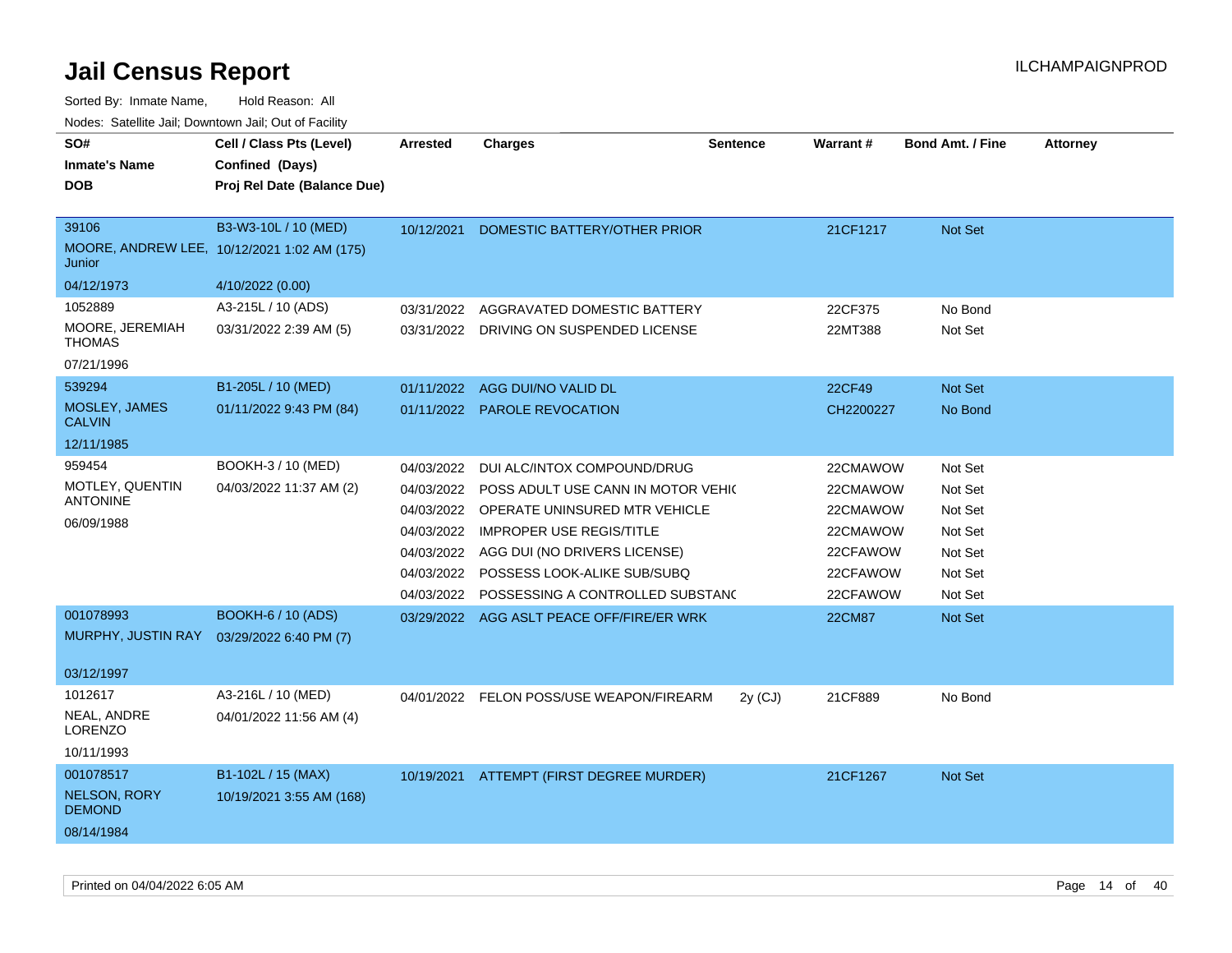# Jail Census Report

Sorted By: Inmate Name, Hold Reason: All

Nodes: Satellite Jail; Downtown Jail; Out of Facility

| SO# / Inmate's Name / DOB | Cell / Class Pts (Level) / Confined (Days) / Proj Rel Date (Balance Due) | Arrested | Charges | Sentence | Warrant # | Bond Amt. / Fine | Attorney |
|---|---|---|---|---|---|---|---|
| 39106<br>MOORE, ANDREW LEE, Junior<br>04/12/1973 | B3-W3-10L / 10 (MED)<br>10/12/2021 1:02 AM (175)<br>4/10/2022 (0.00) | 10/12/2021 | DOMESTIC BATTERY/OTHER PRIOR | | 21CF1217 | Not Set | |
| 1052889<br>MOORE, JEREMIAH THOMAS<br>07/21/1996 | A3-215L / 10 (ADS)<br>03/31/2022 2:39 AM (5) | 03/31/2022 | AGGRAVATED DOMESTIC BATTERY | | 22CF375 | No Bond | |
| | | 03/31/2022 | DRIVING ON SUSPENDED LICENSE | | 22MT388 | Not Set | |
| 539294<br>MOSLEY, JAMES CALVIN<br>12/11/1985 | B1-205L / 10 (MED)<br>01/11/2022 9:43 PM (84) | 01/11/2022 | AGG DUI/NO VALID DL | | 22CF49 | Not Set | |
| | | 01/11/2022 | PAROLE REVOCATION | | CH2200227 | No Bond | |
| 959454<br>MOTLEY, QUENTIN ANTONINE<br>06/09/1988 | BOOKH-3 / 10 (MED)<br>04/03/2022 11:37 AM (2) | 04/03/2022 | DUI ALC/INTOX COMPOUND/DRUG | | 22CMAWOW | Not Set | |
| | | 04/03/2022 | POSS ADULT USE CANN IN MOTOR VEHIC | | 22CMAWOW | Not Set | |
| | | 04/03/2022 | OPERATE UNINSURED MTR VEHICLE | | 22CMAWOW | Not Set | |
| | | 04/03/2022 | IMPROPER USE REGIS/TITLE | | 22CMAWOW | Not Set | |
| | | 04/03/2022 | AGG DUI (NO DRIVERS LICENSE) | | 22CFAWOW | Not Set | |
| | | 04/03/2022 | POSSESS LOOK-ALIKE SUB/SUBQ | | 22CFAWOW | Not Set | |
| | | 04/03/2022 | POSSESSING A CONTROLLED SUBSTANC | | 22CFAWOW | Not Set | |
| 001078993<br>MURPHY, JUSTIN RAY<br>03/12/1997 | BOOKH-6 / 10 (ADS)<br>03/29/2022 6:40 PM (7) | 03/29/2022 | AGG ASLT PEACE OFF/FIRE/ER WRK | | 22CM87 | Not Set | |
| 1012617<br>NEAL, ANDRE LORENZO<br>10/11/1993 | A3-216L / 10 (MED)<br>04/01/2022 11:56 AM (4) | 04/01/2022 | FELON POSS/USE WEAPON/FIREARM | 2y (CJ) | 21CF889 | No Bond | |
| 001078517<br>NELSON, RORY DEMOND<br>08/14/1984 | B1-102L / 15 (MAX)<br>10/19/2021 3:55 AM (168) | 10/19/2021 | ATTEMPT (FIRST DEGREE MURDER) | | 21CF1267 | Not Set | |

Printed on 04/04/2022 6:05 AM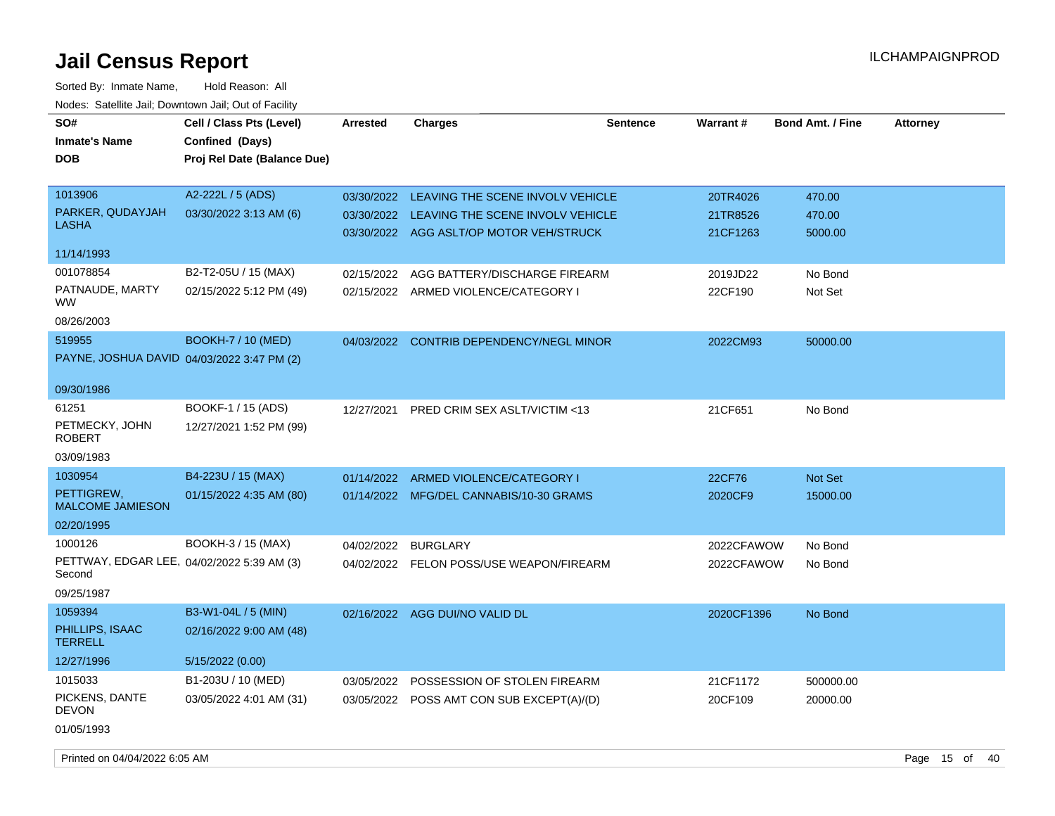# Jail Census Report

ILCHAMPAIGNPROD

Sorted By: Inmate Name, Hold Reason: All

Nodes: Satellite Jail; Downtown Jail; Out of Facility

| SO# / Inmate's Name / DOB | Cell / Class Pts (Level) / Confined (Days) / Proj Rel Date (Balance Due) | Arrested | Charges | Sentence | Warrant # | Bond Amt. / Fine | Attorney |
|---|---|---|---|---|---|---|---|
| 1013906<br>PARKER, QUDAYJAH LASHA<br>11/14/1993 | A2-222L / 5 (ADS)<br>03/30/2022 3:13 AM (6) | 03/30/2022<br>03/30/2022<br>03/30/2022 | LEAVING THE SCENE INVOLV VEHICLE<br>LEAVING THE SCENE INVOLV VEHICLE<br>AGG ASLT/OP MOTOR VEH/STRUCK | | 20TR4026<br>21TR8526<br>21CF1263 | 470.00<br>470.00<br>5000.00 | |
| 001078854<br>PATNAUDE, MARTY WW<br>08/26/2003 | B2-T2-05U / 15 (MAX)<br>02/15/2022 5:12 PM (49) | 02/15/2022<br>02/15/2022 | AGG BATTERY/DISCHARGE FIREARM<br>ARMED VIOLENCE/CATEGORY I | | 2019JD22<br>22CF190 | No Bond<br>Not Set | |
| 519955<br>PAYNE, JOSHUA DAVID<br>09/30/1986 | BOOKH-7 / 10 (MED)<br>04/03/2022 3:47 PM (2) | 04/03/2022 | CONTRIB DEPENDENCY/NEGL MINOR | | 2022CM93 | 50000.00 | |
| 61251<br>PETMECKY, JOHN ROBERT<br>03/09/1983 | BOOKF-1 / 15 (ADS)<br>12/27/2021 1:52 PM (99) | 12/27/2021 | PRED CRIM SEX ASLT/VICTIM <13 | | 21CF651 | No Bond | |
| 1030954<br>PETTIGREW, MALCOME JAMIESON<br>02/20/1995 | B4-223U / 15 (MAX)<br>01/15/2022 4:35 AM (80) | 01/14/2022<br>01/14/2022 | ARMED VIOLENCE/CATEGORY I<br>MFG/DEL CANNABIS/10-30 GRAMS | | 22CF76<br>2020CF9 | Not Set<br>15000.00 | |
| 1000126<br>PETTWAY, EDGAR LEE, Second<br>09/25/1987 | BOOKH-3 / 15 (MAX)<br>04/02/2022 5:39 AM (3) | 04/02/2022<br>04/02/2022 | BURGLARY<br>FELON POSS/USE WEAPON/FIREARM | | 2022CFAWOW<br>2022CFAWOW | No Bond<br>No Bond | |
| 1059394<br>PHILLIPS, ISAAC TERRELL<br>12/27/1996 | B3-W1-04L / 5 (MIN)<br>02/16/2022 9:00 AM (48)<br>5/15/2022 (0.00) | 02/16/2022 | AGG DUI/NO VALID DL | | 2020CF1396 | No Bond | |
| 1015033<br>PICKENS, DANTE DEVON<br>01/05/1993 | B1-203U / 10 (MED)<br>03/05/2022 4:01 AM (31) | 03/05/2022<br>03/05/2022 | POSSESSION OF STOLEN FIREARM<br>POSS AMT CON SUB EXCEPT(A)/(D) | | 21CF1172<br>20CF109 | 500000.00<br>20000.00 | |

Printed on 04/04/2022 6:05 AM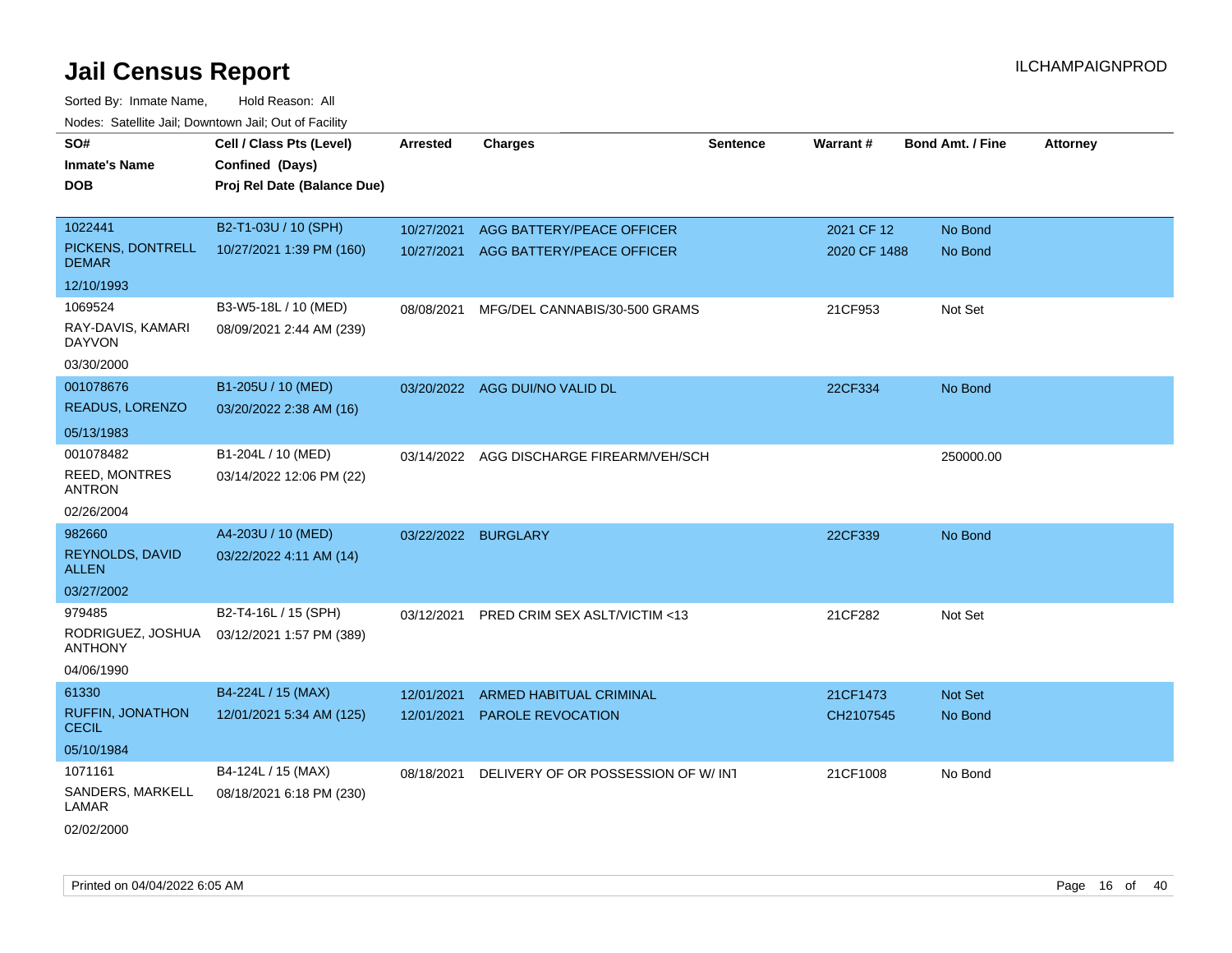# Jail Census Report

ILCHAMPAIGNPROD

Sorted By: Inmate Name, Hold Reason: All

Nodes: Satellite Jail; Downtown Jail; Out of Facility

| SO# / Inmate's Name / DOB | Cell / Class Pts (Level) / Confined (Days) / Proj Rel Date (Balance Due) | Arrested | Charges | Sentence | Warrant # | Bond Amt. / Fine | Attorney |
|---|---|---|---|---|---|---|---|
| 1022441<br>PICKENS, DONTRELL DEMAR<br>12/10/1993 | B2-T1-03U / 10 (SPH)<br>10/27/2021 1:39 PM (160) | 10/27/2021<br>10/27/2021 | AGG BATTERY/PEACE OFFICER<br>AGG BATTERY/PEACE OFFICER | | 2021 CF 12<br>2020 CF 1488 | No Bond<br>No Bond | |
| 1069524<br>RAY-DAVIS, KAMARI DAYVON<br>03/30/2000 | B3-W5-18L / 10 (MED)<br>08/09/2021 2:44 AM (239) | 08/08/2021 | MFG/DEL CANNABIS/30-500 GRAMS | | 21CF953 | Not Set | |
| 001078676<br>READUS, LORENZO<br>05/13/1983 | B1-205U / 10 (MED)<br>03/20/2022 2:38 AM (16) | 03/20/2022 | AGG DUI/NO VALID DL | | 22CF334 | No Bond | |
| 001078482<br>REED, MONTRES ANTRON<br>02/26/2004 | B1-204L / 10 (MED)<br>03/14/2022 12:06 PM (22) | 03/14/2022 | AGG DISCHARGE FIREARM/VEH/SCH | | | 250000.00 | |
| 982660<br>REYNOLDS, DAVID ALLEN<br>03/27/2002 | A4-203U / 10 (MED)<br>03/22/2022 4:11 AM (14) | 03/22/2022 | BURGLARY | | 22CF339 | No Bond | |
| 979485<br>RODRIGUEZ, JOSHUA ANTHONY<br>04/06/1990 | B2-T4-16L / 15 (SPH)<br>03/12/2021 1:57 PM (389) | 03/12/2021 | PRED CRIM SEX ASLT/VICTIM <13 | | 21CF282 | Not Set | |
| 61330<br>RUFFIN, JONATHON CECIL<br>05/10/1984 | B4-224L / 15 (MAX)<br>12/01/2021 5:34 AM (125) | 12/01/2021<br>12/01/2021 | ARMED HABITUAL CRIMINAL<br>PAROLE REVOCATION | | 21CF1473<br>CH2107545 | Not Set<br>No Bond | |
| 1071161<br>SANDERS, MARKELL LAMAR<br>02/02/2000 | B4-124L / 15 (MAX)<br>08/18/2021 6:18 PM (230) | 08/18/2021 | DELIVERY OF OR POSSESSION OF W/ INT | | 21CF1008 | No Bond | |

Printed on 04/04/2022 6:05 AM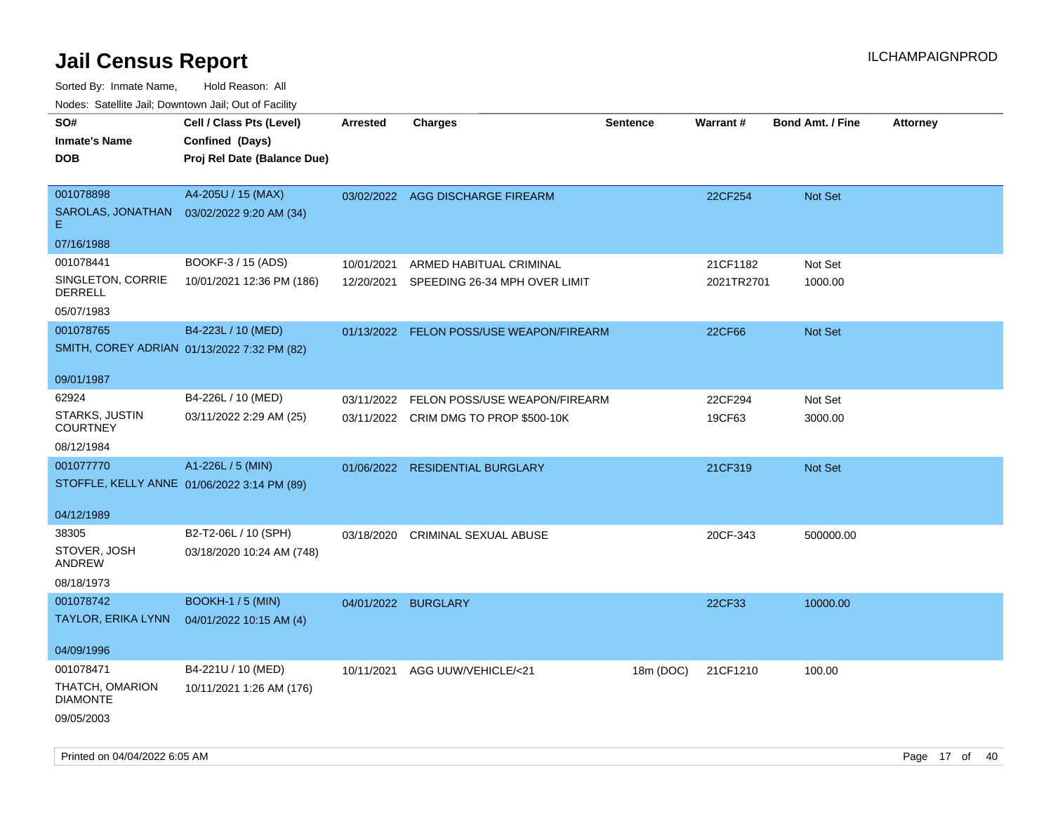# Jail Census Report

ILCHAMPAIGNPROD

Sorted By: Inmate Name, Hold Reason: All

Nodes: Satellite Jail; Downtown Jail; Out of Facility

| SO# / Inmate's Name / DOB | Cell / Class Pts (Level) / Confined (Days) / Proj Rel Date (Balance Due) | Arrested | Charges | Sentence | Warrant # | Bond Amt. / Fine | Attorney |
|---|---|---|---|---|---|---|---|
| 001078898 SAROLAS, JONATHAN E 07/16/1988 | A4-205U / 15 (MAX) 03/02/2022 9:20 AM (34) | 03/02/2022 | AGG DISCHARGE FIREARM | | 22CF254 | Not Set | |
| 001078441 SINGLETON, CORRIE DERRELL 05/07/1983 | BOOKF-3 / 15 (ADS) 10/01/2021 12:36 PM (186) | 10/01/2021 | ARMED HABITUAL CRIMINAL | | 21CF1182 | Not Set | |
| | | 12/20/2021 | SPEEDING 26-34 MPH OVER LIMIT | | 2021TR2701 | 1000.00 | |
| 001078765 SMITH, COREY ADRIAN 09/01/1987 | B4-223L / 10 (MED) 01/13/2022 7:32 PM (82) | 01/13/2022 | FELON POSS/USE WEAPON/FIREARM | | 22CF66 | Not Set | |
| 62924 STARKS, JUSTIN COURTNEY 08/12/1984 | B4-226L / 10 (MED) 03/11/2022 2:29 AM (25) | 03/11/2022 | FELON POSS/USE WEAPON/FIREARM | | 22CF294 | Not Set | |
| | | 03/11/2022 | CRIM DMG TO PROP $500-10K | | 19CF63 | 3000.00 | |
| 001077770 STOFFLE, KELLY ANNE 04/12/1989 | A1-226L / 5 (MIN) 01/06/2022 3:14 PM (89) | 01/06/2022 | RESIDENTIAL BURGLARY | | 21CF319 | Not Set | |
| 38305 STOVER, JOSH ANDREW 08/18/1973 | B2-T2-06L / 10 (SPH) 03/18/2020 10:24 AM (748) | 03/18/2020 | CRIMINAL SEXUAL ABUSE | | 20CF-343 | 500000.00 | |
| 001078742 TAYLOR, ERIKA LYNN 04/09/1996 | BOOKH-1 / 5 (MIN) 04/01/2022 10:15 AM (4) | 04/01/2022 | BURGLARY | | 22CF33 | 10000.00 | |
| 001078471 THATCH, OMARION DIAMONTE 09/05/2003 | B4-221U / 10 (MED) 10/11/2021 1:26 AM (176) | 10/11/2021 | AGG UUW/VEHICLE/<21 | 18m (DOC) | 21CF1210 | 100.00 | |

Printed on 04/04/2022 6:05 AM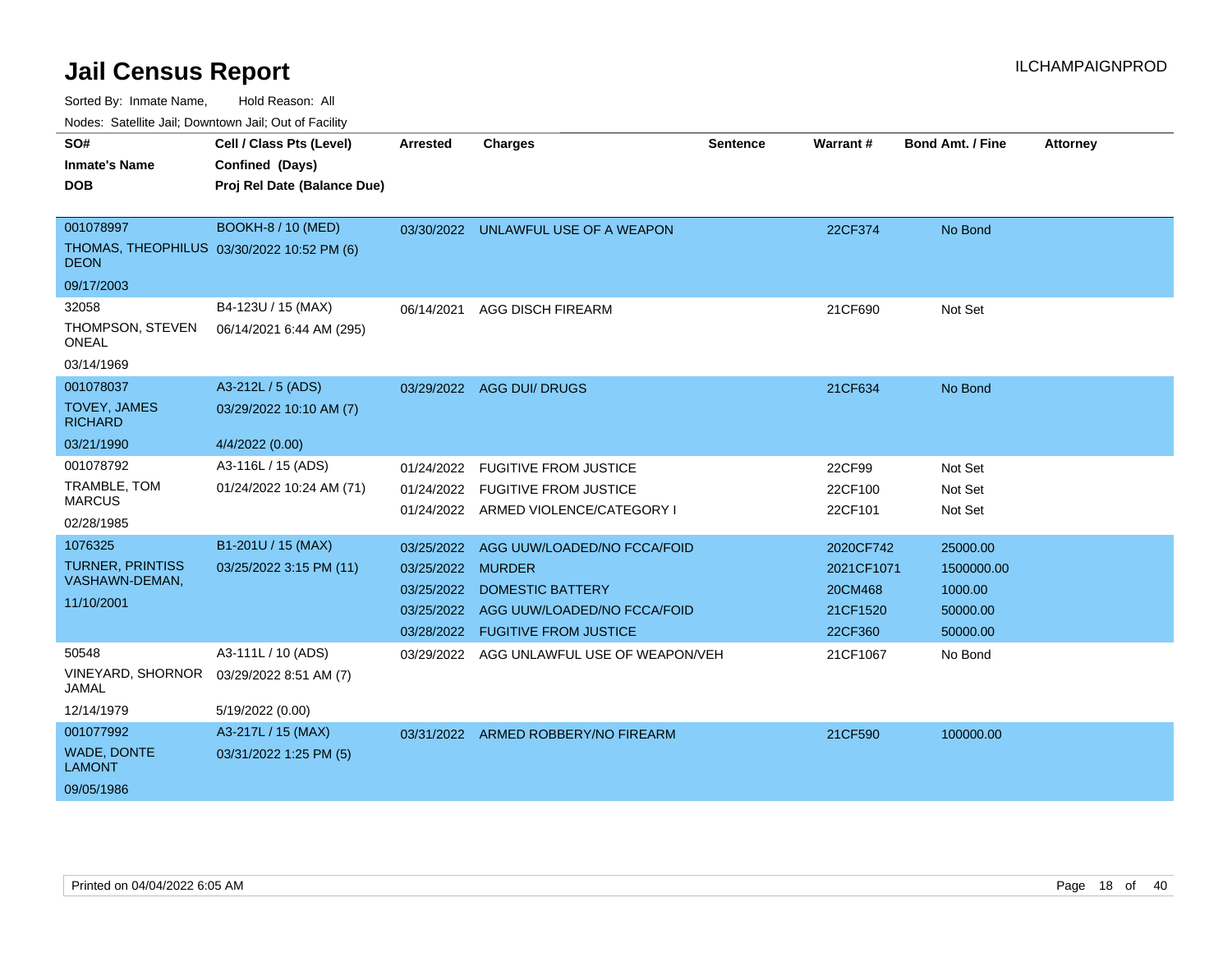# Jail Census Report

ILCHAMPAIGNPROD

Sorted By: Inmate Name, Hold Reason: All

Nodes: Satellite Jail; Downtown Jail; Out of Facility

| SO# / Inmate's Name / DOB | Cell / Class Pts (Level) / Confined (Days) / Proj Rel Date (Balance Due) | Arrested | Charges | Sentence | Warrant # | Bond Amt. / Fine | Attorney |
|---|---|---|---|---|---|---|---|
| 001078997<br>THOMAS, THEOPHILUS DEON<br>09/17/2003 | BOOKH-8 / 10 (MED)<br>03/30/2022 10:52 PM (6) | 03/30/2022 | UNLAWFUL USE OF A WEAPON | | 22CF374 | No Bond | |
| 32058<br>THOMPSON, STEVEN ONEAL<br>03/14/1969 | B4-123U / 15 (MAX)<br>06/14/2021 6:44 AM (295) | 06/14/2021 | AGG DISCH FIREARM | | 21CF690 | Not Set | |
| 001078037<br>TOVEY, JAMES RICHARD<br>03/21/1990 | A3-212L / 5 (ADS)<br>03/29/2022 10:10 AM (7)<br>4/4/2022 (0.00) | 03/29/2022 | AGG DUI/ DRUGS | | 21CF634 | No Bond | |
| 001078792<br>TRAMBLE, TOM MARCUS<br>02/28/1985 | A3-116L / 15 (ADS)<br>01/24/2022 10:24 AM (71) | 01/24/2022 | FUGITIVE FROM JUSTICE | | 22CF99 | Not Set | |
| | | 01/24/2022 | FUGITIVE FROM JUSTICE | | 22CF100 | Not Set | |
| | | 01/24/2022 | ARMED VIOLENCE/CATEGORY I | | 22CF101 | Not Set | |
| 1076325<br>TURNER, PRINTISS VASHAWN-DEMAN,<br>11/10/2001 | B1-201U / 15 (MAX)<br>03/25/2022 3:15 PM (11) | 03/25/2022 | AGG UUW/LOADED/NO FCCA/FOID | | 2020CF742 | 25000.00 | |
| | | 03/25/2022 | MURDER | | 2021CF1071 | 1500000.00 | |
| | | 03/25/2022 | DOMESTIC BATTERY | | 20CM468 | 1000.00 | |
| | | 03/25/2022 | AGG UUW/LOADED/NO FCCA/FOID | | 21CF1520 | 50000.00 | |
| | | 03/28/2022 | FUGITIVE FROM JUSTICE | | 22CF360 | 50000.00 | |
| 50548<br>VINEYARD, SHORNOR JAMAL<br>12/14/1979 | A3-111L / 10 (ADS)<br>03/29/2022 8:51 AM (7)<br>5/19/2022 (0.00) | 03/29/2022 | AGG UNLAWFUL USE OF WEAPON/VEH | | 21CF1067 | No Bond | |
| 001077992<br>WADE, DONTE LAMONT<br>09/05/1986 | A3-217L / 15 (MAX)<br>03/31/2022 1:25 PM (5) | 03/31/2022 | ARMED ROBBERY/NO FIREARM | | 21CF590 | 100000.00 | |

Printed on 04/04/2022 6:05 AM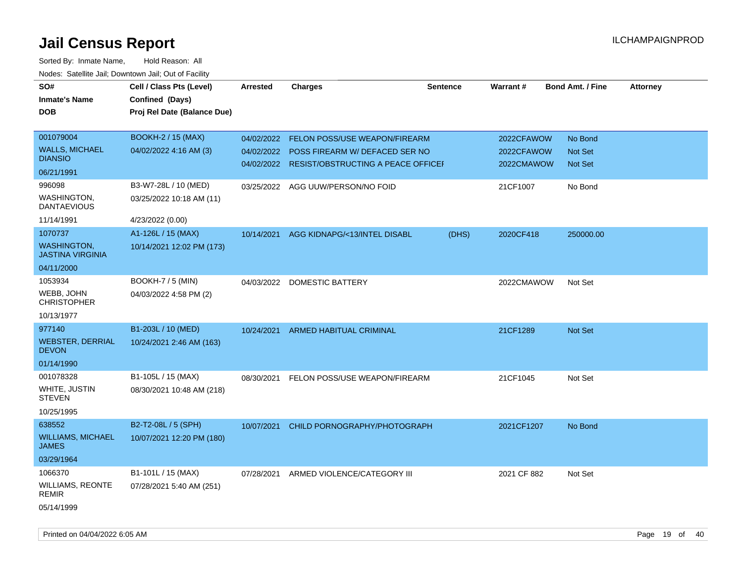# Jail Census Report

ILCHAMPAIGNPROD

Sorted By: Inmate Name, Hold Reason: All

Nodes: Satellite Jail; Downtown Jail; Out of Facility

| SO# / Inmate's Name / DOB | Cell / Class Pts (Level) / Confined (Days) / Proj Rel Date (Balance Due) | Arrested | Charges | Sentence | Warrant # | Bond Amt. / Fine | Attorney |
|---|---|---|---|---|---|---|---|
| 001079004<br>WALLS, MICHAEL DIANSIO<br>06/21/1991 | BOOKH-2 / 15 (MAX)<br>04/02/2022 4:16 AM (3) | 04/02/2022 | FELON POSS/USE WEAPON/FIREARM | | 2022CFAWOW | No Bond | |
| | | 04/02/2022 | POSS FIREARM W/ DEFACED SER NO | | 2022CFAWOW | Not Set | |
| | | 04/02/2022 | RESIST/OBSTRUCTING A PEACE OFFICEI | | 2022CMAWOW | Not Set | |
| 996098<br>WASHINGTON, DANTAEVIOUS<br>11/14/1991 | B3-W7-28L / 10 (MED)<br>03/25/2022 10:18 AM (11)<br>4/23/2022 (0.00) | 03/25/2022 | AGG UUW/PERSON/NO FOID | | 21CF1007 | No Bond | |
| 1070737<br>WASHINGTON, JASTINA VIRGINIA<br>04/11/2000 | A1-126L / 15 (MAX)<br>10/14/2021 12:02 PM (173) | 10/14/2021 | AGG KIDNAPG/<13/INTEL DISABL | (DHS) | 2020CF418 | 250000.00 | |
| 1053934<br>WEBB, JOHN CHRISTOPHER<br>10/13/1977 | BOOKH-7 / 5 (MIN)<br>04/03/2022 4:58 PM (2) | 04/03/2022 | DOMESTIC BATTERY | | 2022CMAWOW | Not Set | |
| 977140<br>WEBSTER, DERRIAL DEVON<br>01/14/1990 | B1-203L / 10 (MED)<br>10/24/2021 2:46 AM (163) | 10/24/2021 | ARMED HABITUAL CRIMINAL | | 21CF1289 | Not Set | |
| 001078328<br>WHITE, JUSTIN STEVEN<br>10/25/1995 | B1-105L / 15 (MAX)<br>08/30/2021 10:48 AM (218) | 08/30/2021 | FELON POSS/USE WEAPON/FIREARM | | 21CF1045 | Not Set | |
| 638552<br>WILLIAMS, MICHAEL JAMES<br>03/29/1964 | B2-T2-08L / 5 (SPH)<br>10/07/2021 12:20 PM (180) | 10/07/2021 | CHILD PORNOGRAPHY/PHOTOGRAPH | | 2021CF1207 | No Bond | |
| 1066370<br>WILLIAMS, REONTE REMIR<br>05/14/1999 | B1-101L / 15 (MAX)<br>07/28/2021 5:40 AM (251) | 07/28/2021 | ARMED VIOLENCE/CATEGORY III | | 2021 CF 882 | Not Set | |

Printed on 04/04/2022 6:05 AM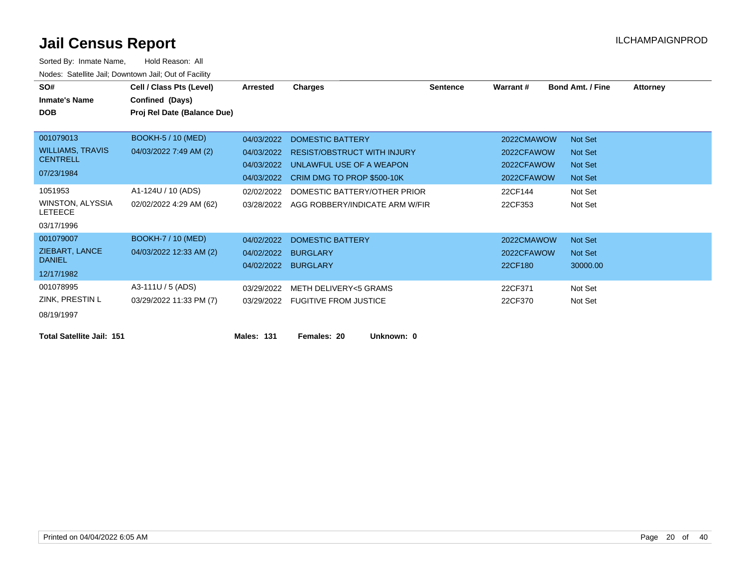# Jail Census Report

ILCHAMPAIGNPROD

Sorted By: Inmate Name, Hold Reason: All

Nodes: Satellite Jail; Downtown Jail; Out of Facility

| SO# / Inmate's Name / DOB | Cell / Class Pts (Level) / Confined (Days) / Proj Rel Date (Balance Due) | Arrested | Charges | Sentence | Warrant # | Bond Amt. / Fine | Attorney |
|---|---|---|---|---|---|---|---|
| 001079013 | BOOKH-5 / 10 (MED) | 04/03/2022 | DOMESTIC BATTERY | | 2022CMAWOW | Not Set | |
| WILLIAMS, TRAVIS CENTRELL | 04/03/2022 7:49 AM (2) | 04/03/2022 | RESIST/OBSTRUCT WITH INJURY | | 2022CFAWOW | Not Set | |
| 07/23/1984 | | 04/03/2022 | UNLAWFUL USE OF A WEAPON | | 2022CFAWOW | Not Set | |
| | | 04/03/2022 | CRIM DMG TO PROP $500-10K | | 2022CFAWOW | Not Set | |
| 1051953 | A1-124U / 10 (ADS) | 02/02/2022 | DOMESTIC BATTERY/OTHER PRIOR | | 22CF144 | Not Set | |
| WINSTON, ALYSSIA LETEECE | 02/02/2022 4:29 AM (62) | 03/28/2022 | AGG ROBBERY/INDICATE ARM W/FIR | | 22CF353 | Not Set | |
| 03/17/1996 | | | | | | | |
| 001079007 | BOOKH-7 / 10 (MED) | 04/02/2022 | DOMESTIC BATTERY | | 2022CMAWOW | Not Set | |
| ZIEBART, LANCE DANIEL | 04/03/2022 12:33 AM (2) | 04/02/2022 | BURGLARY | | 2022CFAWOW | Not Set | |
| 12/17/1982 | | 04/02/2022 | BURGLARY | | 22CF180 | 30000.00 | |
| 001078995 | A3-111U / 5 (ADS) | 03/29/2022 | METH DELIVERY<5 GRAMS | | 22CF371 | Not Set | |
| ZINK, PRESTIN L | 03/29/2022 11:33 PM (7) | 03/29/2022 | FUGITIVE FROM JUSTICE | | 22CF370 | Not Set | |
| 08/19/1997 | | | | | | | |

**Total Satellite Jail: 151** **Males: 131** **Females: 20** **Unknown: 0**

Printed on 04/04/2022 6:05 AM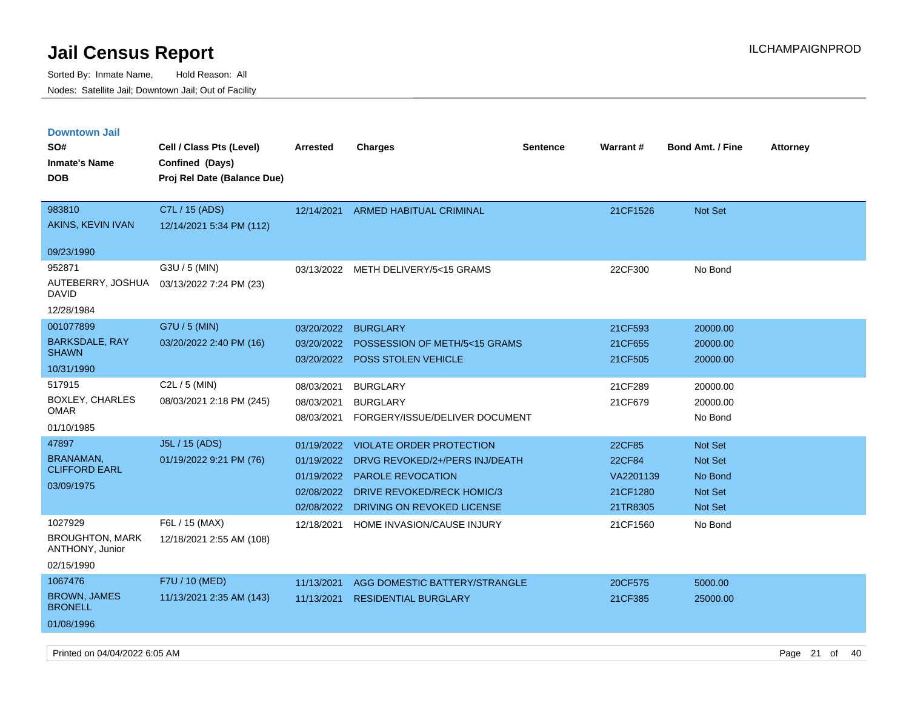# Jail Census Report

Sorted By: Inmate Name, Hold Reason: All

Nodes: Satellite Jail; Downtown Jail; Out of Facility

ILCHAMPAIGNPROD

## Downtown Jail

| SO# / Inmate's Name / DOB | Cell / Class Pts (Level) / Confined (Days) / Proj Rel Date (Balance Due) | Arrested | Charges | Sentence | Warrant # | Bond Amt. / Fine | Attorney |
|---|---|---|---|---|---|---|---|
| 983810<br>AKINS, KEVIN IVAN<br>09/23/1990 | C7L / 15 (ADS)<br>12/14/2021 5:34 PM (112) | 12/14/2021 | ARMED HABITUAL CRIMINAL | | 21CF1526 | Not Set | |
| 952871<br>AUTEBERRY, JOSHUA DAVID<br>12/28/1984 | G3U / 5 (MIN)<br>03/13/2022 7:24 PM (23) | 03/13/2022 | METH DELIVERY/5<15 GRAMS | | 22CF300 | No Bond | |
| 001077899<br>BARKSDALE, RAY SHAWN<br>10/31/1990 | G7U / 5 (MIN)<br>03/20/2022 2:40 PM (16) | 03/20/2022 | BURGLARY | | 21CF593 | 20000.00 | |
| | | 03/20/2022 | POSSESSION OF METH/5<15 GRAMS | | 21CF655 | 20000.00 | |
| | | 03/20/2022 | POSS STOLEN VEHICLE | | 21CF505 | 20000.00 | |
| 517915<br>BOXLEY, CHARLES OMAR<br>01/10/1985 | C2L / 5 (MIN)<br>08/03/2021 2:18 PM (245) | 08/03/2021 | BURGLARY | | 21CF289 | 20000.00 | |
| | | 08/03/2021 | BURGLARY | | 21CF679 | 20000.00 | |
| | | 08/03/2021 | FORGERY/ISSUE/DELIVER DOCUMENT | | | No Bond | |
| 47897<br>BRANAMAN, CLIFFORD EARL<br>03/09/1975 | J5L / 15 (ADS)<br>01/19/2022 9:21 PM (76) | 01/19/2022 | VIOLATE ORDER PROTECTION | | 22CF85 | Not Set | |
| | | 01/19/2022 | DRVG REVOKED/2+/PERS INJ/DEATH | | 22CF84 | Not Set | |
| | | 01/19/2022 | PAROLE REVOCATION | | VA2201139 | No Bond | |
| | | 02/08/2022 | DRIVE REVOKED/RECK HOMIC/3 | | 21CF1280 | Not Set | |
| | | 02/08/2022 | DRIVING ON REVOKED LICENSE | | 21TR8305 | Not Set | |
| 1027929<br>BROUGHTON, MARK ANTHONY, Junior<br>02/15/1990 | F6L / 15 (MAX)<br>12/18/2021 2:55 AM (108) | 12/18/2021 | HOME INVASION/CAUSE INJURY | | 21CF1560 | No Bond | |
| 1067476<br>BROWN, JAMES BRONELL<br>01/08/1996 | F7U / 10 (MED)<br>11/13/2021 2:35 AM (143) | 11/13/2021 | AGG DOMESTIC BATTERY/STRANGLE | | 20CF575 | 5000.00 | |
| | | 11/13/2021 | RESIDENTIAL BURGLARY | | 21CF385 | 25000.00 | |

Printed on 04/04/2022 6:05 AM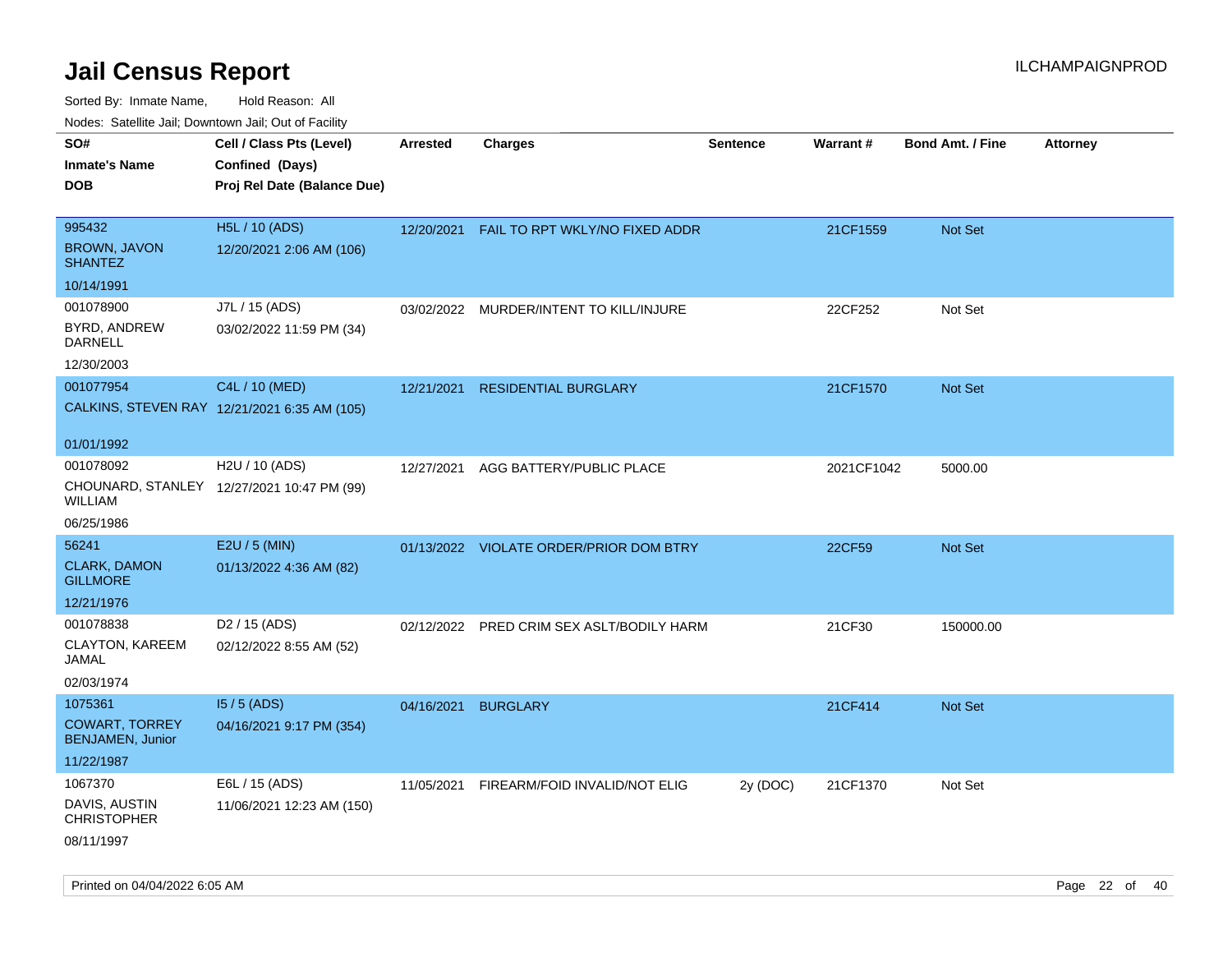# Jail Census Report

ILCHAMPAIGNPROD

Sorted By: Inmate Name, Hold Reason: All

Nodes: Satellite Jail; Downtown Jail; Out of Facility

| SO# / Inmate's Name / DOB | Cell / Class Pts (Level) / Confined (Days) / Proj Rel Date (Balance Due) | Arrested | Charges | Sentence | Warrant # | Bond Amt. / Fine | Attorney |
|---|---|---|---|---|---|---|---|
| 995432<br>BROWN, JAVON SHANTEZ<br>10/14/1991 | H5L / 10 (ADS)<br>12/20/2021 2:06 AM (106) | 12/20/2021 | FAIL TO RPT WKLY/NO FIXED ADDR | | 21CF1559 | Not Set | |
| 001078900<br>BYRD, ANDREW DARNELL<br>12/30/2003 | J7L / 15 (ADS)<br>03/02/2022 11:59 PM (34) | 03/02/2022 | MURDER/INTENT TO KILL/INJURE | | 22CF252 | Not Set | |
| 001077954<br>CALKINS, STEVEN RAY<br>01/01/1992 | C4L / 10 (MED)<br>12/21/2021 6:35 AM (105) | 12/21/2021 | RESIDENTIAL BURGLARY | | 21CF1570 | Not Set | |
| 001078092<br>CHOUNARD, STANLEY WILLIAM<br>06/25/1986 | H2U / 10 (ADS)<br>12/27/2021 10:47 PM (99) | 12/27/2021 | AGG BATTERY/PUBLIC PLACE | | 2021CF1042 | 5000.00 | |
| 56241<br>CLARK, DAMON GILLMORE<br>12/21/1976 | E2U / 5 (MIN)<br>01/13/2022 4:36 AM (82) | 01/13/2022 | VIOLATE ORDER/PRIOR DOM BTRY | | 22CF59 | Not Set | |
| 001078838<br>CLAYTON, KAREEM JAMAL<br>02/03/1974 | D2 / 15 (ADS)<br>02/12/2022 8:55 AM (52) | 02/12/2022 | PRED CRIM SEX ASLT/BODILY HARM | | 21CF30 | 150000.00 | |
| 1075361<br>COWART, TORREY BENJAMEN, Junior<br>11/22/1987 | I5 / 5 (ADS)<br>04/16/2021 9:17 PM (354) | 04/16/2021 | BURGLARY | | 21CF414 | Not Set | |
| 1067370<br>DAVIS, AUSTIN CHRISTOPHER<br>08/11/1997 | E6L / 15 (ADS)<br>11/06/2021 12:23 AM (150) | 11/05/2021 | FIREARM/FOID INVALID/NOT ELIG | 2y (DOC) | 21CF1370 | Not Set | |

Printed on 04/04/2022 6:05 AM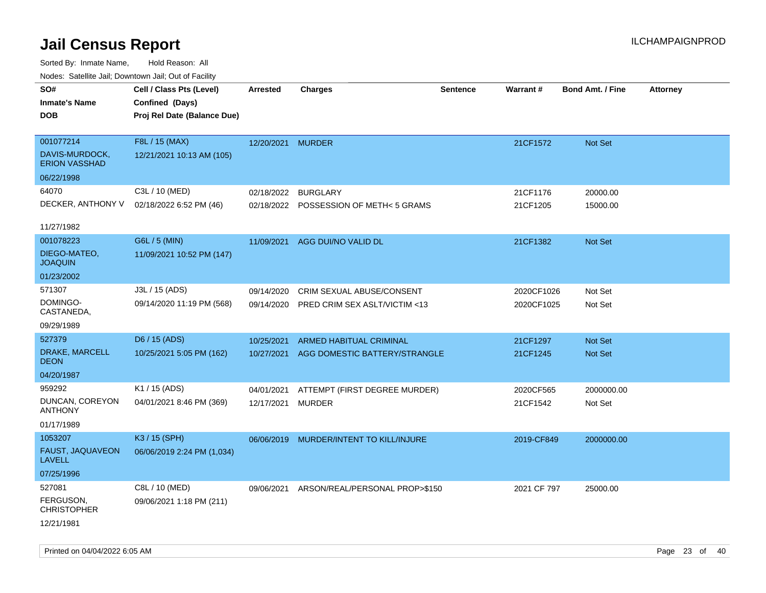# Jail Census Report

Sorted By: Inmate Name, Hold Reason: All

Nodes: Satellite Jail; Downtown Jail; Out of Facility

ILCHAMPAIGNPROD

| SO# / Inmate's Name / DOB | Cell / Class Pts (Level) / Confined (Days) / Proj Rel Date (Balance Due) | Arrested | Charges | Sentence | Warrant # | Bond Amt. / Fine | Attorney |
|---|---|---|---|---|---|---|---|
| 001077214<br>DAVIS-MURDOCK, ERION VASSHAD<br>06/22/1998 | F8L / 15 (MAX)<br>12/21/2021 10:13 AM (105) | 12/20/2021 | MURDER | | 21CF1572 | Not Set | |
| 64070<br>DECKER, ANTHONY V<br>11/27/1982 | C3L / 10 (MED)<br>02/18/2022 6:52 PM (46) | 02/18/2022 | BURGLARY | | 21CF1176 | 20000.00 | |
| | | 02/18/2022 | POSSESSION OF METH< 5 GRAMS | | 21CF1205 | 15000.00 | |
| 001078223<br>DIEGO-MATEO, JOAQUIN<br>01/23/2002 | G6L / 5 (MIN)<br>11/09/2021 10:52 PM (147) | 11/09/2021 | AGG DUI/NO VALID DL | | 21CF1382 | Not Set | |
| 571307<br>DOMINGO-CASTANEDA,<br>09/29/1989 | J3L / 15 (ADS)<br>09/14/2020 11:19 PM (568) | 09/14/2020 | CRIM SEXUAL ABUSE/CONSENT | | 2020CF1026 | Not Set | |
| | | 09/14/2020 | PRED CRIM SEX ASLT/VICTIM <13 | | 2020CF1025 | Not Set | |
| 527379<br>DRAKE, MARCELL DEON<br>04/20/1987 | D6 / 15 (ADS)<br>10/25/2021 5:05 PM (162) | 10/25/2021 | ARMED HABITUAL CRIMINAL | | 21CF1297 | Not Set | |
| | | 10/27/2021 | AGG DOMESTIC BATTERY/STRANGLE | | 21CF1245 | Not Set | |
| 959292<br>DUNCAN, COREYON ANTHONY<br>01/17/1989 | K1 / 15 (ADS)<br>04/01/2021 8:46 PM (369) | 04/01/2021 | ATTEMPT (FIRST DEGREE MURDER) | | 2020CF565 | 2000000.00 | |
| | | 12/17/2021 | MURDER | | 21CF1542 | Not Set | |
| 1053207<br>FAUST, JAQUAVEON LAVELL<br>07/25/1996 | K3 / 15 (SPH)<br>06/06/2019 2:24 PM (1,034) | 06/06/2019 | MURDER/INTENT TO KILL/INJURE | | 2019-CF849 | 2000000.00 | |
| 527081<br>FERGUSON, CHRISTOPHER<br>12/21/1981 | C8L / 10 (MED)<br>09/06/2021 1:18 PM (211) | 09/06/2021 | ARSON/REAL/PERSONAL PROP>$150 | | 2021 CF 797 | 25000.00 | |

Printed on 04/04/2022 6:05 AM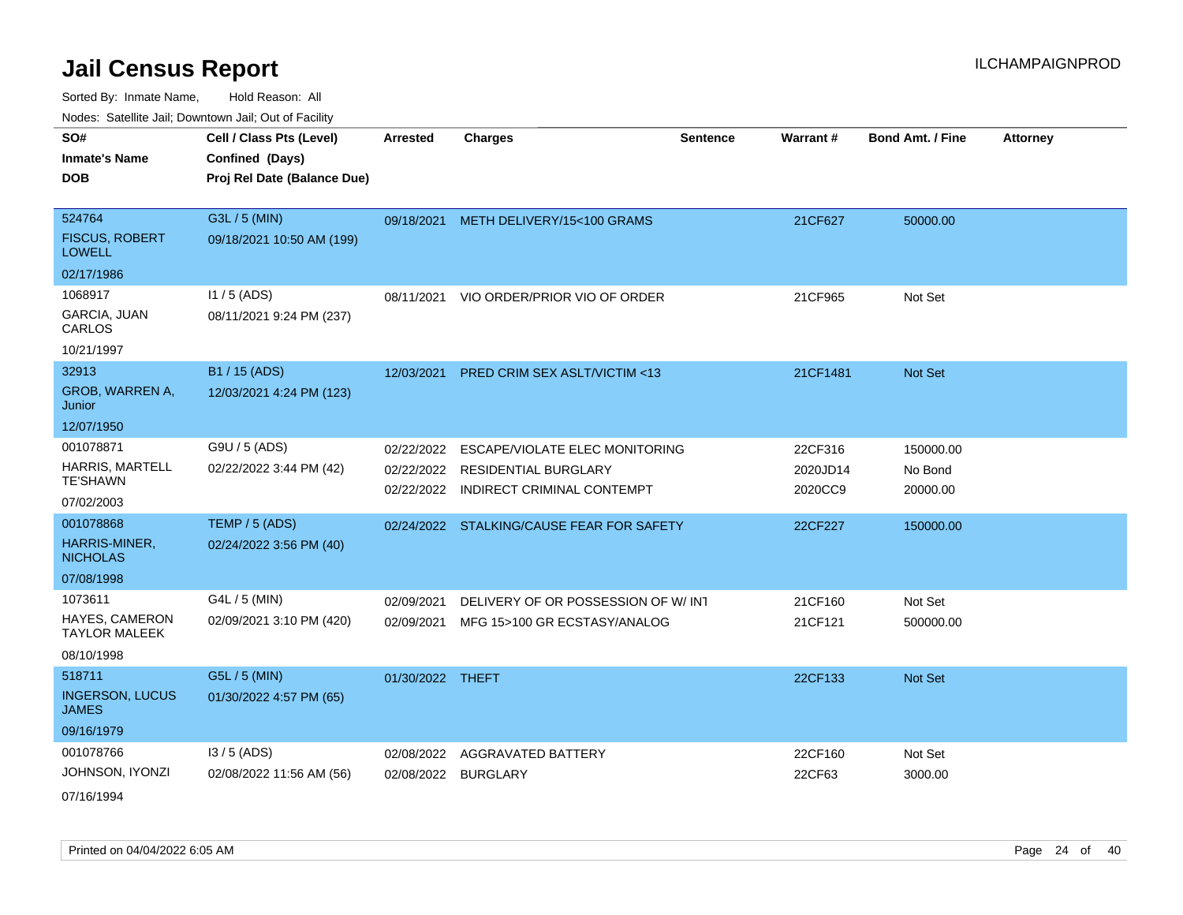# Jail Census Report

ILCHAMPAIGNPROD

Sorted By: Inmate Name, Hold Reason: All

Nodes: Satellite Jail; Downtown Jail; Out of Facility

| SO# / Inmate's Name / DOB | Cell / Class Pts (Level) / Confined (Days) / Proj Rel Date (Balance Due) | Arrested | Charges | Sentence | Warrant # | Bond Amt. / Fine | Attorney |
|---|---|---|---|---|---|---|---|
| 524764<br>FISCUS, ROBERT LOWELL<br>02/17/1986 | G3L / 5 (MIN)<br>09/18/2021 10:50 AM (199) | 09/18/2021 | METH DELIVERY/15<100 GRAMS | | 21CF627 | 50000.00 | |
| 1068917<br>GARCIA, JUAN CARLOS<br>10/21/1997 | I1 / 5 (ADS)<br>08/11/2021 9:24 PM (237) | 08/11/2021 | VIO ORDER/PRIOR VIO OF ORDER | | 21CF965 | Not Set | |
| 32913<br>GROB, WARREN A, Junior<br>12/07/1950 | B1 / 15 (ADS)<br>12/03/2021 4:24 PM (123) | 12/03/2021 | PRED CRIM SEX ASLT/VICTIM <13 | | 21CF1481 | Not Set | |
| 001078871<br>HARRIS, MARTELL TE'SHAWN<br>07/02/2003 | G9U / 5 (ADS)<br>02/22/2022 3:44 PM (42) | 02/22/2022<br>02/22/2022<br>02/22/2022 | ESCAPE/VIOLATE ELEC MONITORING<br>RESIDENTIAL BURGLARY<br>INDIRECT CRIMINAL CONTEMPT | | 22CF316<br>2020JD14<br>2020CC9 | 150000.00<br>No Bond<br>20000.00 | |
| 001078868<br>HARRIS-MINER, NICHOLAS<br>07/08/1998 | TEMP / 5 (ADS)<br>02/24/2022 3:56 PM (40) | 02/24/2022 | STALKING/CAUSE FEAR FOR SAFETY | | 22CF227 | 150000.00 | |
| 1073611<br>HAYES, CAMERON TAYLOR MALEEK<br>08/10/1998 | G4L / 5 (MIN)<br>02/09/2021 3:10 PM (420) | 02/09/2021<br>02/09/2021 | DELIVERY OF OR POSSESSION OF W/ INT<br>MFG 15>100 GR ECSTASY/ANALOG | | 21CF160<br>21CF121 | Not Set<br>500000.00 | |
| 518711<br>INGERSON, LUCUS JAMES<br>09/16/1979 | G5L / 5 (MIN)<br>01/30/2022 4:57 PM (65) | 01/30/2022 | THEFT | | 22CF133 | Not Set | |
| 001078766<br>JOHNSON, IYONZI<br>07/16/1994 | I3 / 5 (ADS)<br>02/08/2022 11:56 AM (56) | 02/08/2022<br>02/08/2022 | AGGRAVATED BATTERY<br>BURGLARY | | 22CF160<br>22CF63 | Not Set<br>3000.00 | |

Printed on 04/04/2022 6:05 AM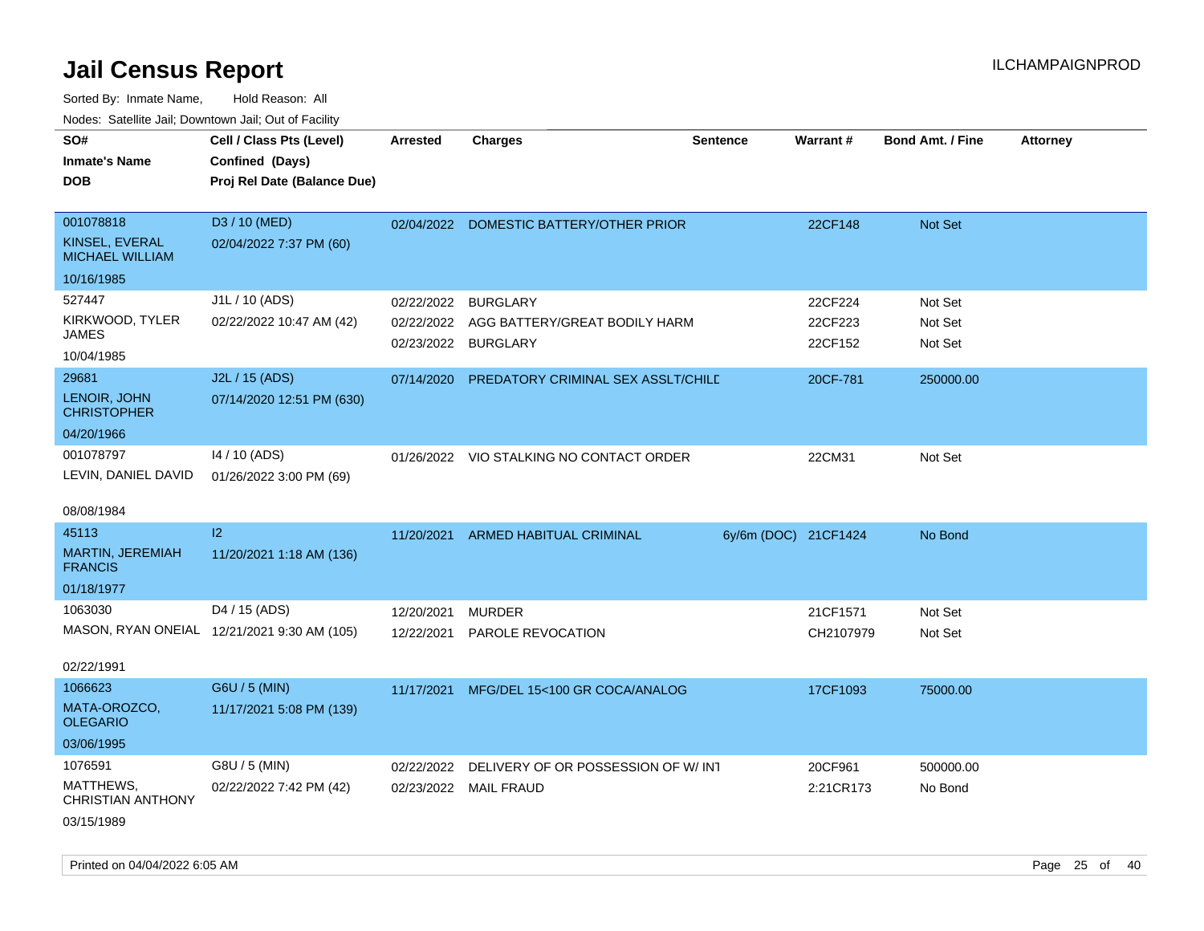# Jail Census Report

ILCHAMPAIGNPROD

Sorted By: Inmate Name, Hold Reason: All

Nodes: Satellite Jail; Downtown Jail; Out of Facility

| SO# / Inmate's Name / DOB | Cell / Class Pts (Level) / Confined (Days) / Proj Rel Date (Balance Due) | Arrested | Charges | Sentence | Warrant # | Bond Amt. / Fine | Attorney |
|---|---|---|---|---|---|---|---|
| 001078818<br>KINSEL, EVERAL MICHAEL WILLIAM<br>10/16/1985 | D3 / 10 (MED)<br>02/04/2022 7:37 PM (60) | 02/04/2022 | DOMESTIC BATTERY/OTHER PRIOR | | 22CF148 | Not Set | |
| 527447<br>KIRKWOOD, TYLER JAMES<br>10/04/1985 | J1L / 10 (ADS)<br>02/22/2022 10:47 AM (42) | 02/22/2022 | BURGLARY | | 22CF224 | Not Set | |
| | | 02/22/2022 | AGG BATTERY/GREAT BODILY HARM | | 22CF223 | Not Set | |
| | | 02/23/2022 | BURGLARY | | 22CF152 | Not Set | |
| 29681<br>LENOIR, JOHN CHRISTOPHER<br>04/20/1966 | J2L / 15 (ADS)<br>07/14/2020 12:51 PM (630) | 07/14/2020 | PREDATORY CRIMINAL SEX ASSLT/CHILD | | 20CF-781 | 250000.00 | |
| 001078797<br>LEVIN, DANIEL DAVID<br>08/08/1984 | I4 / 10 (ADS)<br>01/26/2022 3:00 PM (69) | 01/26/2022 | VIO STALKING NO CONTACT ORDER | | 22CM31 | Not Set | |
| 45113<br>MARTIN, JEREMIAH FRANCIS<br>01/18/1977 | I2<br>11/20/2021 1:18 AM (136) | 11/20/2021 | ARMED HABITUAL CRIMINAL | 6y/6m (DOC) | 21CF1424 | No Bond | |
| 1063030<br>MASON, RYAN ONEIAL<br>02/22/1991 | D4 / 15 (ADS)<br>12/21/2021 9:30 AM (105) | 12/20/2021 | MURDER | | 21CF1571 | Not Set | |
| | | 12/22/2021 | PAROLE REVOCATION | | CH2107979 | Not Set | |
| 1066623<br>MATA-OROZCO, OLEGARIO<br>03/06/1995 | G6U / 5 (MIN)<br>11/17/2021 5:08 PM (139) | 11/17/2021 | MFG/DEL 15<100 GR COCA/ANALOG | | 17CF1093 | 75000.00 | |
| 1076591<br>MATTHEWS, CHRISTIAN ANTHONY<br>03/15/1989 | G8U / 5 (MIN)<br>02/22/2022 7:42 PM (42) | 02/22/2022 | DELIVERY OF OR POSSESSION OF W/ INT | | 20CF961 | 500000.00 | |
| | | 02/23/2022 | MAIL FRAUD | | 2:21CR173 | No Bond | |

Printed on 04/04/2022 6:05 AM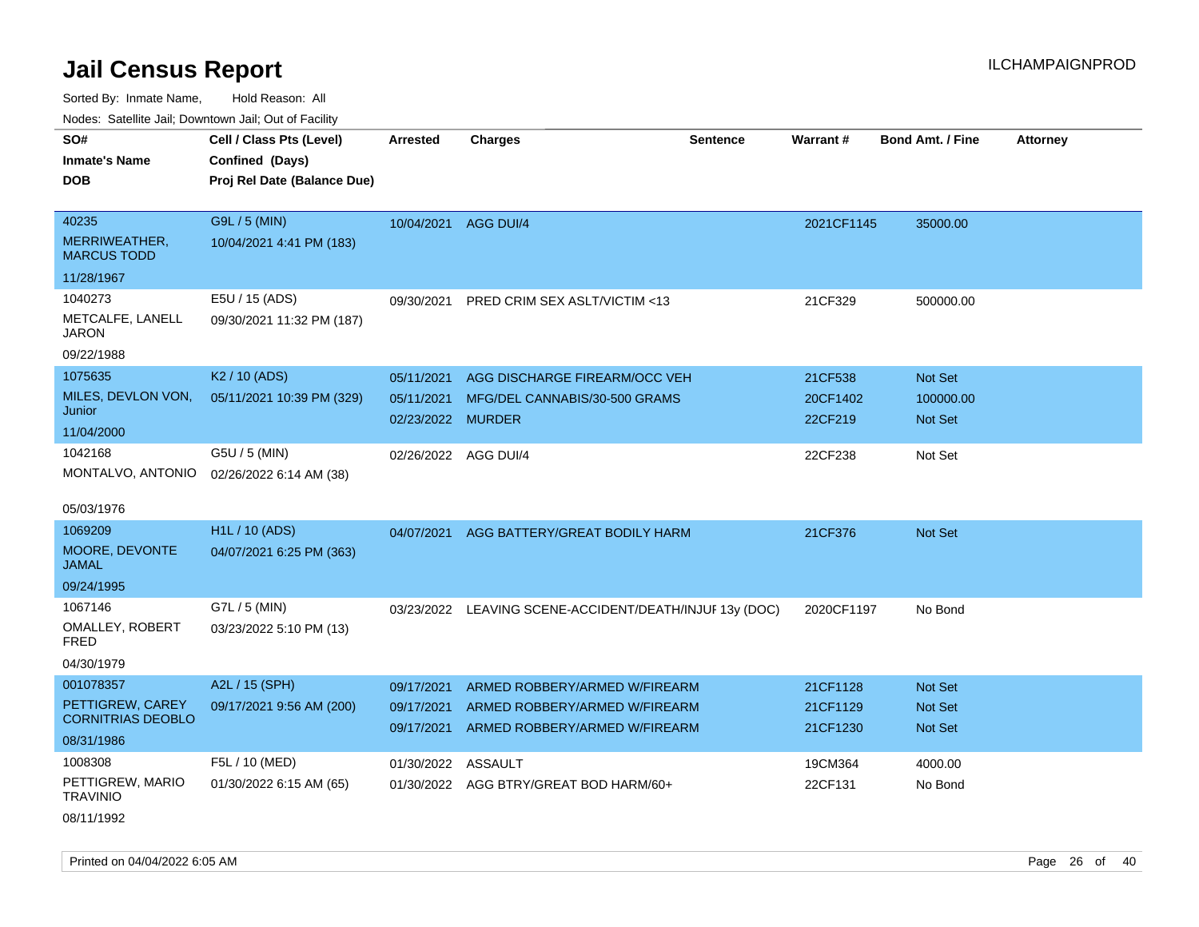# Jail Census Report

ILCHAMPAIGNPROD

Sorted By: Inmate Name, Hold Reason: All

Nodes: Satellite Jail; Downtown Jail; Out of Facility

| SO# / Inmate's Name / DOB | Cell / Class Pts (Level) / Confined (Days) / Proj Rel Date (Balance Due) | Arrested | Charges | Sentence | Warrant # | Bond Amt. / Fine | Attorney |
|---|---|---|---|---|---|---|---|
| 40235<br>MERRIWEATHER, MARCUS TODD<br>11/28/1967 | G9L / 5 (MIN)<br>10/04/2021 4:41 PM (183) | 10/04/2021 | AGG DUI/4 | | 2021CF1145 | 35000.00 | |
| 1040273<br>METCALFE, LANELL JARON<br>09/22/1988 | E5U / 15 (ADS)<br>09/30/2021 11:32 PM (187) | 09/30/2021 | PRED CRIM SEX ASLT/VICTIM <13 | | 21CF329 | 500000.00 | |
| 1075635<br>MILES, DEVLON VON, Junior<br>11/04/2000 | K2 / 10 (ADS)<br>05/11/2021 10:39 PM (329) | 05/11/2021<br>05/11/2021<br>02/23/2022 | AGG DISCHARGE FIREARM/OCC VEH<br>MFG/DEL CANNABIS/30-500 GRAMS<br>MURDER | | 21CF538<br>20CF1402<br>22CF219 | Not Set<br>100000.00<br>Not Set | |
| 1042168<br>MONTALVO, ANTONIO<br>05/03/1976 | G5U / 5 (MIN)<br>02/26/2022 6:14 AM (38) | 02/26/2022 | AGG DUI/4 | | 22CF238 | Not Set | |
| 1069209<br>MOORE, DEVONTE JAMAL<br>09/24/1995 | H1L / 10 (ADS)<br>04/07/2021 6:25 PM (363) | 04/07/2021 | AGG BATTERY/GREAT BODILY HARM | | 21CF376 | Not Set | |
| 1067146<br>OMALLEY, ROBERT FRED<br>04/30/1979 | G7L / 5 (MIN)<br>03/23/2022 5:10 PM (13) | 03/23/2022 | LEAVING SCENE-ACCIDENT/DEATH/INJUF | 13y (DOC) | 2020CF1197 | No Bond | |
| 001078357<br>PETTIGREW, CAREY CORNITRIAS DEOBLO<br>08/31/1986 | A2L / 15 (SPH)<br>09/17/2021 9:56 AM (200) | 09/17/2021<br>09/17/2021<br>09/17/2021 | ARMED ROBBERY/ARMED W/FIREARM<br>ARMED ROBBERY/ARMED W/FIREARM<br>ARMED ROBBERY/ARMED W/FIREARM | | 21CF1128<br>21CF1129<br>21CF1230 | Not Set<br>Not Set<br>Not Set | |
| 1008308<br>PETTIGREW, MARIO TRAVINIO<br>08/11/1992 | F5L / 10 (MED)<br>01/30/2022 6:15 AM (65) | 01/30/2022<br>01/30/2022 | ASSAULT<br>AGG BTRY/GREAT BOD HARM/60+ | | 19CM364<br>22CF131 | 4000.00<br>No Bond | |

Printed on 04/04/2022 6:05 AM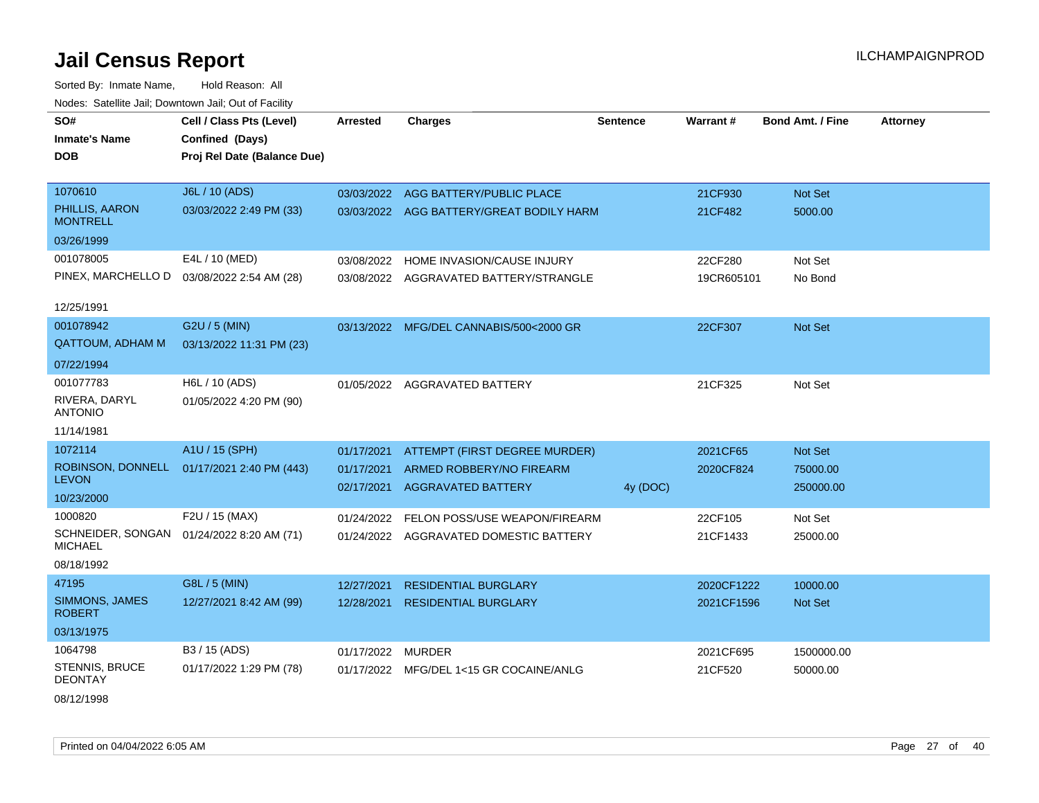# Jail Census Report

ILCHAMPAIGNPROD

Sorted By: Inmate Name, Hold Reason: All

Nodes: Satellite Jail; Downtown Jail; Out of Facility

| SO# / Inmate's Name / DOB | Cell / Class Pts (Level) / Confined (Days) / Proj Rel Date (Balance Due) | Arrested | Charges | Sentence | Warrant # | Bond Amt. / Fine | Attorney |
|---|---|---|---|---|---|---|---|
| 1070610<br>PHILLIS, AARON MONTRELL<br>03/26/1999 | J6L / 10 (ADS)<br>03/03/2022 2:49 PM (33) | 03/03/2022 | AGG BATTERY/PUBLIC PLACE | | 21CF930 | Not Set | |
| | | 03/03/2022 | AGG BATTERY/GREAT BODILY HARM | | 21CF482 | 5000.00 | |
| 001078005<br>PINEX, MARCHELLO D<br>12/25/1991 | E4L / 10 (MED)<br>03/08/2022 2:54 AM (28) | 03/08/2022 | HOME INVASION/CAUSE INJURY | | 22CF280 | Not Set | |
| | | 03/08/2022 | AGGRAVATED BATTERY/STRANGLE | | 19CR605101 | No Bond | |
| 001078942<br>QATTOUM, ADHAM M<br>07/22/1994 | G2U / 5 (MIN)<br>03/13/2022 11:31 PM (23) | 03/13/2022 | MFG/DEL CANNABIS/500<2000 GR | | 22CF307 | Not Set | |
| 001077783<br>RIVERA, DARYL ANTONIO<br>11/14/1981 | H6L / 10 (ADS)<br>01/05/2022 4:20 PM (90) | 01/05/2022 | AGGRAVATED BATTERY | | 21CF325 | Not Set | |
| 1072114<br>ROBINSON, DONNELL LEVON<br>10/23/2000 | A1U / 15 (SPH)<br>01/17/2021 2:40 PM (443) | 01/17/2021 | ATTEMPT (FIRST DEGREE MURDER) | | 2021CF65 | Not Set | |
| | | 01/17/2021 | ARMED ROBBERY/NO FIREARM | | 2020CF824 | 75000.00 | |
| | | 02/17/2021 | AGGRAVATED BATTERY | 4y (DOC) | | 250000.00 | |
| 1000820<br>SCHNEIDER, SONGAN MICHAEL<br>08/18/1992 | F2U / 15 (MAX)<br>01/24/2022 8:20 AM (71) | 01/24/2022 | FELON POSS/USE WEAPON/FIREARM | | 22CF105 | Not Set | |
| | | 01/24/2022 | AGGRAVATED DOMESTIC BATTERY | | 21CF1433 | 25000.00 | |
| 47195<br>SIMMONS, JAMES ROBERT<br>03/13/1975 | G8L / 5 (MIN)<br>12/27/2021 8:42 AM (99) | 12/27/2021 | RESIDENTIAL BURGLARY | | 2020CF1222 | 10000.00 | |
| | | 12/28/2021 | RESIDENTIAL BURGLARY | | 2021CF1596 | Not Set | |
| 1064798<br>STENNIS, BRUCE DEONTAY<br>08/12/1998 | B3 / 15 (ADS)<br>01/17/2022 1:29 PM (78) | 01/17/2022 | MURDER | | 2021CF695 | 1500000.00 | |
| | | 01/17/2022 | MFG/DEL 1<15 GR COCAINE/ANLG | | 21CF520 | 50000.00 | |

Printed on 04/04/2022 6:05 AM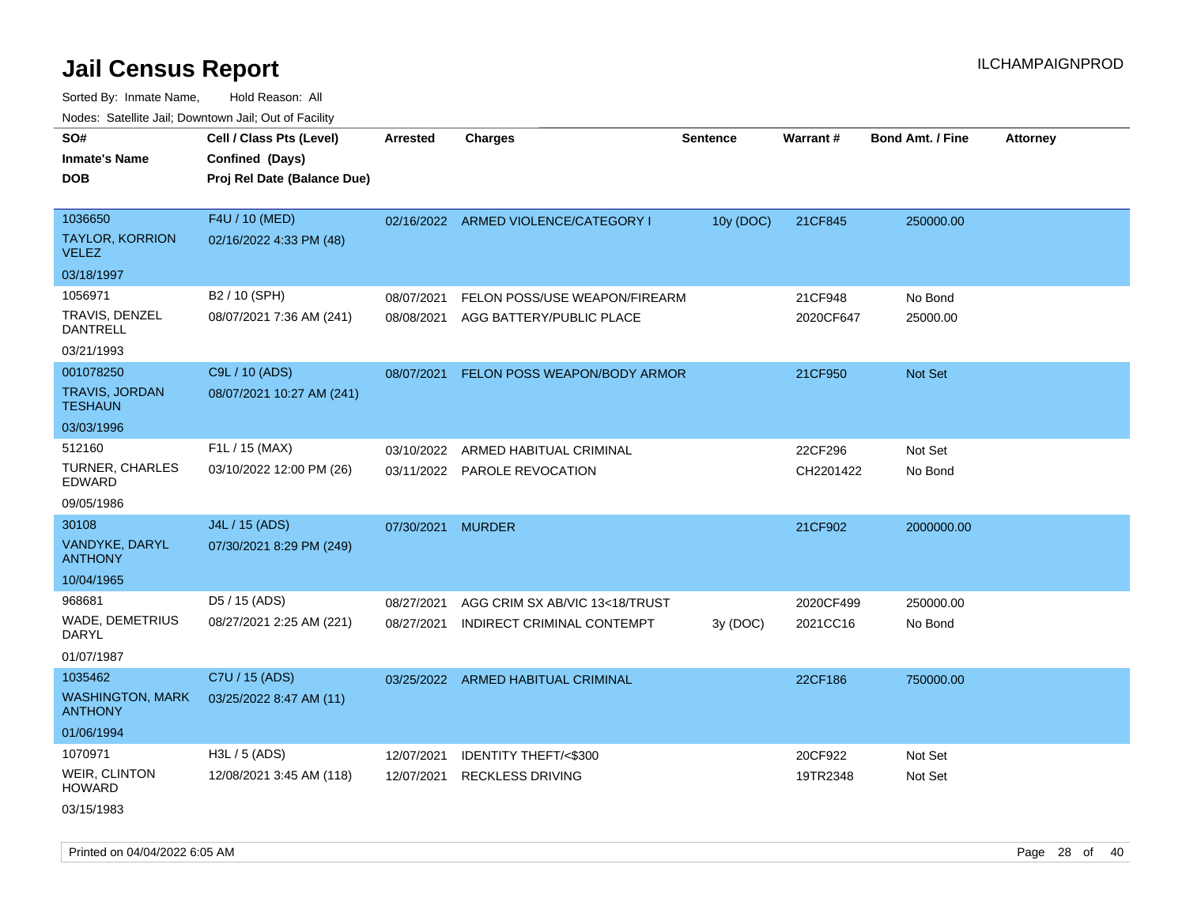# Jail Census Report

ILCHAMPAIGNPROD

Sorted By: Inmate Name, Hold Reason: All

Nodes: Satellite Jail; Downtown Jail; Out of Facility

| SO# / Inmate's Name / DOB | Cell / Class Pts (Level) / Confined (Days) / Proj Rel Date (Balance Due) | Arrested | Charges | Sentence | Warrant # | Bond Amt. / Fine | Attorney |
|---|---|---|---|---|---|---|---|
| 1036650 TAYLOR, KORRION VELEZ 03/18/1997 | F4U / 10 (MED) 02/16/2022 4:33 PM (48) | 02/16/2022 | ARMED VIOLENCE/CATEGORY I | 10y (DOC) | 21CF845 | 250000.00 | |
| 1056971 TRAVIS, DENZEL DANTRELL 03/21/1993 | B2 / 10 (SPH) 08/07/2021 7:36 AM (241) | 08/07/2021 | FELON POSS/USE WEAPON/FIREARM | | 21CF948 | No Bond | |
| | | 08/08/2021 | AGG BATTERY/PUBLIC PLACE | | 2020CF647 | 25000.00 | |
| 001078250 TRAVIS, JORDAN TESHAUN 03/03/1996 | C9L / 10 (ADS) 08/07/2021 10:27 AM (241) | 08/07/2021 | FELON POSS WEAPON/BODY ARMOR | | 21CF950 | Not Set | |
| 512160 TURNER, CHARLES EDWARD 09/05/1986 | F1L / 15 (MAX) 03/10/2022 12:00 PM (26) | 03/10/2022 | ARMED HABITUAL CRIMINAL | | 22CF296 | Not Set | |
| | | 03/11/2022 | PAROLE REVOCATION | | CH2201422 | No Bond | |
| 30108 VANDYKE, DARYL ANTHONY 10/04/1965 | J4L / 15 (ADS) 07/30/2021 8:29 PM (249) | 07/30/2021 | MURDER | | 21CF902 | 2000000.00 | |
| 968681 WADE, DEMETRIUS DARYL 01/07/1987 | D5 / 15 (ADS) 08/27/2021 2:25 AM (221) | 08/27/2021 | AGG CRIM SX AB/VIC 13<18/TRUST | | 2020CF499 | 250000.00 | |
| | | 08/27/2021 | INDIRECT CRIMINAL CONTEMPT | 3y (DOC) | 2021CC16 | No Bond | |
| 1035462 WASHINGTON, MARK ANTHONY 01/06/1994 | C7U / 15 (ADS) 03/25/2022 8:47 AM (11) | 03/25/2022 | ARMED HABITUAL CRIMINAL | | 22CF186 | 750000.00 | |
| 1070971 WEIR, CLINTON HOWARD 03/15/1983 | H3L / 5 (ADS) 12/08/2021 3:45 AM (118) | 12/07/2021 | IDENTITY THEFT/<$300 | | 20CF922 | Not Set | |
| | | 12/07/2021 | RECKLESS DRIVING | | 19TR2348 | Not Set | |

Printed on 04/04/2022 6:05 AM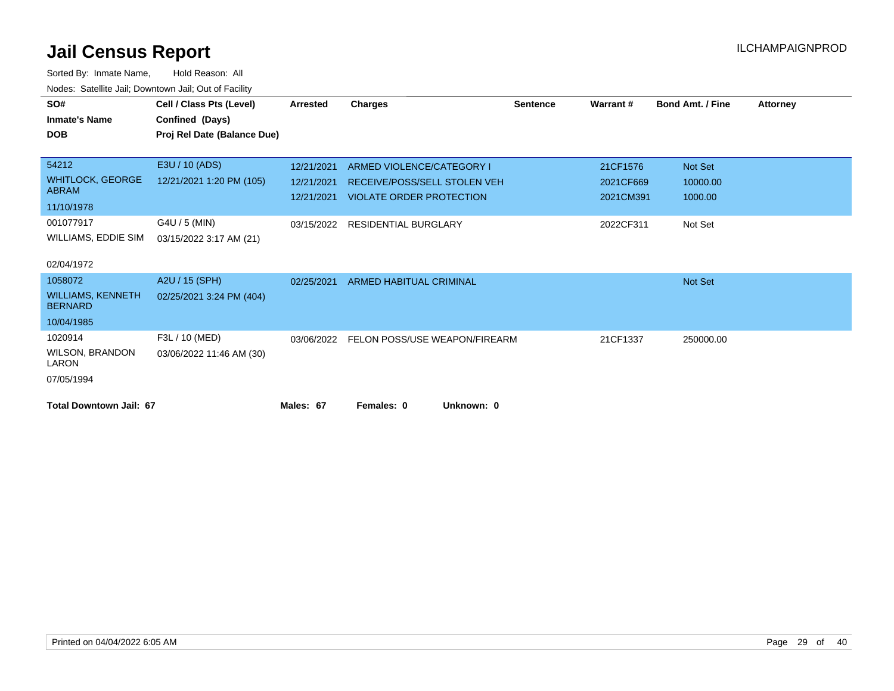# Jail Census Report

ILCHAMPAIGNPROD

Sorted By: Inmate Name, Hold Reason: All

Nodes: Satellite Jail; Downtown Jail; Out of Facility

| SO# / Inmate's Name / DOB | Cell / Class Pts (Level) / Confined (Days) / Proj Rel Date (Balance Due) | Arrested | Charges | Sentence | Warrant # | Bond Amt. / Fine | Attorney |
|---|---|---|---|---|---|---|---|
| 54212<br>WHITLOCK, GEORGE ABRAM<br>11/10/1978 | E3U / 10 (ADS)<br>12/21/2021 1:20 PM (105) | 12/21/2021<br>12/21/2021<br>12/21/2021 | ARMED VIOLENCE/CATEGORY I<br>RECEIVE/POSS/SELL STOLEN VEH<br>VIOLATE ORDER PROTECTION | | 21CF1576<br>2021CF669<br>2021CM391 | Not Set<br>10000.00<br>1000.00 | |
| 001077917<br>WILLIAMS, EDDIE SIM<br>02/04/1972 | G4U / 5 (MIN)<br>03/15/2022 3:17 AM (21) | 03/15/2022 | RESIDENTIAL BURGLARY | | 2022CF311 | Not Set | |
| 1058072<br>WILLIAMS, KENNETH BERNARD<br>10/04/1985 | A2U / 15 (SPH)<br>02/25/2021 3:24 PM (404) | 02/25/2021 | ARMED HABITUAL CRIMINAL | | | Not Set | |
| 1020914<br>WILSON, BRANDON LARON<br>07/05/1994 | F3L / 10 (MED)<br>03/06/2022 11:46 AM (30) | 03/06/2022 | FELON POSS/USE WEAPON/FIREARM | | 21CF1337 | 250000.00 | |

**Total Downtown Jail: 67** **Males: 67** **Females: 0** **Unknown: 0**

Printed on 04/04/2022 6:05 AM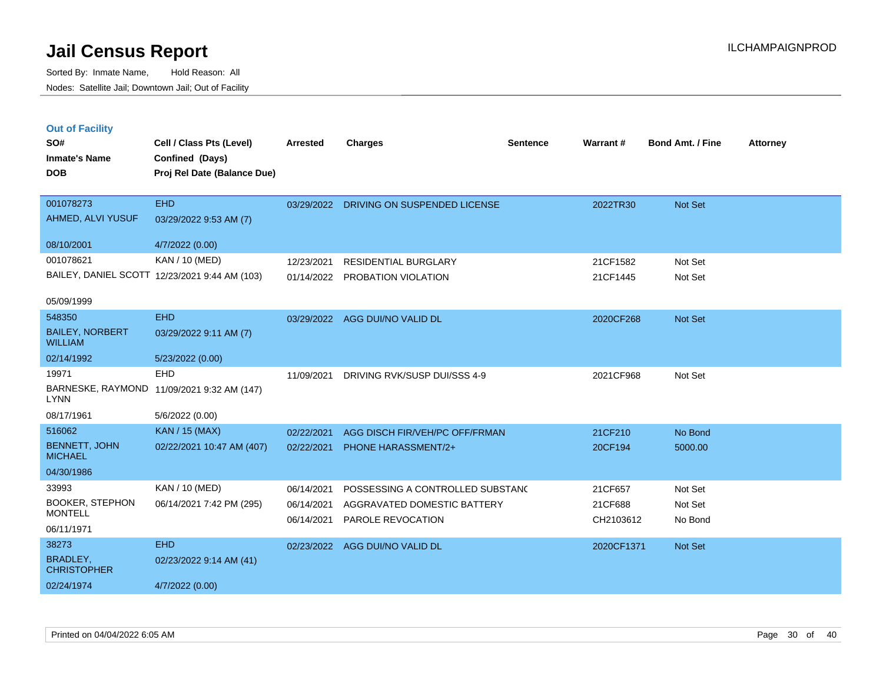# Jail Census Report

Sorted By: Inmate Name, Hold Reason: All
Nodes: Satellite Jail; Downtown Jail; Out of Facility

ILCHAMPAIGNPROD

## Out of Facility

| SO# / Inmate's Name / DOB | Cell / Class Pts (Level) / Confined (Days) / Proj Rel Date (Balance Due) | Arrested | Charges | Sentence | Warrant # | Bond Amt. / Fine | Attorney |
|---|---|---|---|---|---|---|---|
| 001078273<br>AHMED, ALVI YUSUF<br>08/10/2001 | EHD<br>03/29/2022 9:53 AM (7)<br>4/7/2022 (0.00) | 03/29/2022 | DRIVING ON SUSPENDED LICENSE | | 2022TR30 | Not Set | |
| 001078621<br>BAILEY, DANIEL SCOTT<br>05/09/1999 | KAN / 10 (MED)<br>12/23/2021 9:44 AM (103) | 12/23/2021<br>01/14/2022 | RESIDENTIAL BURGLARY<br>PROBATION VIOLATION | | 21CF1582<br>21CF1445 | Not Set<br>Not Set | |
| 548350<br>BAILEY, NORBERT WILLIAM<br>02/14/1992 | EHD<br>03/29/2022 9:11 AM (7)<br>5/23/2022 (0.00) | 03/29/2022 | AGG DUI/NO VALID DL | | 2020CF268 | Not Set | |
| 19971<br>BARNESKE, RAYMOND LYNN<br>08/17/1961 | EHD<br>11/09/2021 9:32 AM (147)<br>5/6/2022 (0.00) | 11/09/2021 | DRIVING RVK/SUSP DUI/SSS 4-9 | | 2021CF968 | Not Set | |
| 516062<br>BENNETT, JOHN MICHAEL<br>04/30/1986 | KAN / 15 (MAX)<br>02/22/2021 10:47 AM (407) | 02/22/2021<br>02/22/2021 | AGG DISCH FIR/VEH/PC OFF/FRMAN<br>PHONE HARASSMENT/2+ | | 21CF210<br>20CF194 | No Bond<br>5000.00 | |
| 33993<br>BOOKER, STEPHON MONTELL<br>06/11/1971 | KAN / 10 (MED)<br>06/14/2021 7:42 PM (295) | 06/14/2021<br>06/14/2021<br>06/14/2021 | POSSESSING A CONTROLLED SUBSTANC<br>AGGRAVATED DOMESTIC BATTERY<br>PAROLE REVOCATION | | 21CF657<br>21CF688<br>CH2103612 | Not Set<br>Not Set<br>No Bond | |
| 38273<br>BRADLEY, CHRISTOPHER<br>02/24/1974 | EHD<br>02/23/2022 9:14 AM (41)<br>4/7/2022 (0.00) | 02/23/2022 | AGG DUI/NO VALID DL | | 2020CF1371 | Not Set | |

Printed on 04/04/2022 6:05 AM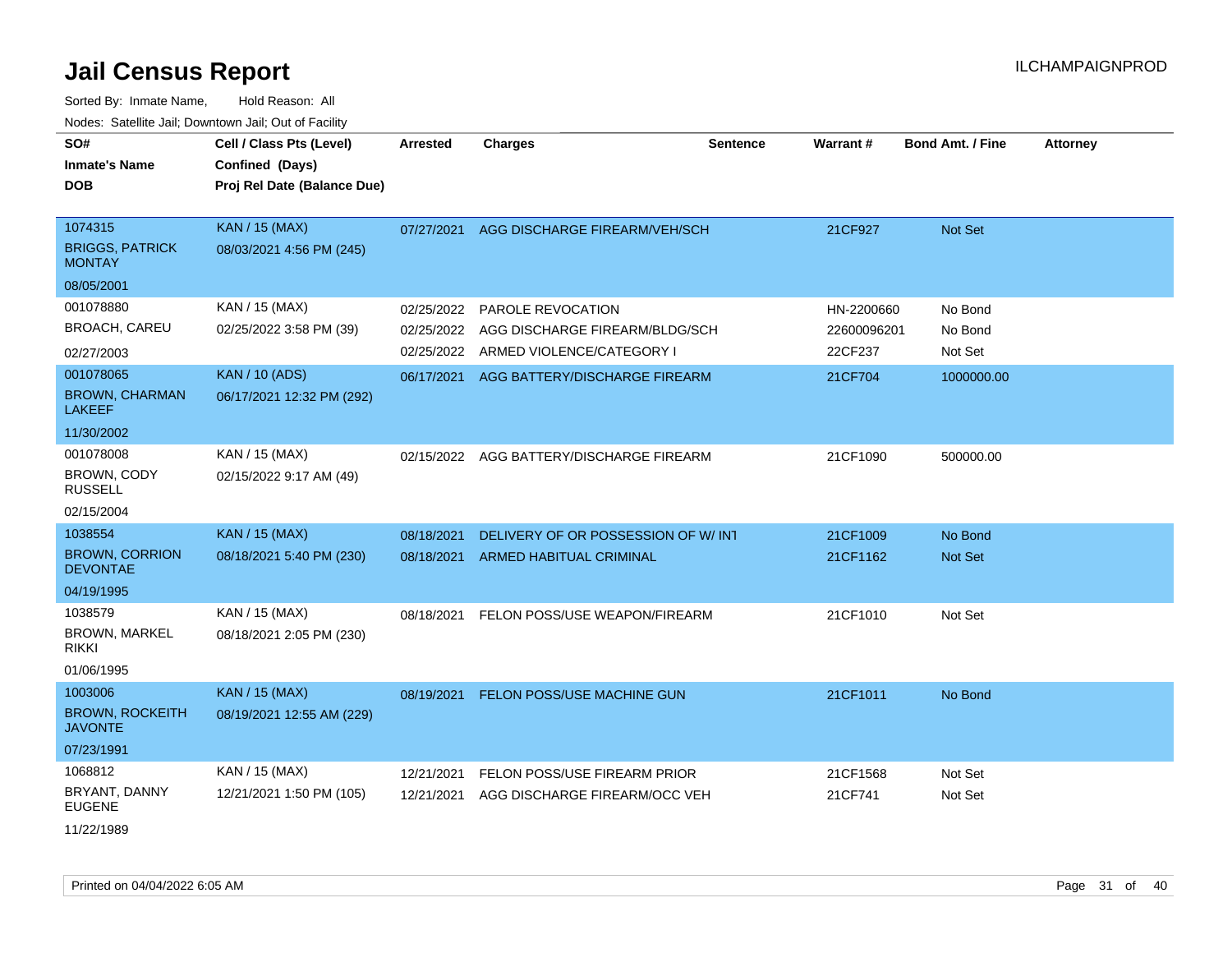# Jail Census Report

ILCHAMPAIGNPROD

Sorted By: Inmate Name, Hold Reason: All

Nodes: Satellite Jail; Downtown Jail; Out of Facility

| SO# / Inmate's Name / DOB | Cell / Class Pts (Level) / Confined (Days) / Proj Rel Date (Balance Due) | Arrested | Charges | Sentence | Warrant # | Bond Amt. / Fine | Attorney |
|---|---|---|---|---|---|---|---|
| 1074315<br>BRIGGS, PATRICK MONTAY<br>08/05/2001 | KAN / 15 (MAX)<br>08/03/2021 4:56 PM (245) | 07/27/2021 | AGG DISCHARGE FIREARM/VEH/SCH | | 21CF927 | Not Set | |
| 001078880<br>BROACH, CAREU<br>02/27/2003 | KAN / 15 (MAX)<br>02/25/2022 3:58 PM (39) | 02/25/2022 | PAROLE REVOCATION | | HN-2200660 | No Bond | |
| | | 02/25/2022 | AGG DISCHARGE FIREARM/BLDG/SCH | | 22600096201 | No Bond | |
| | | 02/25/2022 | ARMED VIOLENCE/CATEGORY I | | 22CF237 | Not Set | |
| 001078065<br>BROWN, CHARMAN LAKEEF<br>11/30/2002 | KAN / 10 (ADS)<br>06/17/2021 12:32 PM (292) | 06/17/2021 | AGG BATTERY/DISCHARGE FIREARM | | 21CF704 | 1000000.00 | |
| 001078008<br>BROWN, CODY RUSSELL<br>02/15/2004 | KAN / 15 (MAX)<br>02/15/2022 9:17 AM (49) | 02/15/2022 | AGG BATTERY/DISCHARGE FIREARM | | 21CF1090 | 500000.00 | |
| 1038554<br>BROWN, CORRION DEVONTAE<br>04/19/1995 | KAN / 15 (MAX)<br>08/18/2021 5:40 PM (230) | 08/18/2021 | DELIVERY OF OR POSSESSION OF W/ INT | | 21CF1009 | No Bond | |
| | | 08/18/2021 | ARMED HABITUAL CRIMINAL | | 21CF1162 | Not Set | |
| 1038579<br>BROWN, MARKEL RIKKI<br>01/06/1995 | KAN / 15 (MAX)<br>08/18/2021 2:05 PM (230) | 08/18/2021 | FELON POSS/USE WEAPON/FIREARM | | 21CF1010 | Not Set | |
| 1003006<br>BROWN, ROCKEITH JAVONTE<br>07/23/1991 | KAN / 15 (MAX)<br>08/19/2021 12:55 AM (229) | 08/19/2021 | FELON POSS/USE MACHINE GUN | | 21CF1011 | No Bond | |
| 1068812<br>BRYANT, DANNY EUGENE<br>11/22/1989 | KAN / 15 (MAX)<br>12/21/2021 1:50 PM (105) | 12/21/2021 | FELON POSS/USE FIREARM PRIOR | | 21CF1568 | Not Set | |
| | | 12/21/2021 | AGG DISCHARGE FIREARM/OCC VEH | | 21CF741 | Not Set | |

Printed on 04/04/2022 6:05 AM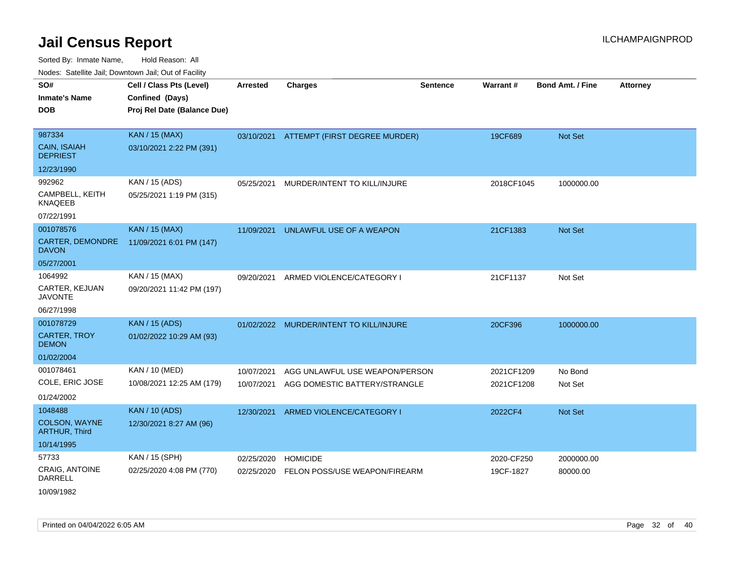# Jail Census Report

ILCHAMPAIGNPROD

Sorted By: Inmate Name, Hold Reason: All

Nodes: Satellite Jail; Downtown Jail; Out of Facility

| SO# / Inmate's Name / DOB | Cell / Class Pts (Level) / Confined (Days) / Proj Rel Date (Balance Due) | Arrested | Charges | Sentence | Warrant # | Bond Amt. / Fine | Attorney |
|---|---|---|---|---|---|---|---|
| 987334<br>CAIN, ISAIAH DEPRIEST<br>12/23/1990 | KAN / 15 (MAX)<br>03/10/2021 2:22 PM (391) | 03/10/2021 | ATTEMPT (FIRST DEGREE MURDER) | | 19CF689 | Not Set | |
| 992962<br>CAMPBELL, KEITH KNAQEEB<br>07/22/1991 | KAN / 15 (ADS)<br>05/25/2021 1:19 PM (315) | 05/25/2021 | MURDER/INTENT TO KILL/INJURE | | 2018CF1045 | 1000000.00 | |
| 001078576<br>CARTER, DEMONDRE DAVON<br>05/27/2001 | KAN / 15 (MAX)<br>11/09/2021 6:01 PM (147) | 11/09/2021 | UNLAWFUL USE OF A WEAPON | | 21CF1383 | Not Set | |
| 1064992<br>CARTER, KEJUAN JAVONTE<br>06/27/1998 | KAN / 15 (MAX)<br>09/20/2021 11:42 PM (197) | 09/20/2021 | ARMED VIOLENCE/CATEGORY I | | 21CF1137 | Not Set | |
| 001078729<br>CARTER, TROY DEMON<br>01/02/2004 | KAN / 15 (ADS)<br>01/02/2022 10:29 AM (93) | 01/02/2022 | MURDER/INTENT TO KILL/INJURE | | 20CF396 | 1000000.00 | |
| 001078461<br>COLE, ERIC JOSE<br>01/24/2002 | KAN / 10 (MED)<br>10/08/2021 12:25 AM (179) | 10/07/2021<br>10/07/2021 | AGG UNLAWFUL USE WEAPON/PERSON<br>AGG DOMESTIC BATTERY/STRANGLE | | 2021CF1209<br>2021CF1208 | No Bond<br>Not Set | |
| 1048488<br>COLSON, WAYNE ARTHUR, Third<br>10/14/1995 | KAN / 10 (ADS)<br>12/30/2021 8:27 AM (96) | 12/30/2021 | ARMED VIOLENCE/CATEGORY I | | 2022CF4 | Not Set | |
| 57733<br>CRAIG, ANTOINE DARRELL<br>10/09/1982 | KAN / 15 (SPH)<br>02/25/2020 4:08 PM (770) | 02/25/2020<br>02/25/2020 | HOMICIDE<br>FELON POSS/USE WEAPON/FIREARM | | 2020-CF250<br>19CF-1827 | 2000000.00<br>80000.00 | |

Printed on 04/04/2022 6:05 AM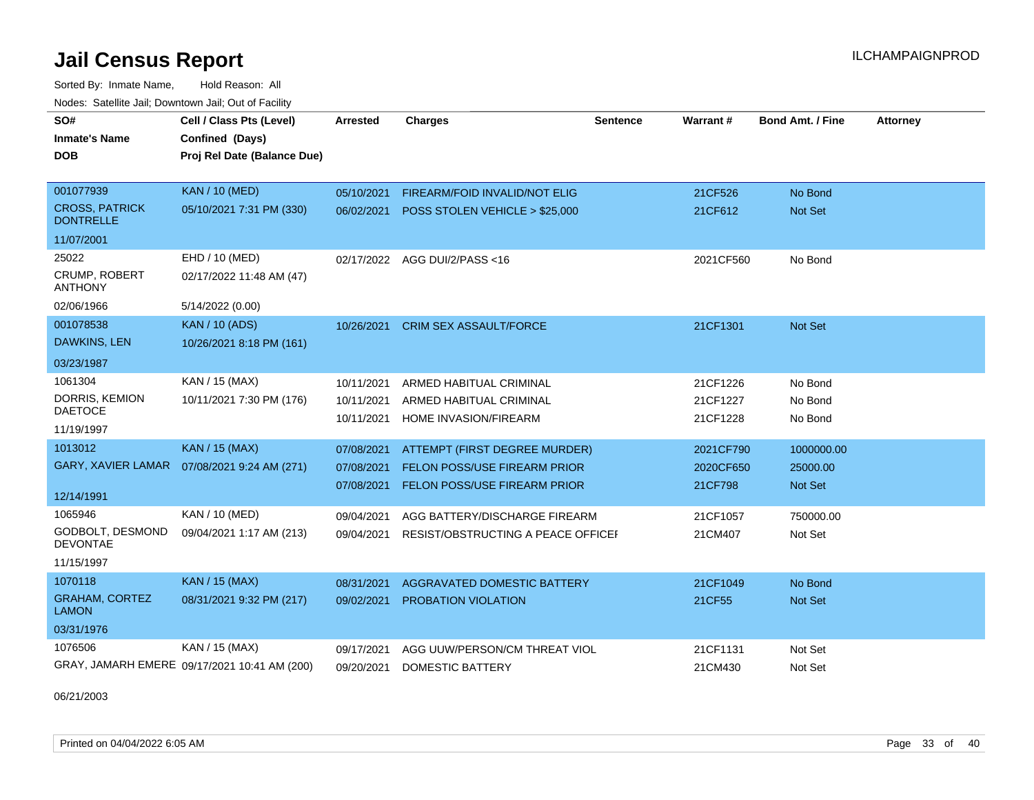# Jail Census Report

ILCHAMPAIGNPROD

Sorted By: Inmate Name, Hold Reason: All

Nodes: Satellite Jail; Downtown Jail; Out of Facility

| SO# / Inmate's Name / DOB | Cell / Class Pts (Level) / Confined (Days) / Proj Rel Date (Balance Due) | Arrested | Charges | Sentence | Warrant # | Bond Amt. / Fine | Attorney |
|---|---|---|---|---|---|---|---|
| 001077939 | KAN / 10 (MED) | 05/10/2021 | FIREARM/FOID INVALID/NOT ELIG | | 21CF526 | No Bond | |
| CROSS, PATRICK DONTRELLE | 05/10/2021 7:31 PM (330) | 06/02/2021 | POSS STOLEN VEHICLE > $25,000 | | 21CF612 | Not Set | |
| 11/07/2001 | | | | | | | |
| 25022 | EHD / 10 (MED) | 02/17/2022 | AGG DUI/2/PASS <16 | | 2021CF560 | No Bond | |
| CRUMP, ROBERT ANTHONY | 02/17/2022 11:48 AM (47) | | | | | | |
| 02/06/1966 | 5/14/2022 (0.00) | | | | | | |
| 001078538 | KAN / 10 (ADS) | 10/26/2021 | CRIM SEX ASSAULT/FORCE | | 21CF1301 | Not Set | |
| DAWKINS, LEN | 10/26/2021 8:18 PM (161) | | | | | | |
| 03/23/1987 | | | | | | | |
| 1061304 | KAN / 15 (MAX) | 10/11/2021 | ARMED HABITUAL CRIMINAL | | 21CF1226 | No Bond | |
| DORRIS, KEMION DAETOCE | 10/11/2021 7:30 PM (176) | 10/11/2021 | ARMED HABITUAL CRIMINAL | | 21CF1227 | No Bond | |
| 11/19/1997 | | 10/11/2021 | HOME INVASION/FIREARM | | 21CF1228 | No Bond | |
| 1013012 | KAN / 15 (MAX) | 07/08/2021 | ATTEMPT (FIRST DEGREE MURDER) | | 2021CF790 | 1000000.00 | |
| GARY, XAVIER LAMAR | 07/08/2021 9:24 AM (271) | 07/08/2021 | FELON POSS/USE FIREARM PRIOR | | 2020CF650 | 25000.00 | |
| 12/14/1991 | | 07/08/2021 | FELON POSS/USE FIREARM PRIOR | | 21CF798 | Not Set | |
| 1065946 | KAN / 10 (MED) | 09/04/2021 | AGG BATTERY/DISCHARGE FIREARM | | 21CF1057 | 750000.00 | |
| GODBOLT, DESMOND DEVONTAE | 09/04/2021 1:17 AM (213) | 09/04/2021 | RESIST/OBSTRUCTING A PEACE OFFICEI | | 21CM407 | Not Set | |
| 11/15/1997 | | | | | | | |
| 1070118 | KAN / 15 (MAX) | 08/31/2021 | AGGRAVATED DOMESTIC BATTERY | | 21CF1049 | No Bond | |
| GRAHAM, CORTEZ LAMON | 08/31/2021 9:32 PM (217) | 09/02/2021 | PROBATION VIOLATION | | 21CF55 | Not Set | |
| 03/31/1976 | | | | | | | |
| 1076506 | KAN / 15 (MAX) | 09/17/2021 | AGG UUW/PERSON/CM THREAT VIOL | | 21CF1131 | Not Set | |
| GRAY, JAMARH EMERE | 09/17/2021 10:41 AM (200) | 09/20/2021 | DOMESTIC BATTERY | | 21CM430 | Not Set | |
| 06/21/2003 | | | | | | | |

Printed on 04/04/2022 6:05 AM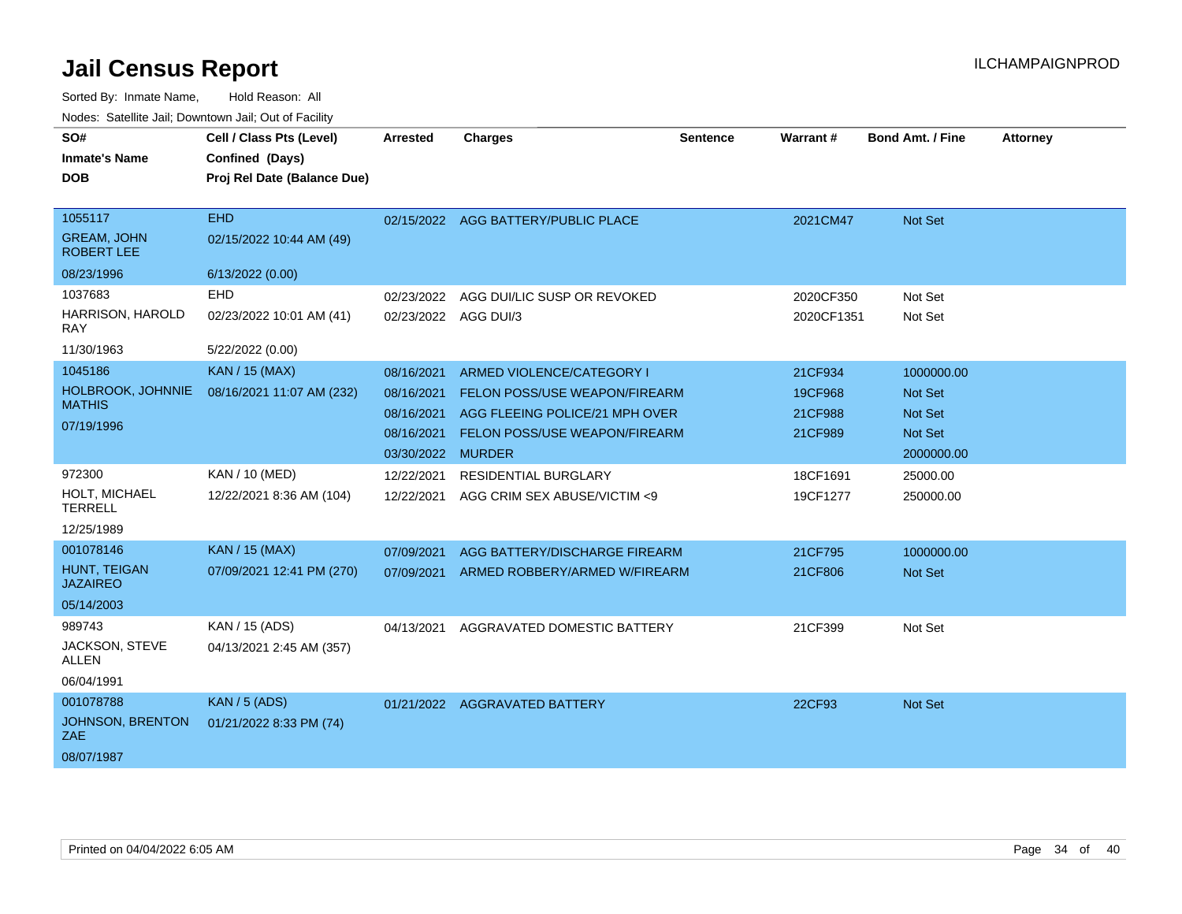# Jail Census Report

Sorted By: Inmate Name, Hold Reason: All

Nodes: Satellite Jail; Downtown Jail; Out of Facility

| SO# / Inmate's Name / DOB | Cell / Class Pts (Level) / Confined (Days) / Proj Rel Date (Balance Due) | Arrested | Charges | Sentence | Warrant # | Bond Amt. / Fine | Attorney |
|---|---|---|---|---|---|---|---|
| 1055117<br>GREAM, JOHN ROBERT LEE<br>08/23/1996 | EHD<br>02/15/2022 10:44 AM (49)<br>6/13/2022 (0.00) | 02/15/2022 | AGG BATTERY/PUBLIC PLACE | | 2021CM47 | Not Set | |
| 1037683<br>HARRISON, HAROLD RAY<br>11/30/1963 | EHD<br>02/23/2022 10:01 AM (41)<br>5/22/2022 (0.00) | 02/23/2022 | AGG DUI/LIC SUSP OR REVOKED | | 2020CF350 | Not Set | |
| | | 02/23/2022 | AGG DUI/3 | | 2020CF1351 | Not Set | |
| 1045186<br>HOLBROOK, JOHNNIE MATHIS<br>07/19/1996 | KAN / 15 (MAX)<br>08/16/2021 11:07 AM (232) | 08/16/2021 | ARMED VIOLENCE/CATEGORY I | | 21CF934 | 1000000.00 | |
| | | 08/16/2021 | FELON POSS/USE WEAPON/FIREARM | | 19CF968 | Not Set | |
| | | 08/16/2021 | AGG FLEEING POLICE/21 MPH OVER | | 21CF988 | Not Set | |
| | | 08/16/2021 | FELON POSS/USE WEAPON/FIREARM | | 21CF989 | Not Set | |
| | | 03/30/2022 | MURDER | | | 2000000.00 | |
| 972300<br>HOLT, MICHAEL TERRELL<br>12/25/1989 | KAN / 10 (MED)<br>12/22/2021 8:36 AM (104) | 12/22/2021 | RESIDENTIAL BURGLARY | | 18CF1691 | 25000.00 | |
| | | 12/22/2021 | AGG CRIM SEX ABUSE/VICTIM <9 | | 19CF1277 | 250000.00 | |
| 001078146<br>HUNT, TEIGAN JAZAIREO<br>05/14/2003 | KAN / 15 (MAX)<br>07/09/2021 12:41 PM (270) | 07/09/2021 | AGG BATTERY/DISCHARGE FIREARM | | 21CF795 | 1000000.00 | |
| | | 07/09/2021 | ARMED ROBBERY/ARMED W/FIREARM | | 21CF806 | Not Set | |
| 989743<br>JACKSON, STEVE ALLEN<br>06/04/1991 | KAN / 15 (ADS)<br>04/13/2021 2:45 AM (357) | 04/13/2021 | AGGRAVATED DOMESTIC BATTERY | | 21CF399 | Not Set | |
| 001078788<br>JOHNSON, BRENTON ZAE<br>08/07/1987 | KAN / 5 (ADS)<br>01/21/2022 8:33 PM (74) | 01/21/2022 | AGGRAVATED BATTERY | | 22CF93 | Not Set | |

Printed on 04/04/2022 6:05 AM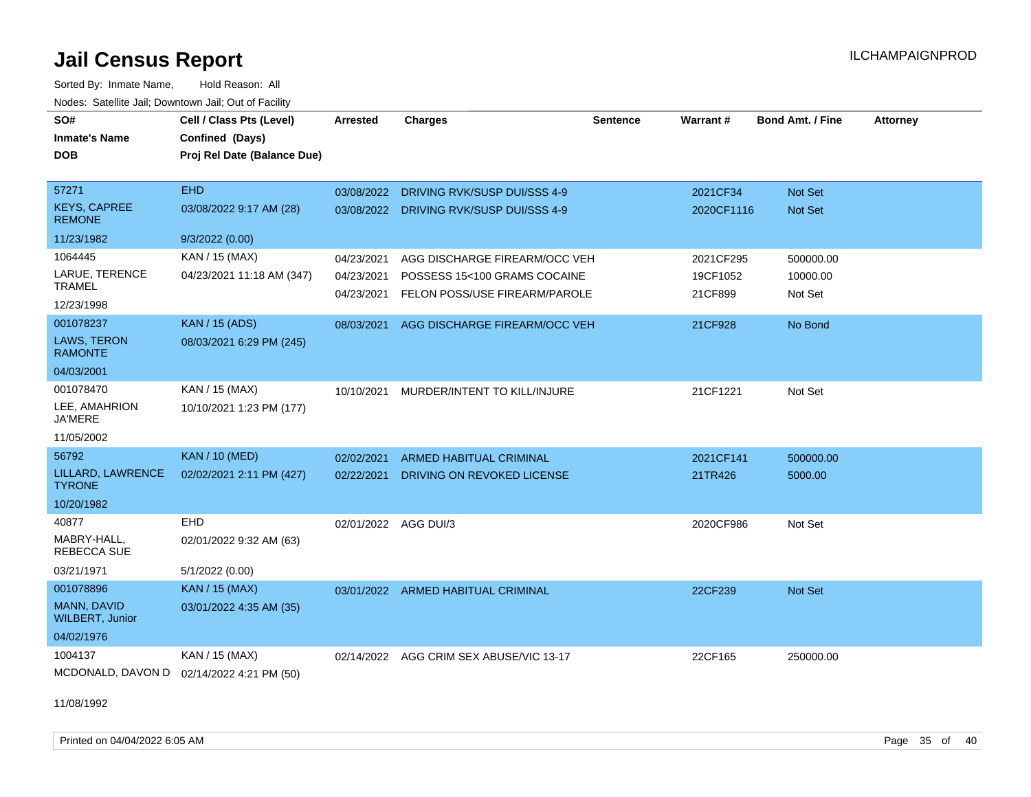# Jail Census Report

Sorted By: Inmate Name, Hold Reason: All

Nodes: Satellite Jail; Downtown Jail; Out of Facility

| SO# / Inmate's Name / DOB | Cell / Class Pts (Level) / Confined (Days) / Proj Rel Date (Balance Due) | Arrested | Charges | Sentence | Warrant # | Bond Amt. / Fine | Attorney |
|---|---|---|---|---|---|---|---|
| 57271 KEYS, CAPREE REMONE 11/23/1982 | EHD 03/08/2022 9:17 AM (28) 9/3/2022 (0.00) | 03/08/2022 | DRIVING RVK/SUSP DUI/SSS 4-9 | | 2021CF34 | Not Set | |
| | | 03/08/2022 | DRIVING RVK/SUSP DUI/SSS 4-9 | | 2020CF1116 | Not Set | |
| 1064445 LARUE, TERENCE TRAMEL 12/23/1998 | KAN / 15 (MAX) 04/23/2021 11:18 AM (347) | 04/23/2021 | AGG DISCHARGE FIREARM/OCC VEH | | 2021CF295 | 500000.00 | |
| | | 04/23/2021 | POSSESS 15<100 GRAMS COCAINE | | 19CF1052 | 10000.00 | |
| | | 04/23/2021 | FELON POSS/USE FIREARM/PAROLE | | 21CF899 | Not Set | |
| 001078237 LAWS, TERON RAMONTE 04/03/2001 | KAN / 15 (ADS) 08/03/2021 6:29 PM (245) | 08/03/2021 | AGG DISCHARGE FIREARM/OCC VEH | | 21CF928 | No Bond | |
| 001078470 LEE, AMAHRION JA'MERE 11/05/2002 | KAN / 15 (MAX) 10/10/2021 1:23 PM (177) | 10/10/2021 | MURDER/INTENT TO KILL/INJURE | | 21CF1221 | Not Set | |
| 56792 LILLARD, LAWRENCE TYRONE 10/20/1982 | KAN / 10 (MED) 02/02/2021 2:11 PM (427) | 02/02/2021 | ARMED HABITUAL CRIMINAL | | 2021CF141 | 500000.00 | |
| | | 02/22/2021 | DRIVING ON REVOKED LICENSE | | 21TR426 | 5000.00 | |
| 40877 MABRY-HALL, REBECCA SUE 03/21/1971 | EHD 02/01/2022 9:32 AM (63) 5/1/2022 (0.00) | 02/01/2022 | AGG DUI/3 | | 2020CF986 | Not Set | |
| 001078896 MANN, DAVID WILBERT, Junior 04/02/1976 | KAN / 15 (MAX) 03/01/2022 4:35 AM (35) | 03/01/2022 | ARMED HABITUAL CRIMINAL | | 22CF239 | Not Set | |
| 1004137 MCDONALD, DAVON D 11/08/1992 | KAN / 15 (MAX) 02/14/2022 4:21 PM (50) | 02/14/2022 | AGG CRIM SEX ABUSE/VIC 13-17 | | 22CF165 | 250000.00 | |

Printed on 04/04/2022 6:05 AM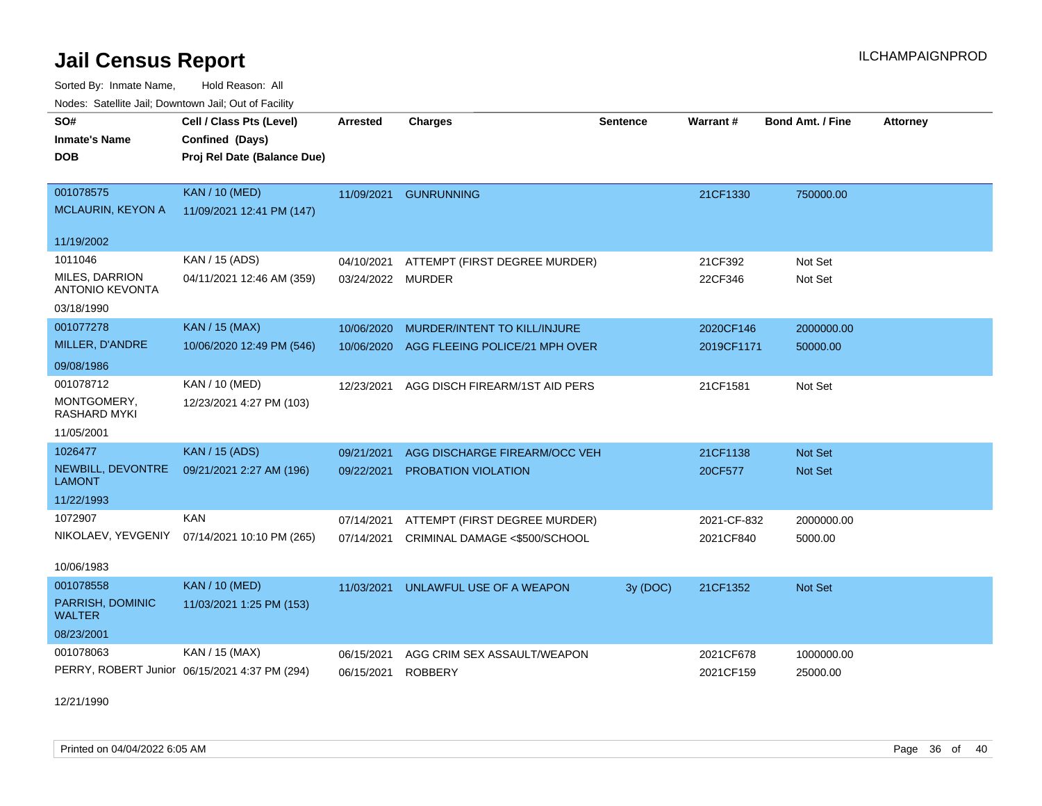# Jail Census Report

ILCHAMPAIGNPROD

Sorted By: Inmate Name, Hold Reason: All

Nodes: Satellite Jail; Downtown Jail; Out of Facility

| SO# / Inmate's Name / DOB | Cell / Class Pts (Level) / Confined (Days) / Proj Rel Date (Balance Due) | Arrested | Charges | Sentence | Warrant # | Bond Amt. / Fine | Attorney |
|---|---|---|---|---|---|---|---|
| 001078575<br>MCLAURIN, KEYON A<br>11/19/2002 | KAN / 10 (MED)<br>11/09/2021 12:41 PM (147) | 11/09/2021 | GUNRUNNING | | 21CF1330 | 750000.00 | |
| 1011046<br>MILES, DARRION ANTONIO KEVONTA<br>03/18/1990 | KAN / 15 (ADS)<br>04/11/2021 12:46 AM (359) | 04/10/2021<br>03/24/2022 | ATTEMPT (FIRST DEGREE MURDER)<br>MURDER | | 21CF392<br>22CF346 | Not Set<br>Not Set | |
| 001077278<br>MILLER, D'ANDRE<br>09/08/1986 | KAN / 15 (MAX)<br>10/06/2020 12:49 PM (546) | 10/06/2020<br>10/06/2020 | MURDER/INTENT TO KILL/INJURE<br>AGG FLEEING POLICE/21 MPH OVER | | 2020CF146<br>2019CF1171 | 2000000.00<br>50000.00 | |
| 001078712<br>MONTGOMERY, RASHARD MYKI<br>11/05/2001 | KAN / 10 (MED)<br>12/23/2021 4:27 PM (103) | 12/23/2021 | AGG DISCH FIREARM/1ST AID PERS | | 21CF1581 | Not Set | |
| 1026477<br>NEWBILL, DEVONTRE LAMONT<br>11/22/1993 | KAN / 15 (ADS)<br>09/21/2021 2:27 AM (196) | 09/21/2021<br>09/22/2021 | AGG DISCHARGE FIREARM/OCC VEH<br>PROBATION VIOLATION | | 21CF1138<br>20CF577 | Not Set<br>Not Set | |
| 1072907<br>NIKOLAEV, YEVGENIY<br>10/06/1983 | KAN<br>07/14/2021 10:10 PM (265) | 07/14/2021<br>07/14/2021 | ATTEMPT (FIRST DEGREE MURDER)<br>CRIMINAL DAMAGE <$500/SCHOOL | | 2021-CF-832<br>2021CF840 | 2000000.00<br>5000.00 | |
| 001078558<br>PARRISH, DOMINIC WALTER<br>08/23/2001 | KAN / 10 (MED)<br>11/03/2021 1:25 PM (153) | 11/03/2021 | UNLAWFUL USE OF A WEAPON | 3y (DOC) | 21CF1352 | Not Set | |
| 001078063<br>PERRY, ROBERT Junior<br>12/21/1990 | KAN / 15 (MAX)<br>06/15/2021 4:37 PM (294) | 06/15/2021<br>06/15/2021 | AGG CRIM SEX ASSAULT/WEAPON<br>ROBBERY | | 2021CF678<br>2021CF159 | 1000000.00<br>25000.00 | |

Printed on 04/04/2022 6:05 AM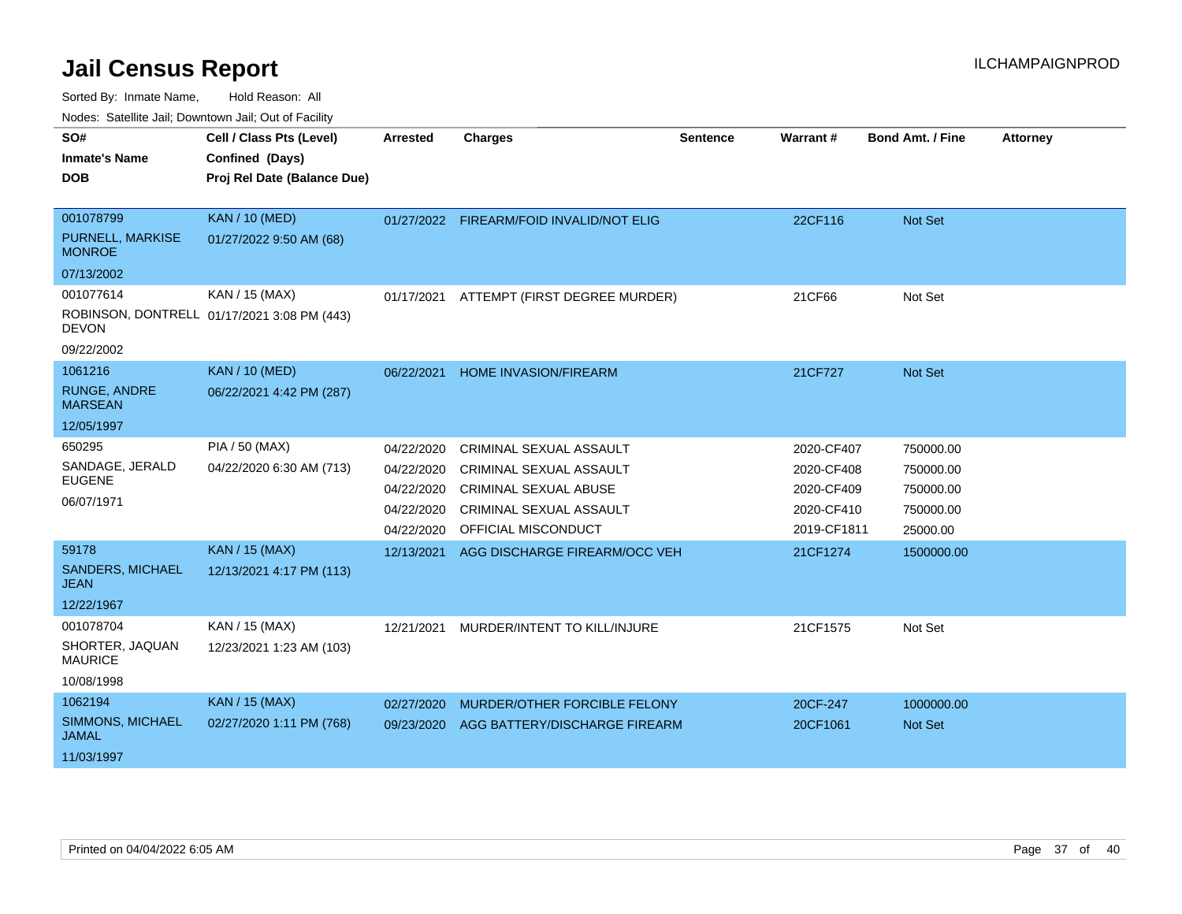# Jail Census Report

ILCHAMPAIGNPROD

Sorted By: Inmate Name, Hold Reason: All

Nodes: Satellite Jail; Downtown Jail; Out of Facility

| SO# / Inmate's Name / DOB | Cell / Class Pts (Level) / Confined (Days) / Proj Rel Date (Balance Due) | Arrested | Charges | Sentence | Warrant # | Bond Amt. / Fine | Attorney |
|---|---|---|---|---|---|---|---|
| 001078799 PURNELL, MARKISE MONROE 07/13/2002 | KAN / 10 (MED) 01/27/2022 9:50 AM (68) | 01/27/2022 | FIREARM/FOID INVALID/NOT ELIG | | 22CF116 | Not Set | |
| 001077614 ROBINSON, DONTRELL DEVON 09/22/2002 | KAN / 15 (MAX) 01/17/2021 3:08 PM (443) | 01/17/2021 | ATTEMPT (FIRST DEGREE MURDER) | | 21CF66 | Not Set | |
| 1061216 RUNGE, ANDRE MARSEAN 12/05/1997 | KAN / 10 (MED) 06/22/2021 4:42 PM (287) | 06/22/2021 | HOME INVASION/FIREARM | | 21CF727 | Not Set | |
| 650295 SANDAGE, JERALD EUGENE 06/07/1971 | PIA / 50 (MAX) 04/22/2020 6:30 AM (713) | 04/22/2020 | CRIMINAL SEXUAL ASSAULT | | 2020-CF407 | 750000.00 | |
| | | 04/22/2020 | CRIMINAL SEXUAL ASSAULT | | 2020-CF408 | 750000.00 | |
| | | 04/22/2020 | CRIMINAL SEXUAL ABUSE | | 2020-CF409 | 750000.00 | |
| | | 04/22/2020 | CRIMINAL SEXUAL ASSAULT | | 2020-CF410 | 750000.00 | |
| | | 04/22/2020 | OFFICIAL MISCONDUCT | | 2019-CF1811 | 25000.00 | |
| 59178 SANDERS, MICHAEL JEAN 12/22/1967 | KAN / 15 (MAX) 12/13/2021 4:17 PM (113) | 12/13/2021 | AGG DISCHARGE FIREARM/OCC VEH | | 21CF1274 | 1500000.00 | |
| 001078704 SHORTER, JAQUAN MAURICE 10/08/1998 | KAN / 15 (MAX) 12/23/2021 1:23 AM (103) | 12/21/2021 | MURDER/INTENT TO KILL/INJURE | | 21CF1575 | Not Set | |
| 1062194 SIMMONS, MICHAEL JAMAL 11/03/1997 | KAN / 15 (MAX) 02/27/2020 1:11 PM (768) | 02/27/2020 | MURDER/OTHER FORCIBLE FELONY | | 20CF-247 | 1000000.00 | |
| | | 09/23/2020 | AGG BATTERY/DISCHARGE FIREARM | | 20CF1061 | Not Set | |

Printed on 04/04/2022 6:05 AM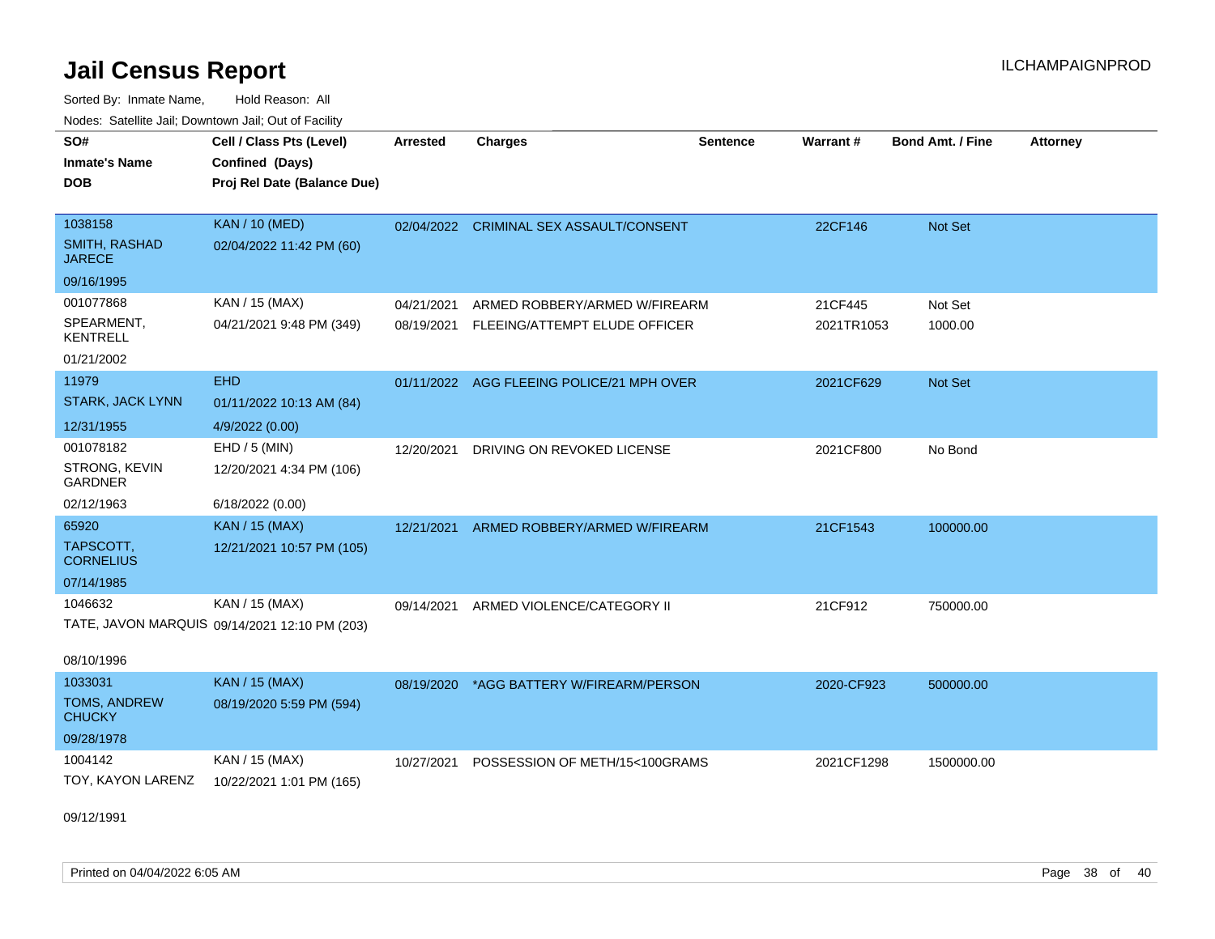# Jail Census Report

ILCHAMPAIGNPROD

Sorted By: Inmate Name, Hold Reason: All

Nodes: Satellite Jail; Downtown Jail; Out of Facility

| SO# / Inmate's Name / DOB | Cell / Class Pts (Level) / Confined (Days) / Proj Rel Date (Balance Due) | Arrested | Charges | Sentence | Warrant # | Bond Amt. / Fine | Attorney |
|---|---|---|---|---|---|---|---|
| 1038158<br>SMITH, RASHAD JARECE<br>09/16/1995 | KAN / 10 (MED)<br>02/04/2022 11:42 PM (60) | 02/04/2022 | CRIMINAL SEX ASSAULT/CONSENT | | 22CF146 | Not Set | |
| 001077868<br>SPEARMENT, KENTRELL<br>01/21/2002 | KAN / 15 (MAX)<br>04/21/2021 9:48 PM (349) | 04/21/2021 | ARMED ROBBERY/ARMED W/FIREARM | | 21CF445 | Not Set | |
| | | 08/19/2021 | FLEEING/ATTEMPT ELUDE OFFICER | | 2021TR1053 | 1000.00 | |
| 11979<br>STARK, JACK LYNN<br>12/31/1955 | EHD<br>01/11/2022 10:13 AM (84)<br>4/9/2022 (0.00) | 01/11/2022 | AGG FLEEING POLICE/21 MPH OVER | | 2021CF629 | Not Set | |
| 001078182<br>STRONG, KEVIN GARDNER<br>02/12/1963 | EHD / 5 (MIN)<br>12/20/2021 4:34 PM (106)<br>6/18/2022 (0.00) | 12/20/2021 | DRIVING ON REVOKED LICENSE | | 2021CF800 | No Bond | |
| 65920<br>TAPSCOTT, CORNELIUS<br>07/14/1985 | KAN / 15 (MAX)<br>12/21/2021 10:57 PM (105) | 12/21/2021 | ARMED ROBBERY/ARMED W/FIREARM | | 21CF1543 | 100000.00 | |
| 1046632<br>TATE, JAVON MARQUIS<br>08/10/1996 | KAN / 15 (MAX)<br>09/14/2021 12:10 PM (203) | 09/14/2021 | ARMED VIOLENCE/CATEGORY II | | 21CF912 | 750000.00 | |
| 1033031<br>TOMS, ANDREW CHUCKY<br>09/28/1978 | KAN / 15 (MAX)<br>08/19/2020 5:59 PM (594) | 08/19/2020 | *AGG BATTERY W/FIREARM/PERSON | | 2020-CF923 | 500000.00 | |
| 1004142<br>TOY, KAYON LARENZ<br>09/12/1991 | KAN / 15 (MAX)<br>10/22/2021 1:01 PM (165) | 10/27/2021 | POSSESSION OF METH/15<100GRAMS | | 2021CF1298 | 1500000.00 | |

Printed on 04/04/2022 6:05 AM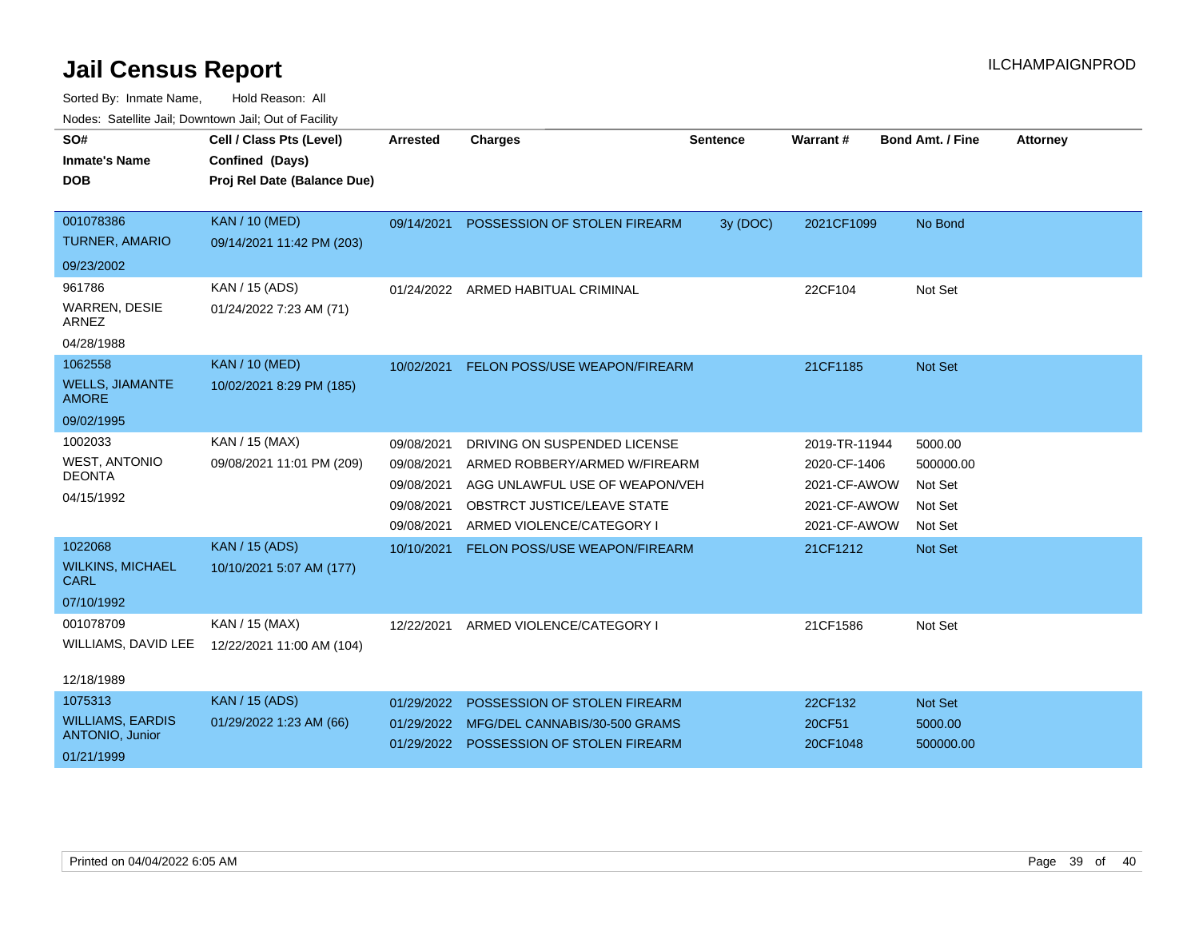# Jail Census Report

ILCHAMPAIGNPROD

Sorted By: Inmate Name, Hold Reason: All

Nodes: Satellite Jail; Downtown Jail; Out of Facility

| SO# / Inmate's Name / DOB | Cell / Class Pts (Level) / Confined (Days) / Proj Rel Date (Balance Due) | Arrested | Charges | Sentence | Warrant # | Bond Amt. / Fine | Attorney |
|---|---|---|---|---|---|---|---|
| 001078386<br>TURNER, AMARIO<br>09/23/2002 | KAN / 10 (MED)<br>09/14/2021 11:42 PM (203) | 09/14/2021 | POSSESSION OF STOLEN FIREARM | 3y (DOC) | 2021CF1099 | No Bond | |
| 961786<br>WARREN, DESIE ARNEZ<br>04/28/1988 | KAN / 15 (ADS)<br>01/24/2022 7:23 AM (71) | 01/24/2022 | ARMED HABITUAL CRIMINAL | | 22CF104 | Not Set | |
| 1062558<br>WELLS, JIAMANTE AMORE<br>09/02/1995 | KAN / 10 (MED)<br>10/02/2021 8:29 PM (185) | 10/02/2021 | FELON POSS/USE WEAPON/FIREARM | | 21CF1185 | Not Set | |
| 1002033<br>WEST, ANTONIO DEONTA<br>04/15/1992 | KAN / 15 (MAX)<br>09/08/2021 11:01 PM (209) | 09/08/2021 | DRIVING ON SUSPENDED LICENSE | | 2019-TR-11944 | 5000.00 | |
| | | 09/08/2021 | ARMED ROBBERY/ARMED W/FIREARM | | 2020-CF-1406 | 500000.00 | |
| | | 09/08/2021 | AGG UNLAWFUL USE OF WEAPON/VEH | | 2021-CF-AWOW | Not Set | |
| | | 09/08/2021 | OBSTRCT JUSTICE/LEAVE STATE | | 2021-CF-AWOW | Not Set | |
| | | 09/08/2021 | ARMED VIOLENCE/CATEGORY I | | 2021-CF-AWOW | Not Set | |
| 1022068<br>WILKINS, MICHAEL CARL<br>07/10/1992 | KAN / 15 (ADS)<br>10/10/2021 5:07 AM (177) | 10/10/2021 | FELON POSS/USE WEAPON/FIREARM | | 21CF1212 | Not Set | |
| 001078709<br>WILLIAMS, DAVID LEE<br>12/18/1989 | KAN / 15 (MAX)<br>12/22/2021 11:00 AM (104) | 12/22/2021 | ARMED VIOLENCE/CATEGORY I | | 21CF1586 | Not Set | |
| 1075313<br>WILLIAMS, EARDIS ANTONIO, Junior<br>01/21/1999 | KAN / 15 (ADS)<br>01/29/2022 1:23 AM (66) | 01/29/2022 | POSSESSION OF STOLEN FIREARM | | 22CF132 | Not Set | |
| | | 01/29/2022 | MFG/DEL CANNABIS/30-500 GRAMS | | 20CF51 | 5000.00 | |
| | | 01/29/2022 | POSSESSION OF STOLEN FIREARM | | 20CF1048 | 500000.00 | |

Printed on 04/04/2022 6:05 AM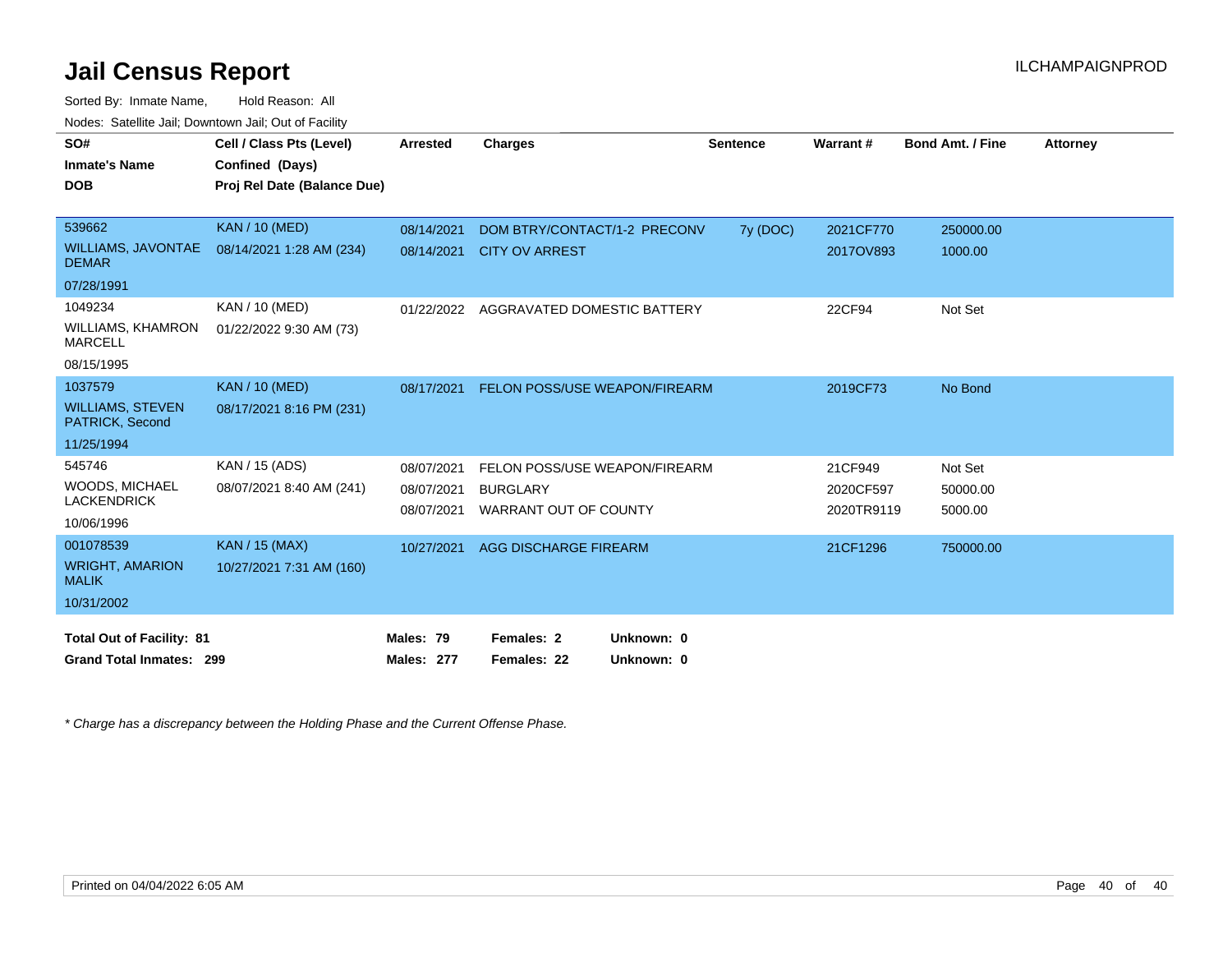# Jail Census Report

ILCHAMPAIGNPROD

Sorted By: Inmate Name, Hold Reason: All

Nodes: Satellite Jail; Downtown Jail; Out of Facility

| SO# / Inmate's Name / DOB | Cell / Class Pts (Level) / Confined (Days) / Proj Rel Date (Balance Due) | Arrested | Charges | Sentence | Warrant # | Bond Amt. / Fine | Attorney |
|---|---|---|---|---|---|---|---|
| 539662 WILLIAMS, JAVONTAE DEMAR 07/28/1991 | KAN / 10 (MED) 08/14/2021 1:28 AM (234) | 08/14/2021 | DOM BTRY/CONTACT/1-2 PRECONV | 7y (DOC) | 2021CF770 | 250000.00 | |
| | | 08/14/2021 | CITY OV ARREST | | 2017OV893 | 1000.00 | |
| 1049234 WILLIAMS, KHAMRON MARCELL 08/15/1995 | KAN / 10 (MED) 01/22/2022 9:30 AM (73) | 01/22/2022 | AGGRAVATED DOMESTIC BATTERY | | 22CF94 | Not Set | |
| 1037579 WILLIAMS, STEVEN PATRICK, Second 11/25/1994 | KAN / 10 (MED) 08/17/2021 8:16 PM (231) | 08/17/2021 | FELON POSS/USE WEAPON/FIREARM | | 2019CF73 | No Bond | |
| 545746 WOODS, MICHAEL LACKENDRICK 10/06/1996 | KAN / 15 (ADS) 08/07/2021 8:40 AM (241) | 08/07/2021 | FELON POSS/USE WEAPON/FIREARM | | 21CF949 | Not Set | |
| | | 08/07/2021 | BURGLARY | | 2020CF597 | 50000.00 | |
| | | 08/07/2021 | WARRANT OUT OF COUNTY | | 2020TR9119 | 5000.00 | |
| 001078539 WRIGHT, AMARION MALIK 10/31/2002 | KAN / 15 (MAX) 10/27/2021 7:31 AM (160) | 10/27/2021 | AGG DISCHARGE FIREARM | | 21CF1296 | 750000.00 | |

**Total Out of Facility: 81** **Males: 79** **Females: 2** **Unknown: 0**

**Grand Total Inmates: 299** **Males: 277** **Females: 22** **Unknown: 0**

*\* Charge has a discrepancy between the Holding Phase and the Current Offense Phase.*

Printed on 04/04/2022 6:05 AM